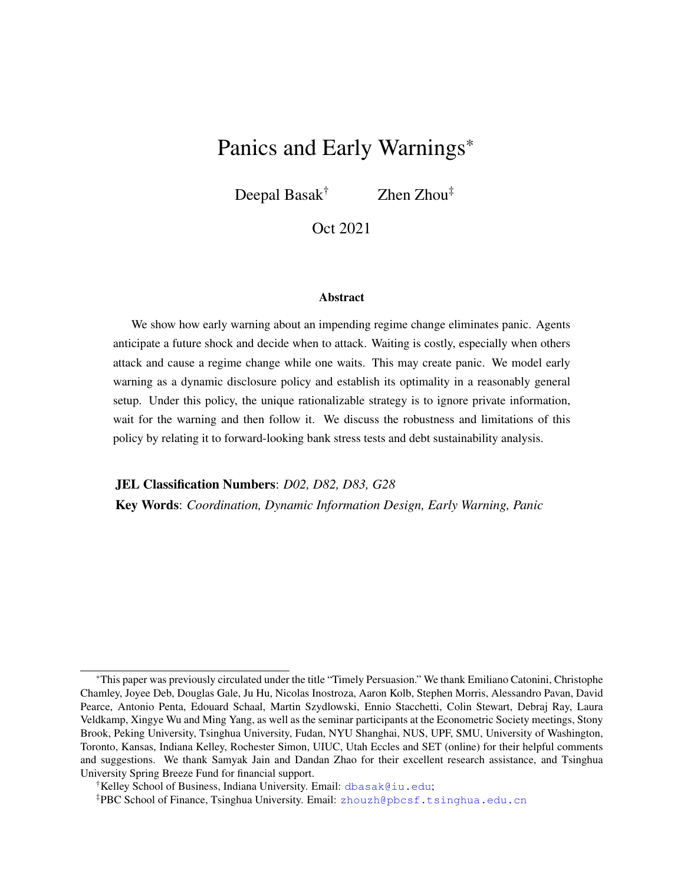# Panics and Early Warnings*

Deepal Basak[†] Zhen Zhou[‡]

Oct 2021

### Abstract

We show how early warning about an impending regime change eliminates panic. Agents anticipate a future shock and decide when to attack. Waiting is costly, especially when others attack and cause a regime change while one waits. This may create panic. We model early warning as a dynamic disclosure policy and establish its optimality in a reasonably general setup. Under this policy, the unique rationalizable strategy is to ignore private information, wait for the warning and then follow it. We discuss the robustness and limitations of this policy by relating it to forward-looking bank stress tests and debt sustainability analysis.

**JEL Classification Numbers**: *D02, D82, D83, G28*

**Key Words**: *Coordination, Dynamic Information Design, Early Warning, Panic*

---

*This paper was previously circulated under the title "Timely Persuasion." We thank Emiliano Catonini, Christophe Chamley, Joyee Deb, Douglas Gale, Ju Hu, Nicolas Inostroza, Aaron Kolb, Stephen Morris, Alessandro Pavan, David Pearce, Antonio Penta, Edouard Schaal, Martin Szydlowski, Ennio Stacchetti, Colin Stewart, Debraj Ray, Laura Veldkamp, Xingye Wu and Ming Yang, as well as the seminar participants at the Econometric Society meetings, Stony Brook, Peking University, Tsinghua University, Fudan, NYU Shanghai, NUS, UPF, SMU, University of Washington, Toronto, Kansas, Indiana Kelley, Rochester Simon, UIUC, Utah Eccles and SET (online) for their helpful comments and suggestions. We thank Samyak Jain and Dandan Zhao for their excellent research assistance, and Tsinghua University Spring Breeze Fund for financial support.

[†]Kelley School of Business, Indiana University. Email: dbasak@iu.edu;

[‡]PBC School of Finance, Tsinghua University. Email: zhouzh@pbcsf.tsinghua.edu.cn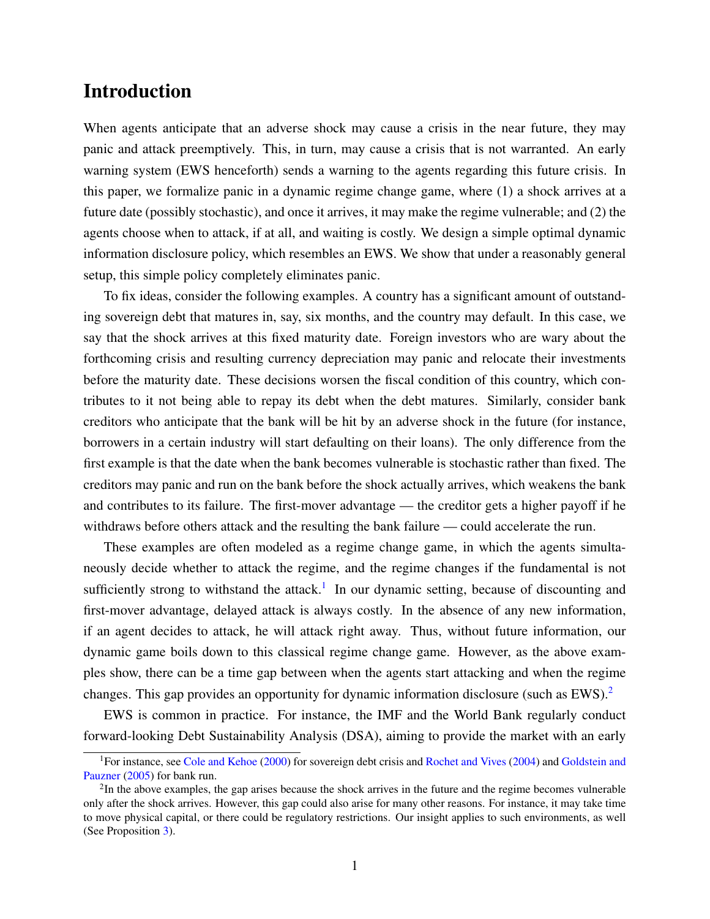# Introduction

When agents anticipate that an adverse shock may cause a crisis in the near future, they may panic and attack preemptively. This, in turn, may cause a crisis that is not warranted. An early warning system (EWS henceforth) sends a warning to the agents regarding this future crisis. In this paper, we formalize panic in a dynamic regime change game, where (1) a shock arrives at a future date (possibly stochastic), and once it arrives, it may make the regime vulnerable; and (2) the agents choose when to attack, if at all, and waiting is costly. We design a simple optimal dynamic information disclosure policy, which resembles an EWS. We show that under a reasonably general setup, this simple policy completely eliminates panic.

To fix ideas, consider the following examples. A country has a significant amount of outstanding sovereign debt that matures in, say, six months, and the country may default. In this case, we say that the shock arrives at this fixed maturity date. Foreign investors who are wary about the forthcoming crisis and resulting currency depreciation may panic and relocate their investments before the maturity date. These decisions worsen the fiscal condition of this country, which contributes to it not being able to repay its debt when the debt matures. Similarly, consider bank creditors who anticipate that the bank will be hit by an adverse shock in the future (for instance, borrowers in a certain industry will start defaulting on their loans). The only difference from the first example is that the date when the bank becomes vulnerable is stochastic rather than fixed. The creditors may panic and run on the bank before the shock actually arrives, which weakens the bank and contributes to its failure. The first-mover advantage — the creditor gets a higher payoff if he withdraws before others attack and the resulting the bank failure — could accelerate the run.

These examples are often modeled as a regime change game, in which the agents simultaneously decide whether to attack the regime, and the regime changes if the fundamental is not sufficiently strong to withstand the attack.[1] In our dynamic setting, because of discounting and first-mover advantage, delayed attack is always costly. In the absence of any new information, if an agent decides to attack, he will attack right away. Thus, without future information, our dynamic game boils down to this classical regime change game. However, as the above examples show, there can be a time gap between when the agents start attacking and when the regime changes. This gap provides an opportunity for dynamic information disclosure (such as EWS).[2]

EWS is common in practice. For instance, the IMF and the World Bank regularly conduct forward-looking Debt Sustainability Analysis (DSA), aiming to provide the market with an early

[1] For instance, see Cole and Kehoe (2000) for sovereign debt crisis and Rochet and Vives (2004) and Goldstein and Pauzner (2005) for bank run.

[2] In the above examples, the gap arises because the shock arrives in the future and the regime becomes vulnerable only after the shock arrives. However, this gap could also arise for many other reasons. For instance, it may take time to move physical capital, or there could be regulatory restrictions. Our insight applies to such environments, as well (See Proposition 3).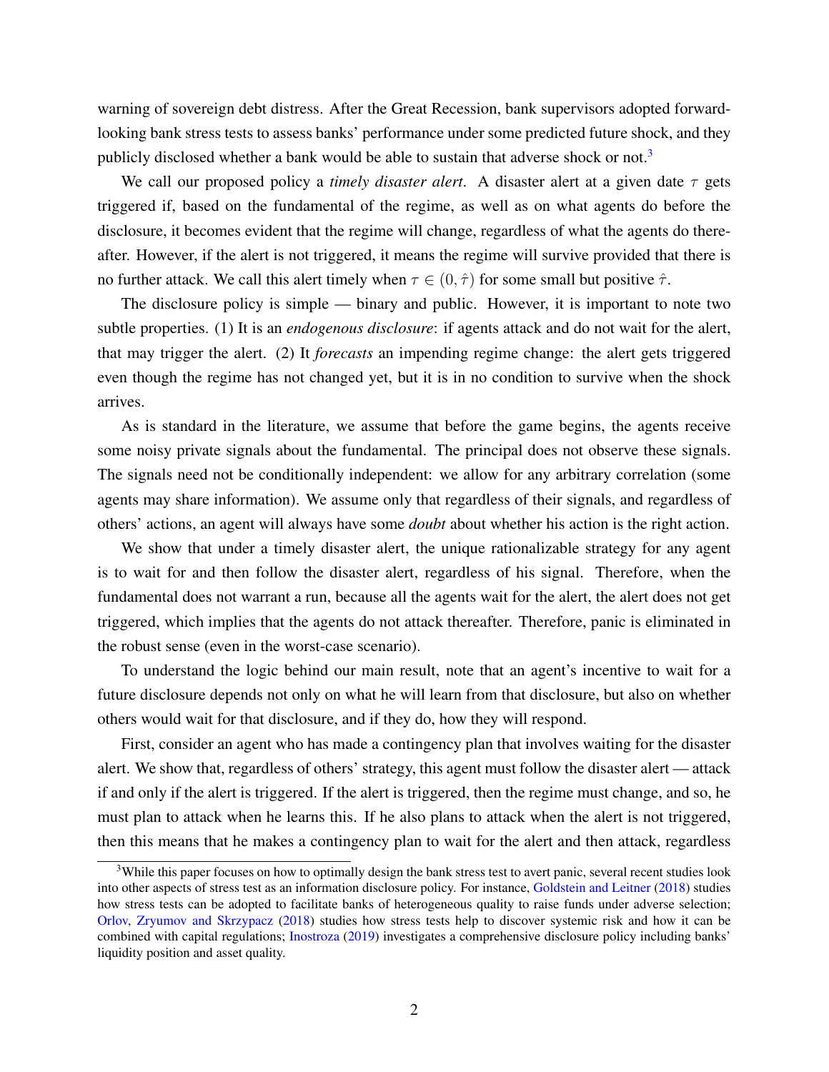warning of sovereign debt distress. After the Great Recession, bank supervisors adopted forward-looking bank stress tests to assess banks' performance under some predicted future shock, and they publicly disclosed whether a bank would be able to sustain that adverse shock or not.[3]

We call our proposed policy a *timely disaster alert*. A disaster alert at a given date $\tau$ gets triggered if, based on the fundamental of the regime, as well as on what agents do before the disclosure, it becomes evident that the regime will change, regardless of what the agents do thereafter. However, if the alert is not triggered, it means the regime will survive provided that there is no further attack. We call this alert timely when $\tau \in (0, \hat{\tau})$ for some small but positive $\hat{\tau}$.

The disclosure policy is simple — binary and public. However, it is important to note two subtle properties. (1) It is an *endogenous disclosure*: if agents attack and do not wait for the alert, that may trigger the alert. (2) It *forecasts* an impending regime change: the alert gets triggered even though the regime has not changed yet, but it is in no condition to survive when the shock arrives.

As is standard in the literature, we assume that before the game begins, the agents receive some noisy private signals about the fundamental. The principal does not observe these signals. The signals need not be conditionally independent: we allow for any arbitrary correlation (some agents may share information). We assume only that regardless of their signals, and regardless of others' actions, an agent will always have some *doubt* about whether his action is the right action.

We show that under a timely disaster alert, the unique rationalizable strategy for any agent is to wait for and then follow the disaster alert, regardless of his signal. Therefore, when the fundamental does not warrant a run, because all the agents wait for the alert, the alert does not get triggered, which implies that the agents do not attack thereafter. Therefore, panic is eliminated in the robust sense (even in the worst-case scenario).

To understand the logic behind our main result, note that an agent's incentive to wait for a future disclosure depends not only on what he will learn from that disclosure, but also on whether others would wait for that disclosure, and if they do, how they will respond.

First, consider an agent who has made a contingency plan that involves waiting for the disaster alert. We show that, regardless of others' strategy, this agent must follow the disaster alert — attack if and only if the alert is triggered. If the alert is triggered, then the regime must change, and so, he must plan to attack when he learns this. If he also plans to attack when the alert is not triggered, then this means that he makes a contingency plan to wait for the alert and then attack, regardless

[3] While this paper focuses on how to optimally design the bank stress test to avert panic, several recent studies look into other aspects of stress test as an information disclosure policy. For instance, Goldstein and Leitner (2018) studies how stress tests can be adopted to facilitate banks of heterogeneous quality to raise funds under adverse selection; Orlov, Zryumov and Skrzypacz (2018) studies how stress tests help to discover systemic risk and how it can be combined with capital regulations; Inostroza (2019) investigates a comprehensive disclosure policy including banks' liquidity position and asset quality.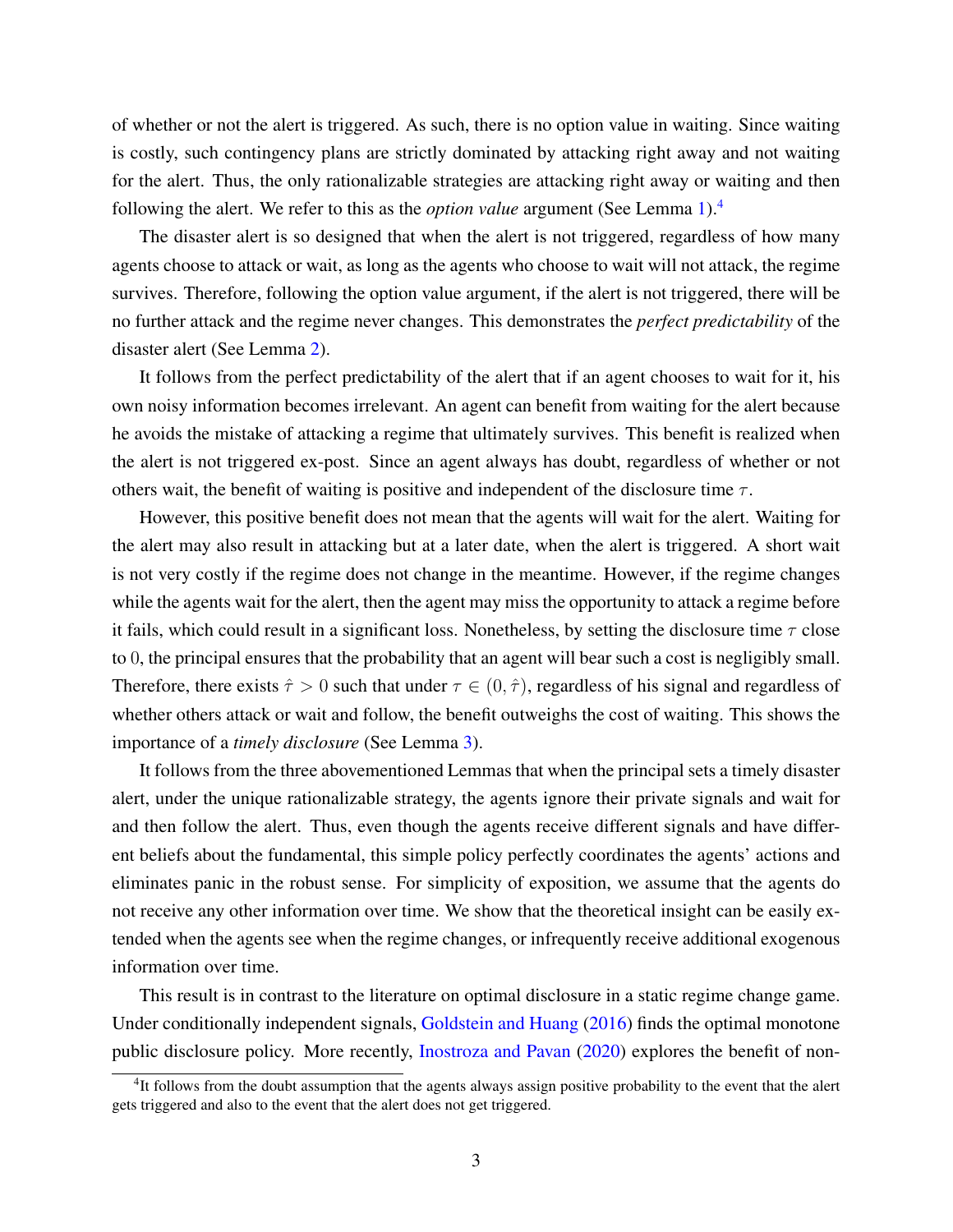of whether or not the alert is triggered. As such, there is no option value in waiting. Since waiting is costly, such contingency plans are strictly dominated by attacking right away and not waiting for the alert. Thus, the only rationalizable strategies are attacking right away or waiting and then following the alert. We refer to this as the *option value* argument (See Lemma 1).[4]

The disaster alert is so designed that when the alert is not triggered, regardless of how many agents choose to attack or wait, as long as the agents who choose to wait will not attack, the regime survives. Therefore, following the option value argument, if the alert is not triggered, there will be no further attack and the regime never changes. This demonstrates the *perfect predictability* of the disaster alert (See Lemma 2).

It follows from the perfect predictability of the alert that if an agent chooses to wait for it, his own noisy information becomes irrelevant. An agent can benefit from waiting for the alert because he avoids the mistake of attacking a regime that ultimately survives. This benefit is realized when the alert is not triggered ex-post. Since an agent always has doubt, regardless of whether or not others wait, the benefit of waiting is positive and independent of the disclosure time $\tau$.

However, this positive benefit does not mean that the agents will wait for the alert. Waiting for the alert may also result in attacking but at a later date, when the alert is triggered. A short wait is not very costly if the regime does not change in the meantime. However, if the regime changes while the agents wait for the alert, then the agent may miss the opportunity to attack a regime before it fails, which could result in a significant loss. Nonetheless, by setting the disclosure time $\tau$ close to $0$, the principal ensures that the probability that an agent will bear such a cost is negligibly small. Therefore, there exists $\hat{\tau} > 0$ such that under $\tau \in (0, \hat{\tau})$, regardless of his signal and regardless of whether others attack or wait and follow, the benefit outweighs the cost of waiting. This shows the importance of a *timely disclosure* (See Lemma 3).

It follows from the three abovementioned Lemmas that when the principal sets a timely disaster alert, under the unique rationalizable strategy, the agents ignore their private signals and wait for and then follow the alert. Thus, even though the agents receive different signals and have different beliefs about the fundamental, this simple policy perfectly coordinates the agents' actions and eliminates panic in the robust sense. For simplicity of exposition, we assume that the agents do not receive any other information over time. We show that the theoretical insight can be easily extended when the agents see when the regime changes, or infrequently receive additional exogenous information over time.

This result is in contrast to the literature on optimal disclosure in a static regime change game. Under conditionally independent signals, Goldstein and Huang (2016) finds the optimal monotone public disclosure policy. More recently, Inostroza and Pavan (2020) explores the benefit of non-

[4] It follows from the doubt assumption that the agents always assign positive probability to the event that the alert gets triggered and also to the event that the alert does not get triggered.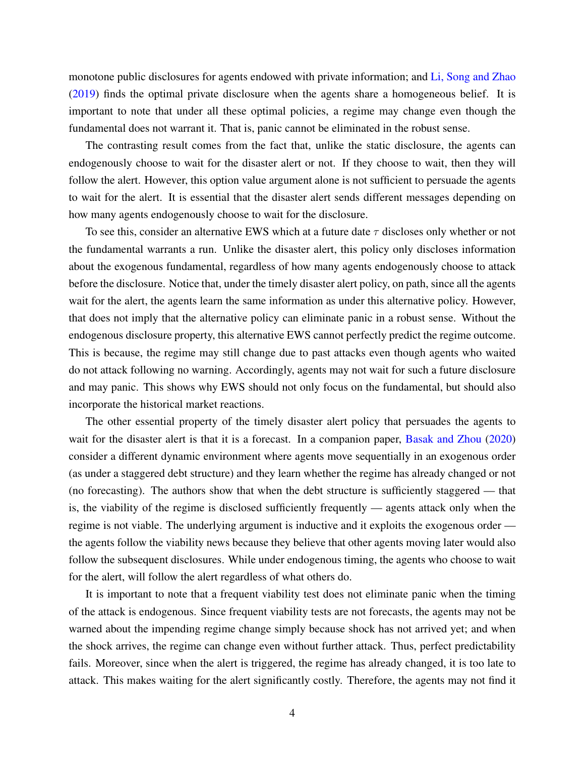monotone public disclosures for agents endowed with private information; and Li, Song and Zhao (2019) finds the optimal private disclosure when the agents share a homogeneous belief. It is important to note that under all these optimal policies, a regime may change even though the fundamental does not warrant it. That is, panic cannot be eliminated in the robust sense.

The contrasting result comes from the fact that, unlike the static disclosure, the agents can endogenously choose to wait for the disaster alert or not. If they choose to wait, then they will follow the alert. However, this option value argument alone is not sufficient to persuade the agents to wait for the alert. It is essential that the disaster alert sends different messages depending on how many agents endogenously choose to wait for the disclosure.

To see this, consider an alternative EWS which at a future date $\tau$ discloses only whether or not the fundamental warrants a run. Unlike the disaster alert, this policy only discloses information about the exogenous fundamental, regardless of how many agents endogenously choose to attack before the disclosure. Notice that, under the timely disaster alert policy, on path, since all the agents wait for the alert, the agents learn the same information as under this alternative policy. However, that does not imply that the alternative policy can eliminate panic in a robust sense. Without the endogenous disclosure property, this alternative EWS cannot perfectly predict the regime outcome. This is because, the regime may still change due to past attacks even though agents who waited do not attack following no warning. Accordingly, agents may not wait for such a future disclosure and may panic. This shows why EWS should not only focus on the fundamental, but should also incorporate the historical market reactions.

The other essential property of the timely disaster alert policy that persuades the agents to wait for the disaster alert is that it is a forecast. In a companion paper, Basak and Zhou (2020) consider a different dynamic environment where agents move sequentially in an exogenous order (as under a staggered debt structure) and they learn whether the regime has already changed or not (no forecasting). The authors show that when the debt structure is sufficiently staggered — that is, the viability of the regime is disclosed sufficiently frequently — agents attack only when the regime is not viable. The underlying argument is inductive and it exploits the exogenous order — the agents follow the viability news because they believe that other agents moving later would also follow the subsequent disclosures. While under endogenous timing, the agents who choose to wait for the alert, will follow the alert regardless of what others do.

It is important to note that a frequent viability test does not eliminate panic when the timing of the attack is endogenous. Since frequent viability tests are not forecasts, the agents may not be warned about the impending regime change simply because shock has not arrived yet; and when the shock arrives, the regime can change even without further attack. Thus, perfect predictability fails. Moreover, since when the alert is triggered, the regime has already changed, it is too late to attack. This makes waiting for the alert significantly costly. Therefore, the agents may not find it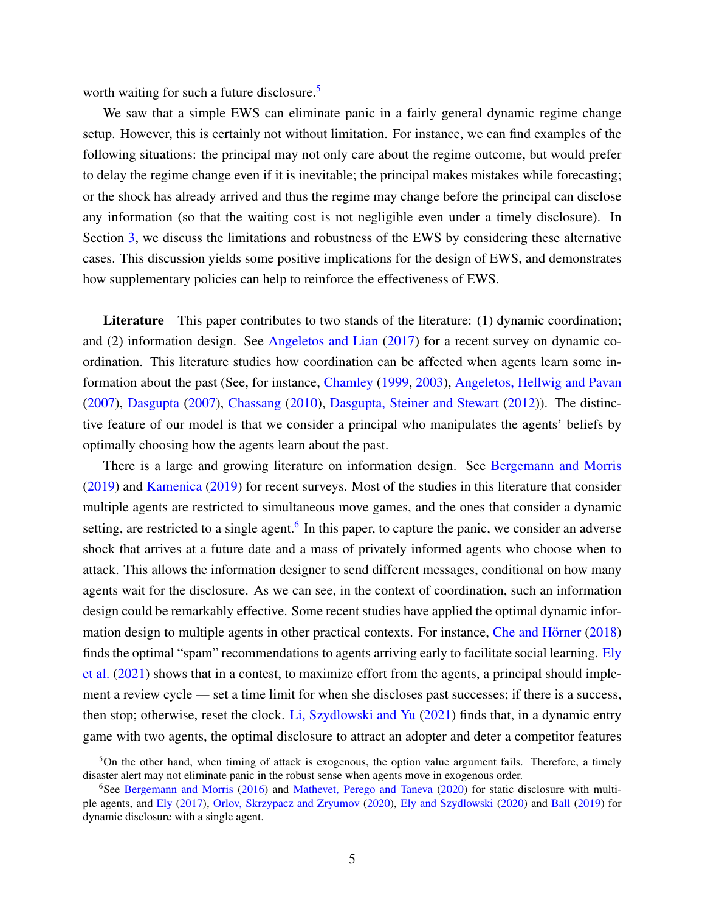worth waiting for such a future disclosure.[5]

We saw that a simple EWS can eliminate panic in a fairly general dynamic regime change setup. However, this is certainly not without limitation. For instance, we can find examples of the following situations: the principal may not only care about the regime outcome, but would prefer to delay the regime change even if it is inevitable; the principal makes mistakes while forecasting; or the shock has already arrived and thus the regime may change before the principal can disclose any information (so that the waiting cost is not negligible even under a timely disclosure). In Section 3, we discuss the limitations and robustness of the EWS by considering these alternative cases. This discussion yields some positive implications for the design of EWS, and demonstrates how supplementary policies can help to reinforce the effectiveness of EWS.

**Literature** This paper contributes to two stands of the literature: (1) dynamic coordination; and (2) information design. See Angeletos and Lian (2017) for a recent survey on dynamic coordination. This literature studies how coordination can be affected when agents learn some information about the past (See, for instance, Chamley (1999, 2003), Angeletos, Hellwig and Pavan (2007), Dasgupta (2007), Chassang (2010), Dasgupta, Steiner and Stewart (2012)). The distinctive feature of our model is that we consider a principal who manipulates the agents' beliefs by optimally choosing how the agents learn about the past.

There is a large and growing literature on information design. See Bergemann and Morris (2019) and Kamenica (2019) for recent surveys. Most of the studies in this literature that consider multiple agents are restricted to simultaneous move games, and the ones that consider a dynamic setting, are restricted to a single agent.[6] In this paper, to capture the panic, we consider an adverse shock that arrives at a future date and a mass of privately informed agents who choose when to attack. This allows the information designer to send different messages, conditional on how many agents wait for the disclosure. As we can see, in the context of coordination, such an information design could be remarkably effective. Some recent studies have applied the optimal dynamic information design to multiple agents in other practical contexts. For instance, Che and Hörner (2018) finds the optimal "spam" recommendations to agents arriving early to facilitate social learning. Ely et al. (2021) shows that in a contest, to maximize effort from the agents, a principal should implement a review cycle — set a time limit for when she discloses past successes; if there is a success, then stop; otherwise, reset the clock. Li, Szydlowski and Yu (2021) finds that, in a dynamic entry game with two agents, the optimal disclosure to attract an adopter and deter a competitor features

[5] On the other hand, when timing of attack is exogenous, the option value argument fails. Therefore, a timely disaster alert may not eliminate panic in the robust sense when agents move in exogenous order.

[6] See Bergemann and Morris (2016) and Mathevet, Perego and Taneva (2020) for static disclosure with multiple agents, and Ely (2017), Orlov, Skrzypacz and Zryumov (2020), Ely and Szydlowski (2020) and Ball (2019) for dynamic disclosure with a single agent.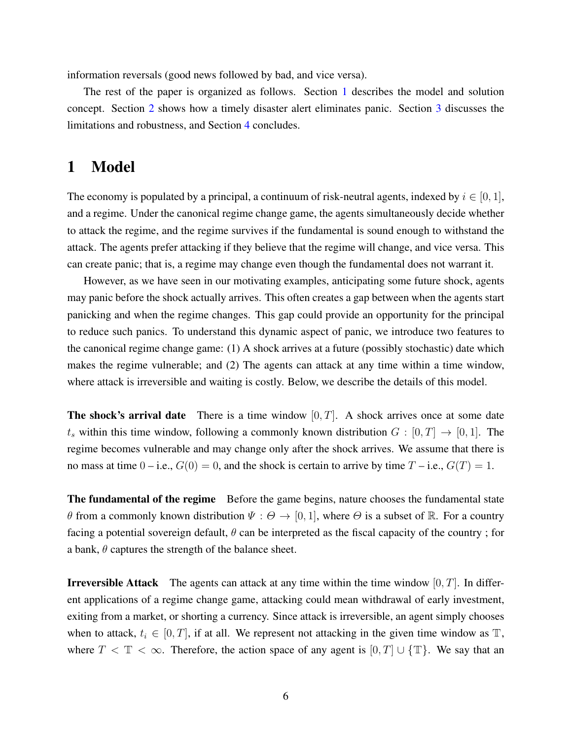information reversals (good news followed by bad, and vice versa).

The rest of the paper is organized as follows. Section 1 describes the model and solution concept. Section 2 shows how a timely disaster alert eliminates panic. Section 3 discusses the limitations and robustness, and Section 4 concludes.

# 1 Model

The economy is populated by a principal, a continuum of risk-neutral agents, indexed by $i \in [0, 1]$, and a regime. Under the canonical regime change game, the agents simultaneously decide whether to attack the regime, and the regime survives if the fundamental is sound enough to withstand the attack. The agents prefer attacking if they believe that the regime will change, and vice versa. This can create panic; that is, a regime may change even though the fundamental does not warrant it.

However, as we have seen in our motivating examples, anticipating some future shock, agents may panic before the shock actually arrives. This often creates a gap between when the agents start panicking and when the regime changes. This gap could provide an opportunity for the principal to reduce such panics. To understand this dynamic aspect of panic, we introduce two features to the canonical regime change game: (1) A shock arrives at a future (possibly stochastic) date which makes the regime vulnerable; and (2) The agents can attack at any time within a time window, where attack is irreversible and waiting is costly. Below, we describe the details of this model.

**The shock's arrival date** There is a time window $[0, T]$. A shock arrives once at some date $t_s$ within this time window, following a commonly known distribution $G : [0, T] \to [0, 1]$. The regime becomes vulnerable and may change only after the shock arrives. We assume that there is no mass at time 0 – i.e., $G(0) = 0$, and the shock is certain to arrive by time $T$ – i.e., $G(T) = 1$.

**The fundamental of the regime** Before the game begins, nature chooses the fundamental state $\theta$ from a commonly known distribution $\Psi : \Theta \to [0, 1]$, where $\Theta$ is a subset of $\mathbb{R}$. For a country facing a potential sovereign default, $\theta$ can be interpreted as the fiscal capacity of the country ; for a bank, $\theta$ captures the strength of the balance sheet.

**Irreversible Attack** The agents can attack at any time within the time window $[0, T]$. In different applications of a regime change game, attacking could mean withdrawal of early investment, exiting from a market, or shorting a currency. Since attack is irreversible, an agent simply chooses when to attack, $t_i \in [0, T]$, if at all. We represent not attacking in the given time window as $\mathbb{T}$, where $T < \mathbb{T} < \infty$. Therefore, the action space of any agent is $[0, T] \cup \{\mathbb{T}\}$. We say that an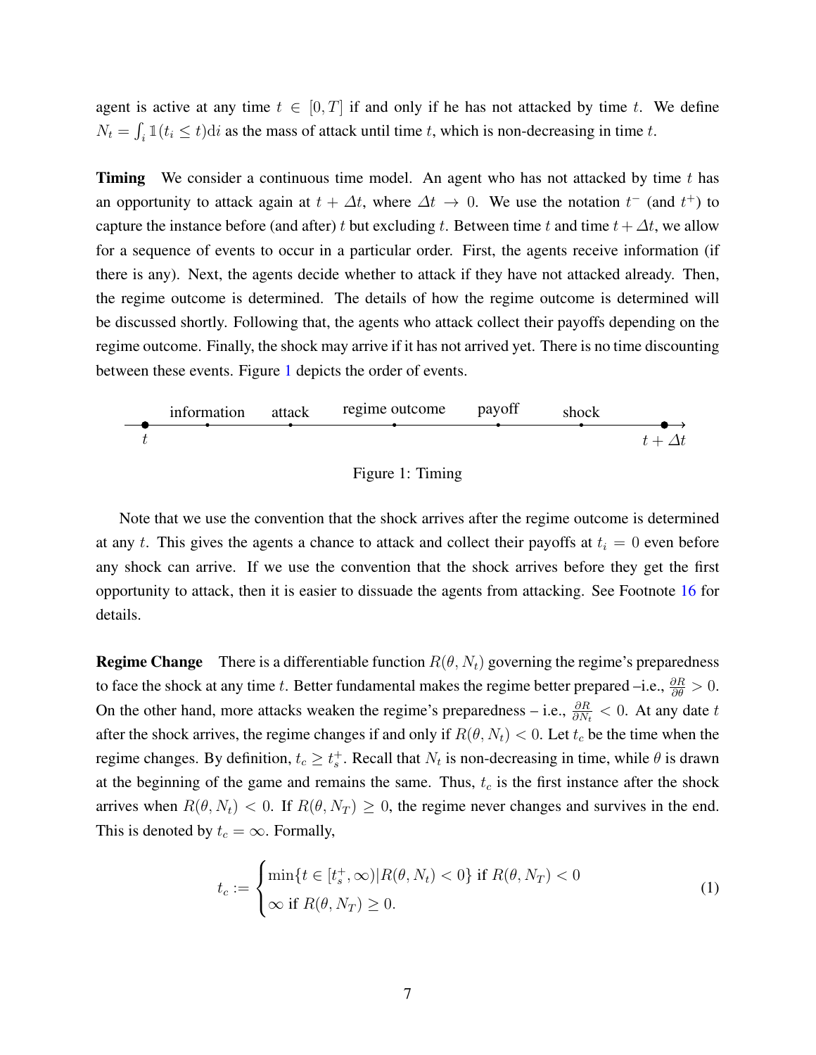agent is active at any time $t \in [0, T]$ if and only if he has not attacked by time $t$. We define $N_t = \int_i \mathbb{1}(t_i \leq t)\mathrm{d}i$ as the mass of attack until time $t$, which is non-decreasing in time $t$.

**Timing** We consider a continuous time model. An agent who has not attacked by time $t$ has an opportunity to attack again at $t + \Delta t$, where $\Delta t \to 0$. We use the notation $t^-$ (and $t^+$) to capture the instance before (and after) $t$ but excluding $t$. Between time $t$ and time $t + \Delta t$, we allow for a sequence of events to occur in a particular order. First, the agents receive information (if there is any). Next, the agents decide whether to attack if they have not attacked already. Then, the regime outcome is determined. The details of how the regime outcome is determined will be discussed shortly. Following that, the agents who attack collect their payoffs depending on the regime outcome. Finally, the shock may arrive if it has not arrived yet. There is no time discounting between these events. Figure 1 depicts the order of events.

$t$ — information — attack — regime outcome — payoff — shock — $t + \Delta t$

Figure 1: Timing

Note that we use the convention that the shock arrives after the regime outcome is determined at any $t$. This gives the agents a chance to attack and collect their payoffs at $t_i = 0$ even before any shock can arrive. If we use the convention that the shock arrives before they get the first opportunity to attack, then it is easier to dissuade the agents from attacking. See Footnote 16 for details.

**Regime Change** There is a differentiable function $R(\theta, N_t)$ governing the regime's preparedness to face the shock at any time $t$. Better fundamental makes the regime better prepared –i.e., $\frac{\partial R}{\partial \theta} > 0$. On the other hand, more attacks weaken the regime's preparedness – i.e., $\frac{\partial R}{\partial N_t} < 0$. At any date $t$ after the shock arrives, the regime changes if and only if $R(\theta, N_t) < 0$. Let $t_c$ be the time when the regime changes. By definition, $t_c \geq t_s^+$. Recall that $N_t$ is non-decreasing in time, while $\theta$ is drawn at the beginning of the game and remains the same. Thus, $t_c$ is the first instance after the shock arrives when $R(\theta, N_t) < 0$. If $R(\theta, N_T) \geq 0$, the regime never changes and survives in the end. This is denoted by $t_c = \infty$. Formally,

$$t_c := \begin{cases} \min\{t \in [t_s^+, \infty) | R(\theta, N_t) < 0\} \text{ if } R(\theta, N_T) < 0 \\ \infty \text{ if } R(\theta, N_T) \geq 0. \end{cases} \tag{1}$$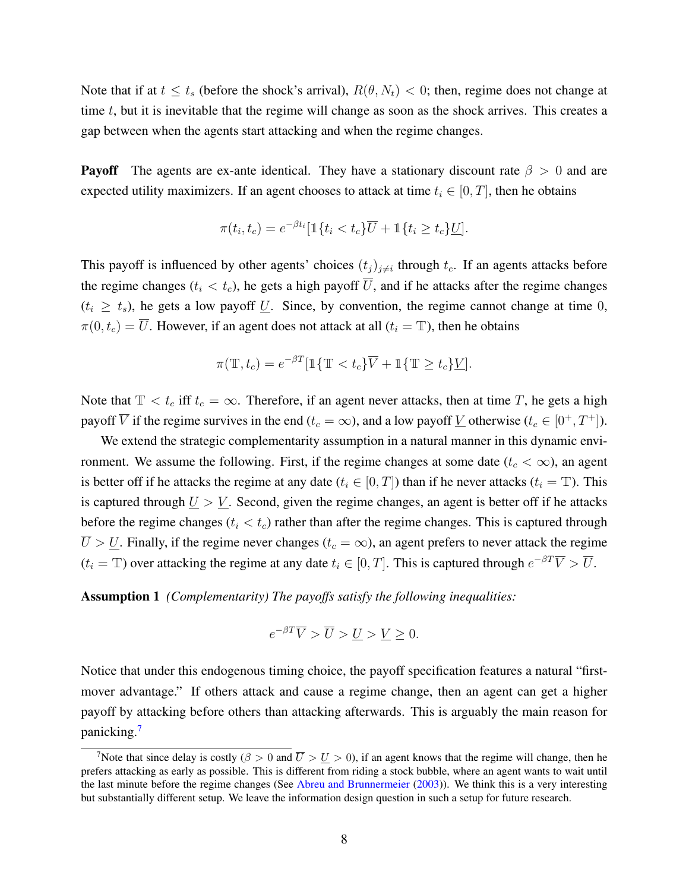Note that if at $t \leq t_s$ (before the shock's arrival), $R(\theta, N_t) < 0$; then, regime does not change at time $t$, but it is inevitable that the regime will change as soon as the shock arrives. This creates a gap between when the agents start attacking and when the regime changes.

**Payoff** The agents are ex-ante identical. They have a stationary discount rate $\beta > 0$ and are expected utility maximizers. If an agent chooses to attack at time $t_i \in [0, T]$, then he obtains

$$\pi(t_i, t_c) = e^{-\beta t_i}[\mathbb{1}\{t_i < t_c\}\overline{U} + \mathbb{1}\{t_i \geq t_c\}\underline{U}].$$

This payoff is influenced by other agents' choices $(t_j)_{j \neq i}$ through $t_c$. If an agents attacks before the regime changes ($t_i < t_c$), he gets a high payoff $\overline{U}$, and if he attacks after the regime changes ($t_i \geq t_s$), he gets a low payoff $\underline{U}$. Since, by convention, the regime cannot change at time 0, $\pi(0, t_c) = \overline{U}$. However, if an agent does not attack at all ($t_i = \mathbb{T}$), then he obtains

$$\pi(\mathbb{T}, t_c) = e^{-\beta T}[\mathbb{1}\{\mathbb{T} < t_c\}\overline{V} + \mathbb{1}\{\mathbb{T} \geq t_c\}\underline{V}].$$

Note that $\mathbb{T} < t_c$ iff $t_c = \infty$. Therefore, if an agent never attacks, then at time $T$, he gets a high payoff $\overline{V}$ if the regime survives in the end ($t_c = \infty$), and a low payoff $\underline{V}$ otherwise ($t_c \in [0^+, T^+]$).

We extend the strategic complementarity assumption in a natural manner in this dynamic environment. We assume the following. First, if the regime changes at some date ($t_c < \infty$), an agent is better off if he attacks the regime at any date ($t_i \in [0, T]$) than if he never attacks ($t_i = \mathbb{T}$). This is captured through $\underline{U} > \underline{V}$. Second, given the regime changes, an agent is better off if he attacks before the regime changes ($t_i < t_c$) rather than after the regime changes. This is captured through $\overline{U} > \underline{U}$. Finally, if the regime never changes ($t_c = \infty$), an agent prefers to never attack the regime ($t_i = \mathbb{T}$) over attacking the regime at any date $t_i \in [0, T]$. This is captured through $e^{-\beta T}\overline{V} > \overline{U}$.

**Assumption 1** *(Complementarity) The payoffs satisfy the following inequalities:*

$$e^{-\beta T}\overline{V} > \overline{U} > \underline{U} > \underline{V} \geq 0.$$

Notice that under this endogenous timing choice, the payoff specification features a natural "first-mover advantage." If others attack and cause a regime change, then an agent can get a higher payoff by attacking before others than attacking afterwards. This is arguably the main reason for panicking.[7]

[7] Note that since delay is costly ($\beta > 0$ and $\overline{U} > \underline{U} > 0$), if an agent knows that the regime will change, then he prefers attacking as early as possible. This is different from riding a stock bubble, where an agent wants to wait until the last minute before the regime changes (See Abreu and Brunnermeier (2003)). We think this is a very interesting but substantially different setup. We leave the information design question in such a setup for future research.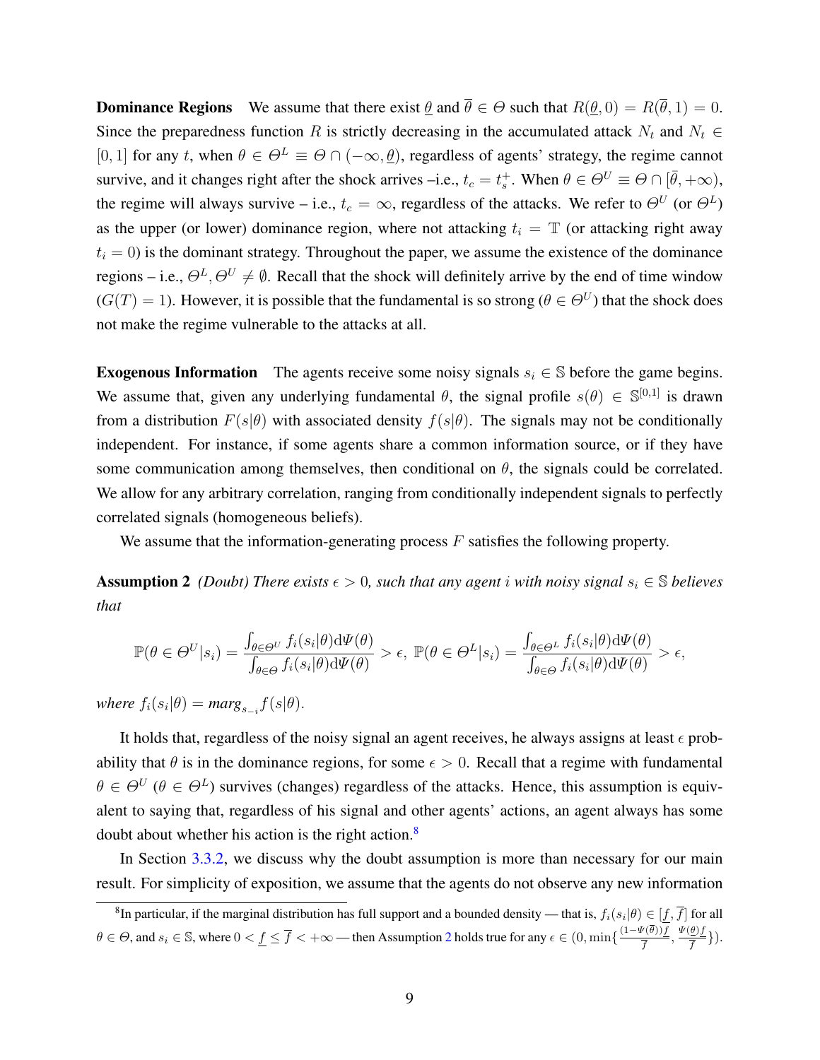**Dominance Regions** We assume that there exist $\underline{\theta}$ and $\overline{\theta} \in \Theta$ such that $R(\underline{\theta}, 0) = R(\overline{\theta}, 1) = 0$. Since the preparedness function $R$ is strictly decreasing in the accumulated attack $N_t$ and $N_t \in [0, 1]$ for any $t$, when $\theta \in \Theta^L \equiv \Theta \cap (-\infty, \underline{\theta})$, regardless of agents' strategy, the regime cannot survive, and it changes right after the shock arrives –i.e., $t_c = t_s^+$. When $\theta \in \Theta^U \equiv \Theta \cap [\bar{\theta}, +\infty)$, the regime will always survive – i.e., $t_c = \infty$, regardless of the attacks. We refer to $\Theta^U$ (or $\Theta^L$) as the upper (or lower) dominance region, where not attacking $t_i = \mathbb{T}$ (or attacking right away $t_i = 0$) is the dominant strategy. Throughout the paper, we assume the existence of the dominance regions – i.e., $\Theta^L, \Theta^U \neq \emptyset$. Recall that the shock will definitely arrive by the end of time window ($G(T) = 1$). However, it is possible that the fundamental is so strong ($\theta \in \Theta^U$) that the shock does not make the regime vulnerable to the attacks at all.

**Exogenous Information** The agents receive some noisy signals $s_i \in \mathbb{S}$ before the game begins. We assume that, given any underlying fundamental $\theta$, the signal profile $s(\theta) \in \mathbb{S}^{[0,1]}$ is drawn from a distribution $F(s|\theta)$ with associated density $f(s|\theta)$. The signals may not be conditionally independent. For instance, if some agents share a common information source, or if they have some communication among themselves, then conditional on $\theta$, the signals could be correlated. We allow for any arbitrary correlation, ranging from conditionally independent signals to perfectly correlated signals (homogeneous beliefs).

We assume that the information-generating process $F$ satisfies the following property.

**Assumption 2** *(Doubt) There exists $\epsilon > 0$, such that any agent $i$ with noisy signal $s_i \in \mathbb{S}$ believes that*

$$\mathbb{P}(\theta \in \Theta^U | s_i) = \frac{\int_{\theta \in \Theta^U} f_i(s_i|\theta) \mathrm{d}\Psi(\theta)}{\int_{\theta \in \Theta} f_i(s_i|\theta) \mathrm{d}\Psi(\theta)} > \epsilon, \ \mathbb{P}(\theta \in \Theta^L | s_i) = \frac{\int_{\theta \in \Theta^L} f_i(s_i|\theta) \mathrm{d}\Psi(\theta)}{\int_{\theta \in \Theta} f_i(s_i|\theta) \mathrm{d}\Psi(\theta)} > \epsilon,$$

*where $f_i(s_i|\theta) = marg_{s_{-i}} f(s|\theta)$.*

It holds that, regardless of the noisy signal an agent receives, he always assigns at least $\epsilon$ probability that $\theta$ is in the dominance regions, for some $\epsilon > 0$. Recall that a regime with fundamental $\theta \in \Theta^U$ ($\theta \in \Theta^L$) survives (changes) regardless of the attacks. Hence, this assumption is equivalent to saying that, regardless of his signal and other agents' actions, an agent always has some doubt about whether his action is the right action.[8]

In Section 3.3.2, we discuss why the doubt assumption is more than necessary for our main result. For simplicity of exposition, we assume that the agents do not observe any new information

[8]In particular, if the marginal distribution has full support and a bounded density — that is, $f_i(s_i|\theta) \in [\underline{f}, \overline{f}]$ for all $\theta \in \Theta$, and $s_i \in \mathbb{S}$, where $0 < \underline{f} \leq \overline{f} < +\infty$ — then Assumption 2 holds true for any $\epsilon \in (0, \min\{\frac{(1-\Psi(\overline{\theta}))\underline{f}}{\overline{f}}, \frac{\Psi(\underline{\theta})\underline{f}}{\overline{f}}\})$.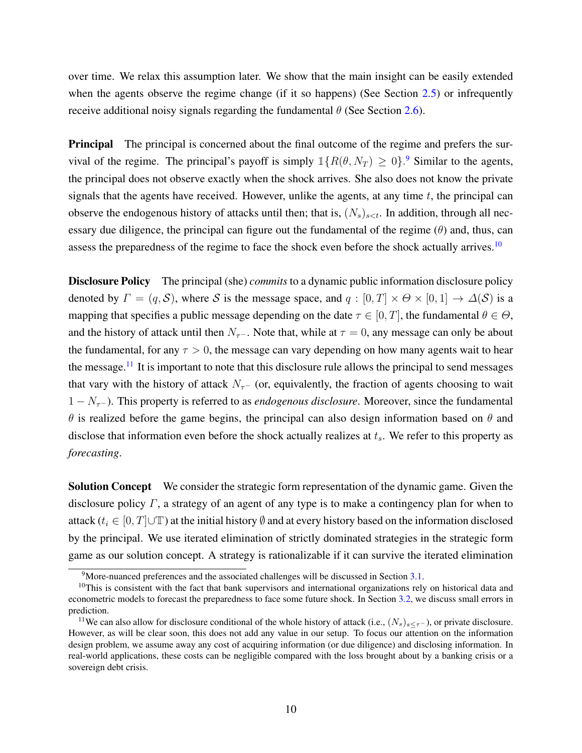over time. We relax this assumption later. We show that the main insight can be easily extended when the agents observe the regime change (if it so happens) (See Section 2.5) or infrequently receive additional noisy signals regarding the fundamental $\theta$ (See Section 2.6).

**Principal** The principal is concerned about the final outcome of the regime and prefers the survival of the regime. The principal's payoff is simply $\mathbb{1}\{R(\theta, N_T) \geq 0\}$.[9] Similar to the agents, the principal does not observe exactly when the shock arrives. She also does not know the private signals that the agents have received. However, unlike the agents, at any time $t$, the principal can observe the endogenous history of attacks until then; that is, $(N_s)_{s<t}$. In addition, through all necessary due diligence, the principal can figure out the fundamental of the regime ($\theta$) and, thus, can assess the preparedness of the regime to face the shock even before the shock actually arrives.[10]

**Disclosure Policy** The principal (she) *commits* to a dynamic public information disclosure policy denoted by $\Gamma = (q, \mathcal{S})$, where $\mathcal{S}$ is the message space, and $q : [0, T] \times \Theta \times [0, 1] \to \Delta(\mathcal{S})$ is a mapping that specifies a public message depending on the date $\tau \in [0, T]$, the fundamental $\theta \in \Theta$, and the history of attack until then $N_{\tau^-}$. Note that, while at $\tau = 0$, any message can only be about the fundamental, for any $\tau > 0$, the message can vary depending on how many agents wait to hear the message.[11] It is important to note that this disclosure rule allows the principal to send messages that vary with the history of attack $N_{\tau^-}$ (or, equivalently, the fraction of agents choosing to wait $1 - N_{\tau^-}$). This property is referred to as *endogenous disclosure*. Moreover, since the fundamental $\theta$ is realized before the game begins, the principal can also design information based on $\theta$ and disclose that information even before the shock actually realizes at $t_s$. We refer to this property as *forecasting*.

**Solution Concept** We consider the strategic form representation of the dynamic game. Given the disclosure policy $\Gamma$, a strategy of an agent of any type is to make a contingency plan for when to attack ($t_i \in [0, T] \cup \mathbb{T}$) at the initial history $\emptyset$ and at every history based on the information disclosed by the principal. We use iterated elimination of strictly dominated strategies in the strategic form game as our solution concept. A strategy is rationalizable if it can survive the iterated elimination

---

[9] More-nuanced preferences and the associated challenges will be discussed in Section 3.1.

[10] This is consistent with the fact that bank supervisors and international organizations rely on historical data and econometric models to forecast the preparedness to face some future shock. In Section 3.2, we discuss small errors in prediction.

[11] We can also allow for disclosure conditional of the whole history of attack (i.e., $(N_s)_{s \leq \tau^-}$), or private disclosure. However, as will be clear soon, this does not add any value in our setup. To focus our attention on the information design problem, we assume away any cost of acquiring information (or due diligence) and disclosing information. In real-world applications, these costs can be negligible compared with the loss brought about by a banking crisis or a sovereign debt crisis.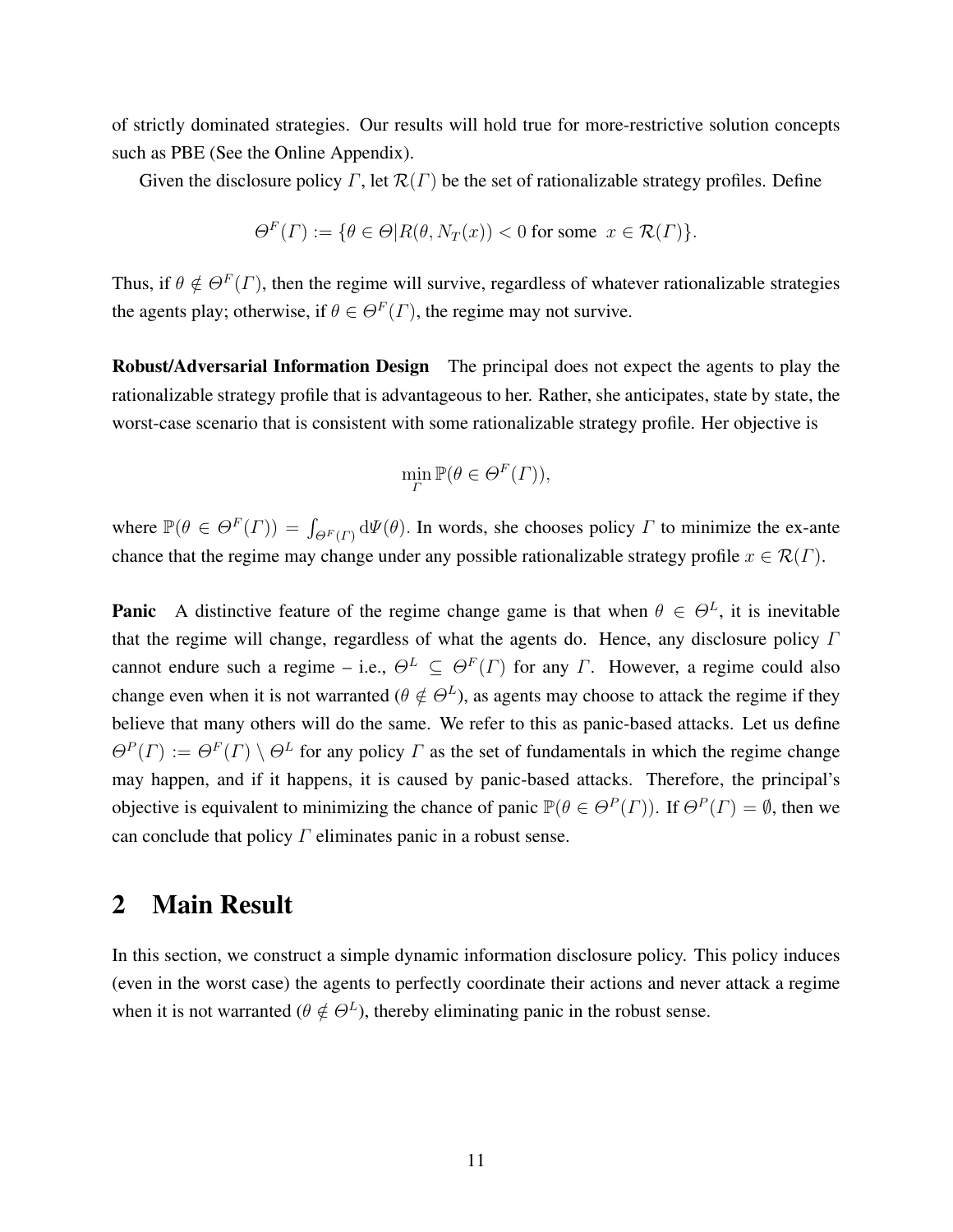of strictly dominated strategies. Our results will hold true for more-restrictive solution concepts such as PBE (See the Online Appendix).

Given the disclosure policy $\varGamma$, let $\mathcal{R}(\varGamma)$ be the set of rationalizable strategy profiles. Define

$$\varTheta^F(\varGamma) := \{\theta \in \varTheta | R(\theta, N_T(x)) < 0 \text{ for some } x \in \mathcal{R}(\varGamma)\}.$$

Thus, if $\theta \notin \varTheta^F(\varGamma)$, then the regime will survive, regardless of whatever rationalizable strategies the agents play; otherwise, if $\theta \in \varTheta^F(\varGamma)$, the regime may not survive.

**Robust/Adversarial Information Design** The principal does not expect the agents to play the rationalizable strategy profile that is advantageous to her. Rather, she anticipates, state by state, the worst-case scenario that is consistent with some rationalizable strategy profile. Her objective is

$$\min_{\varGamma} \mathbb{P}(\theta \in \varTheta^F(\varGamma)),$$

where $\mathbb{P}(\theta \in \varTheta^F(\varGamma)) = \int_{\varTheta^F(\varGamma)} \mathrm{d}\varPsi(\theta)$. In words, she chooses policy $\varGamma$ to minimize the ex-ante chance that the regime may change under any possible rationalizable strategy profile $x \in \mathcal{R}(\varGamma)$.

**Panic** A distinctive feature of the regime change game is that when $\theta \in \varTheta^L$, it is inevitable that the regime will change, regardless of what the agents do. Hence, any disclosure policy $\varGamma$ cannot endure such a regime – i.e., $\varTheta^L \subseteq \varTheta^F(\varGamma)$ for any $\varGamma$. However, a regime could also change even when it is not warranted ($\theta \notin \varTheta^L$), as agents may choose to attack the regime if they believe that many others will do the same. We refer to this as panic-based attacks. Let us define $\varTheta^P(\varGamma) := \varTheta^F(\varGamma) \setminus \varTheta^L$ for any policy $\varGamma$ as the set of fundamentals in which the regime change may happen, and if it happens, it is caused by panic-based attacks. Therefore, the principal's objective is equivalent to minimizing the chance of panic $\mathbb{P}(\theta \in \varTheta^P(\varGamma))$. If $\varTheta^P(\varGamma) = \emptyset$, then we can conclude that policy $\varGamma$ eliminates panic in a robust sense.

## 2 Main Result

In this section, we construct a simple dynamic information disclosure policy. This policy induces (even in the worst case) the agents to perfectly coordinate their actions and never attack a regime when it is not warranted ($\theta \notin \varTheta^L$), thereby eliminating panic in the robust sense.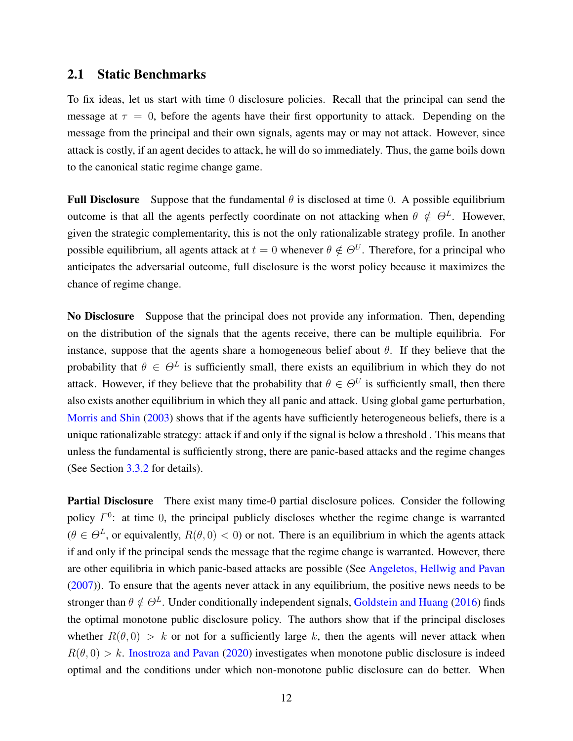## 2.1 Static Benchmarks

To fix ideas, let us start with time 0 disclosure policies. Recall that the principal can send the message at $\tau = 0$, before the agents have their first opportunity to attack. Depending on the message from the principal and their own signals, agents may or may not attack. However, since attack is costly, if an agent decides to attack, he will do so immediately. Thus, the game boils down to the canonical static regime change game.

**Full Disclosure** Suppose that the fundamental $\theta$ is disclosed at time 0. A possible equilibrium outcome is that all the agents perfectly coordinate on not attacking when $\theta \notin \Theta^L$. However, given the strategic complementarity, this is not the only rationalizable strategy profile. In another possible equilibrium, all agents attack at $t = 0$ whenever $\theta \notin \Theta^U$. Therefore, for a principal who anticipates the adversarial outcome, full disclosure is the worst policy because it maximizes the chance of regime change.

**No Disclosure** Suppose that the principal does not provide any information. Then, depending on the distribution of the signals that the agents receive, there can be multiple equilibria. For instance, suppose that the agents share a homogeneous belief about $\theta$. If they believe that the probability that $\theta \in \Theta^L$ is sufficiently small, there exists an equilibrium in which they do not attack. However, if they believe that the probability that $\theta \in \Theta^U$ is sufficiently small, then there also exists another equilibrium in which they all panic and attack. Using global game perturbation, Morris and Shin (2003) shows that if the agents have sufficiently heterogeneous beliefs, there is a unique rationalizable strategy: attack if and only if the signal is below a threshold . This means that unless the fundamental is sufficiently strong, there are panic-based attacks and the regime changes (See Section 3.3.2 for details).

**Partial Disclosure** There exist many time-0 partial disclosure polices. Consider the following policy $\Gamma^0$: at time 0, the principal publicly discloses whether the regime change is warranted ($\theta \in \Theta^L$, or equivalently, $R(\theta, 0) < 0$) or not. There is an equilibrium in which the agents attack if and only if the principal sends the message that the regime change is warranted. However, there are other equilibria in which panic-based attacks are possible (See Angeletos, Hellwig and Pavan (2007)). To ensure that the agents never attack in any equilibrium, the positive news needs to be stronger than $\theta \notin \Theta^L$. Under conditionally independent signals, Goldstein and Huang (2016) finds the optimal monotone public disclosure policy. The authors show that if the principal discloses whether $R(\theta, 0) > k$ or not for a sufficiently large $k$, then the agents will never attack when $R(\theta, 0) > k$. Inostroza and Pavan (2020) investigates when monotone public disclosure is indeed optimal and the conditions under which non-monotone public disclosure can do better. When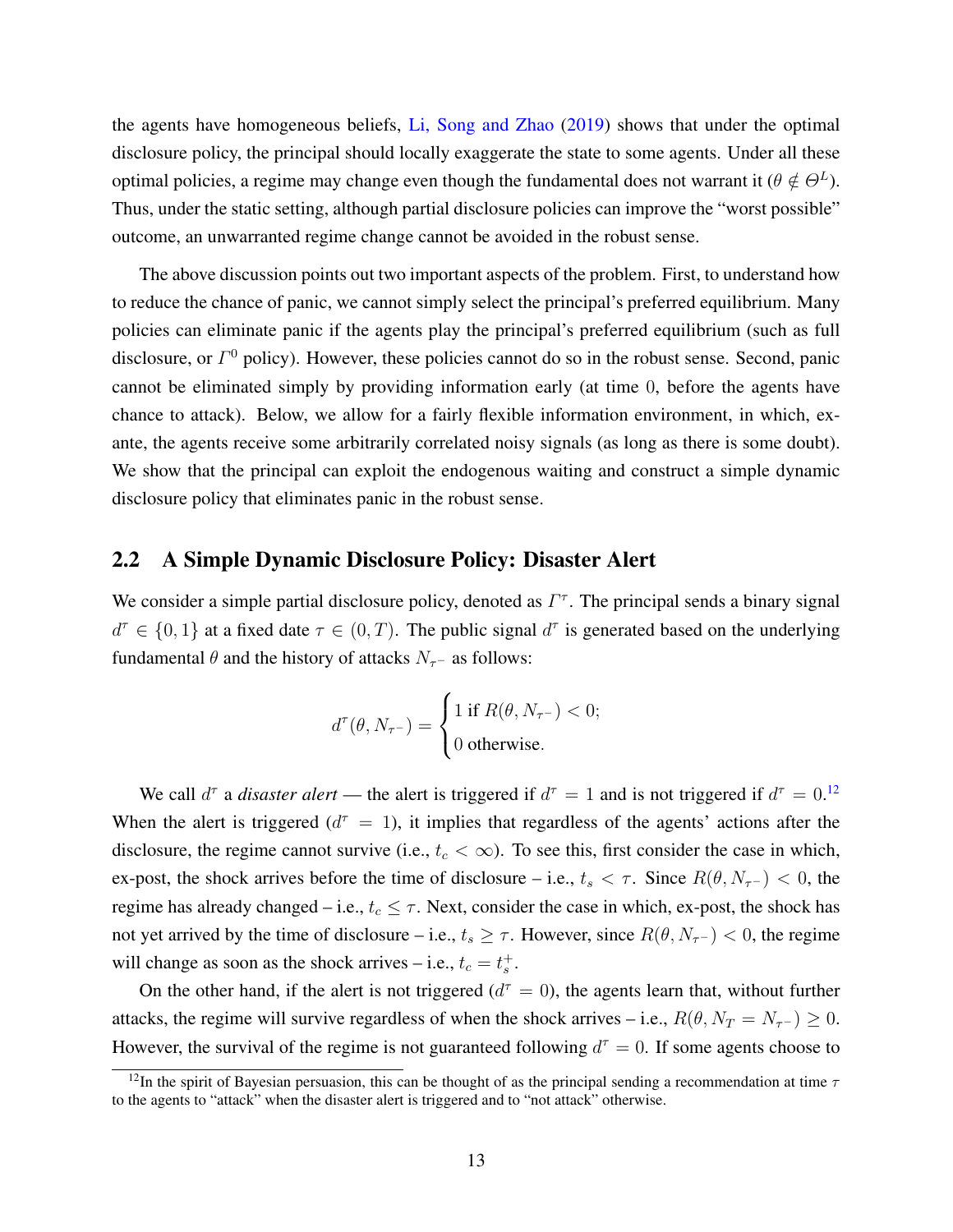the agents have homogeneous beliefs, Li, Song and Zhao (2019) shows that under the optimal disclosure policy, the principal should locally exaggerate the state to some agents. Under all these optimal policies, a regime may change even though the fundamental does not warrant it ($\theta \notin \Theta^L$). Thus, under the static setting, although partial disclosure policies can improve the "worst possible" outcome, an unwarranted regime change cannot be avoided in the robust sense.

The above discussion points out two important aspects of the problem. First, to understand how to reduce the chance of panic, we cannot simply select the principal's preferred equilibrium. Many policies can eliminate panic if the agents play the principal's preferred equilibrium (such as full disclosure, or $\Gamma^0$ policy). However, these policies cannot do so in the robust sense. Second, panic cannot be eliminated simply by providing information early (at time 0, before the agents have chance to attack). Below, we allow for a fairly flexible information environment, in which, ex-ante, the agents receive some arbitrarily correlated noisy signals (as long as there is some doubt). We show that the principal can exploit the endogenous waiting and construct a simple dynamic disclosure policy that eliminates panic in the robust sense.

## 2.2 A Simple Dynamic Disclosure Policy: Disaster Alert

We consider a simple partial disclosure policy, denoted as $\Gamma^\tau$. The principal sends a binary signal $d^\tau \in \{0, 1\}$ at a fixed date $\tau \in (0, T)$. The public signal $d^\tau$ is generated based on the underlying fundamental $\theta$ and the history of attacks $N_{\tau^-}$ as follows:

$$
d^\tau(\theta, N_{\tau^-}) = \begin{cases} 1 \text{ if } R(\theta, N_{\tau^-}) < 0; \\ 0 \text{ otherwise.} \end{cases}
$$

We call $d^\tau$ a *disaster alert* — the alert is triggered if $d^\tau = 1$ and is not triggered if $d^\tau = 0$.[12] When the alert is triggered ($d^\tau = 1$), it implies that regardless of the agents' actions after the disclosure, the regime cannot survive (i.e., $t_c < \infty$). To see this, first consider the case in which, ex-post, the shock arrives before the time of disclosure – i.e., $t_s < \tau$. Since $R(\theta, N_{\tau^-}) < 0$, the regime has already changed – i.e., $t_c \leq \tau$. Next, consider the case in which, ex-post, the shock has not yet arrived by the time of disclosure – i.e., $t_s \geq \tau$. However, since $R(\theta, N_{\tau^-}) < 0$, the regime will change as soon as the shock arrives – i.e., $t_c = t_s^+$.

On the other hand, if the alert is not triggered ($d^\tau = 0$), the agents learn that, without further attacks, the regime will survive regardless of when the shock arrives – i.e., $R(\theta, N_T = N_{\tau^-}) \geq 0$. However, the survival of the regime is not guaranteed following $d^\tau = 0$. If some agents choose to

[12] In the spirit of Bayesian persuasion, this can be thought of as the principal sending a recommendation at time $\tau$ to the agents to "attack" when the disaster alert is triggered and to "not attack" otherwise.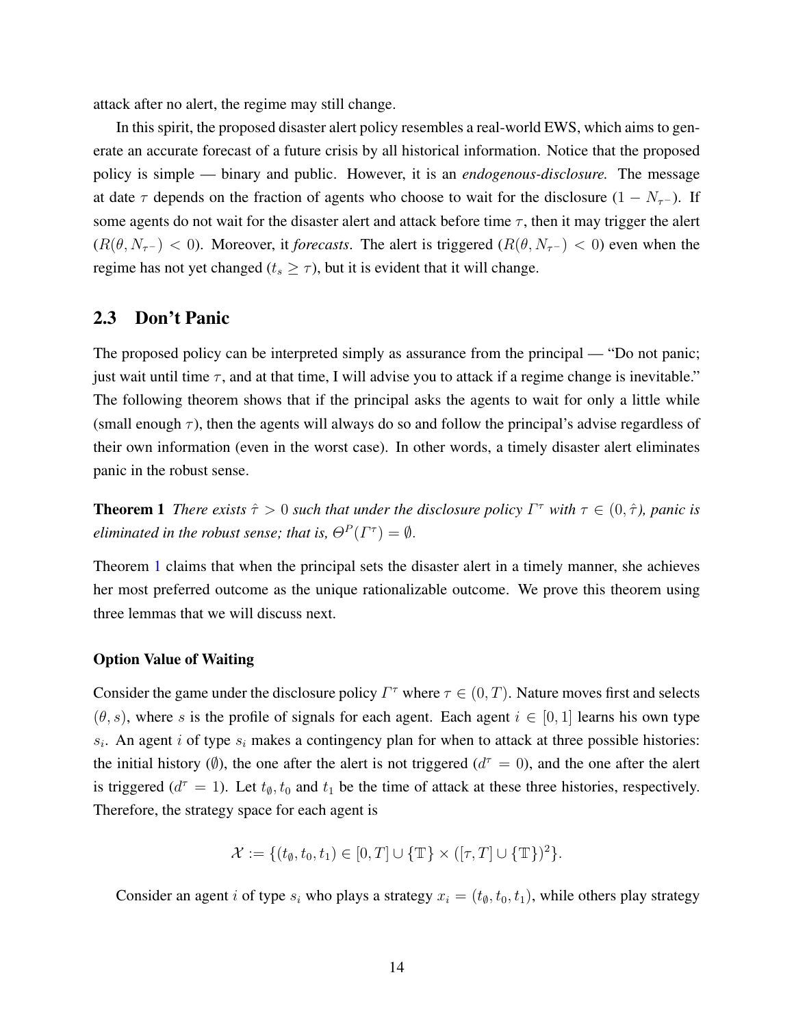attack after no alert, the regime may still change.

In this spirit, the proposed disaster alert policy resembles a real-world EWS, which aims to generate an accurate forecast of a future crisis by all historical information. Notice that the proposed policy is simple — binary and public. However, it is an *endogenous-disclosure.* The message at date $\tau$ depends on the fraction of agents who choose to wait for the disclosure $(1 - N_{\tau^-})$. If some agents do not wait for the disaster alert and attack before time $\tau$, then it may trigger the alert $(R(\theta, N_{\tau^-}) < 0)$. Moreover, it *forecasts*. The alert is triggered $(R(\theta, N_{\tau^-}) < 0)$ even when the regime has not yet changed $(t_s \geq \tau)$, but it is evident that it will change.

## 2.3 Don't Panic

The proposed policy can be interpreted simply as assurance from the principal — "Do not panic; just wait until time $\tau$, and at that time, I will advise you to attack if a regime change is inevitable." The following theorem shows that if the principal asks the agents to wait for only a little while (small enough $\tau$), then the agents will always do so and follow the principal's advise regardless of their own information (even in the worst case). In other words, a timely disaster alert eliminates panic in the robust sense.

**Theorem 1** *There exists $\hat{\tau} > 0$ such that under the disclosure policy $\Gamma^\tau$ with $\tau \in (0, \hat{\tau})$, panic is eliminated in the robust sense; that is, $\Theta^P(\Gamma^\tau) = \emptyset$.*

Theorem 1 claims that when the principal sets the disaster alert in a timely manner, she achieves her most preferred outcome as the unique rationalizable outcome. We prove this theorem using three lemmas that we will discuss next.

**Option Value of Waiting**

Consider the game under the disclosure policy $\Gamma^\tau$ where $\tau \in (0, T)$. Nature moves first and selects $(\theta, s)$, where $s$ is the profile of signals for each agent. Each agent $i \in [0, 1]$ learns his own type $s_i$. An agent $i$ of type $s_i$ makes a contingency plan for when to attack at three possible histories: the initial history $(\emptyset)$, the one after the alert is not triggered $(d^\tau = 0)$, and the one after the alert is triggered $(d^\tau = 1)$. Let $t_\emptyset, t_0$ and $t_1$ be the time of attack at these three histories, respectively. Therefore, the strategy space for each agent is

$$\mathcal{X} := \{(t_\emptyset, t_0, t_1) \in [0, T] \cup \{\mathbb{T}\} \times ([\tau, T] \cup \{\mathbb{T}\})^2\}.$$

Consider an agent $i$ of type $s_i$ who plays a strategy $x_i = (t_\emptyset, t_0, t_1)$, while others play strategy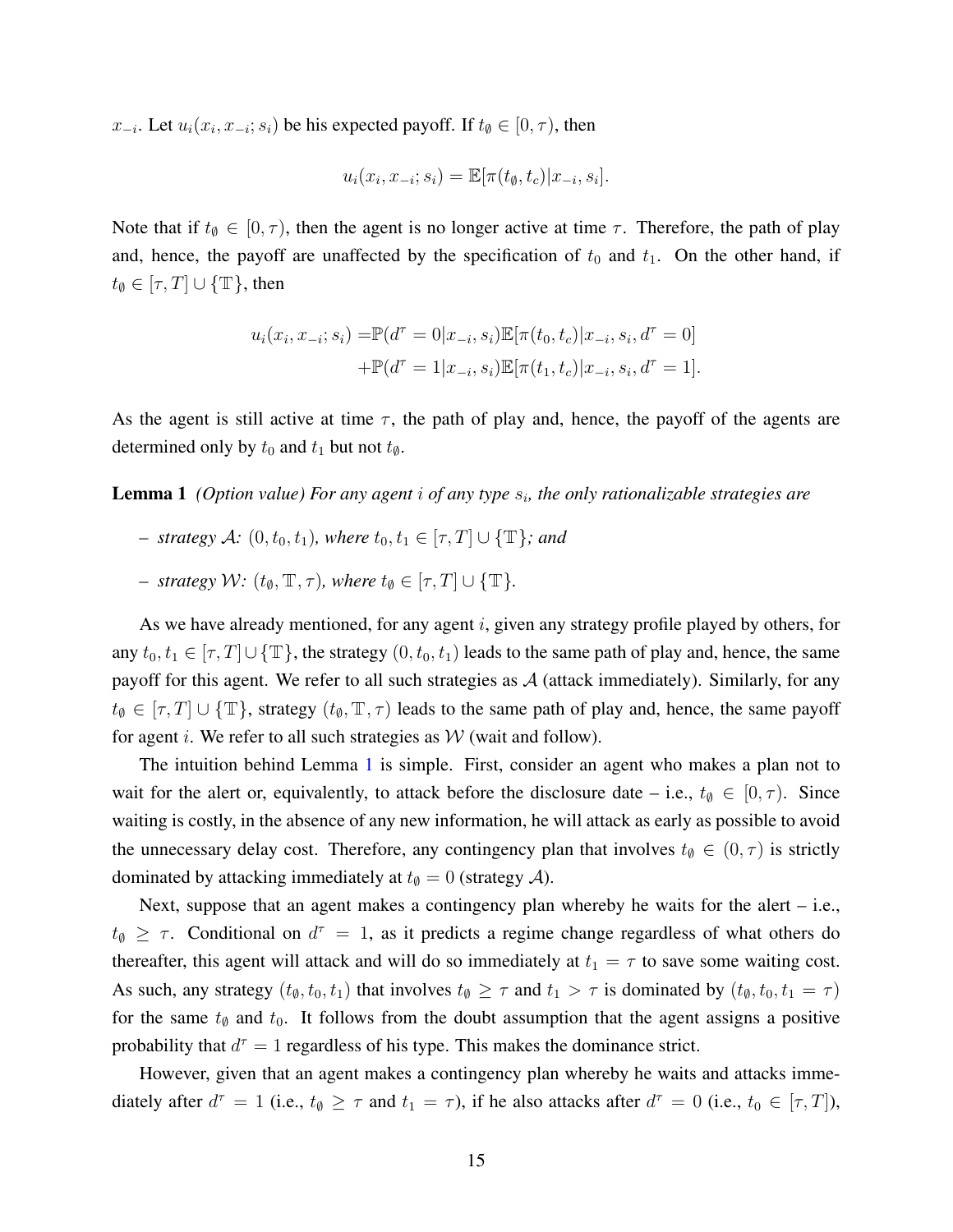$x_{-i}$. Let $u_i(x_i, x_{-i}; s_i)$ be his expected payoff. If $t_\emptyset \in [0, \tau)$, then

$$u_i(x_i, x_{-i}; s_i) = \mathbb{E}[\pi(t_\emptyset, t_c)|x_{-i}, s_i].$$

Note that if $t_\emptyset \in [0, \tau)$, then the agent is no longer active at time $\tau$. Therefore, the path of play and, hence, the payoff are unaffected by the specification of $t_0$ and $t_1$. On the other hand, if $t_\emptyset \in [\tau, T] \cup \{\mathbb{T}\}$, then

$$\begin{aligned} u_i(x_i, x_{-i}; s_i) =& \mathbb{P}(d^\tau = 0|x_{-i}, s_i)\mathbb{E}[\pi(t_0, t_c)|x_{-i}, s_i, d^\tau = 0] \\ &+ \mathbb{P}(d^\tau = 1|x_{-i}, s_i)\mathbb{E}[\pi(t_1, t_c)|x_{-i}, s_i, d^\tau = 1]. \end{aligned}$$

As the agent is still active at time $\tau$, the path of play and, hence, the payoff of the agents are determined only by $t_0$ and $t_1$ but not $t_\emptyset$.

**Lemma 1** *(Option value) For any agent $i$ of any type $s_i$, the only rationalizable strategies are*

- *strategy $\mathcal{A}$: $(0, t_0, t_1)$, where $t_0, t_1 \in [\tau, T] \cup \{\mathbb{T}\}$; and*
- *strategy $\mathcal{W}$: $(t_\emptyset, \mathbb{T}, \tau)$, where $t_\emptyset \in [\tau, T] \cup \{\mathbb{T}\}$.*

As we have already mentioned, for any agent $i$, given any strategy profile played by others, for any $t_0, t_1 \in [\tau, T] \cup \{\mathbb{T}\}$, the strategy $(0, t_0, t_1)$ leads to the same path of play and, hence, the same payoff for this agent. We refer to all such strategies as $\mathcal{A}$ (attack immediately). Similarly, for any $t_\emptyset \in [\tau, T] \cup \{\mathbb{T}\}$, strategy $(t_\emptyset, \mathbb{T}, \tau)$ leads to the same path of play and, hence, the same payoff for agent $i$. We refer to all such strategies as $\mathcal{W}$ (wait and follow).

The intuition behind Lemma 1 is simple. First, consider an agent who makes a plan not to wait for the alert or, equivalently, to attack before the disclosure date – i.e., $t_\emptyset \in [0, \tau)$. Since waiting is costly, in the absence of any new information, he will attack as early as possible to avoid the unnecessary delay cost. Therefore, any contingency plan that involves $t_\emptyset \in (0, \tau)$ is strictly dominated by attacking immediately at $t_\emptyset = 0$ (strategy $\mathcal{A}$).

Next, suppose that an agent makes a contingency plan whereby he waits for the alert – i.e., $t_\emptyset \geq \tau$. Conditional on $d^\tau = 1$, as it predicts a regime change regardless of what others do thereafter, this agent will attack and will do so immediately at $t_1 = \tau$ to save some waiting cost. As such, any strategy $(t_\emptyset, t_0, t_1)$ that involves $t_\emptyset \geq \tau$ and $t_1 > \tau$ is dominated by $(t_\emptyset, t_0, t_1 = \tau)$ for the same $t_\emptyset$ and $t_0$. It follows from the doubt assumption that the agent assigns a positive probability that $d^\tau = 1$ regardless of his type. This makes the dominance strict.

However, given that an agent makes a contingency plan whereby he waits and attacks immediately after $d^\tau = 1$ (i.e., $t_\emptyset \geq \tau$ and $t_1 = \tau$), if he also attacks after $d^\tau = 0$ (i.e., $t_0 \in [\tau, T]$),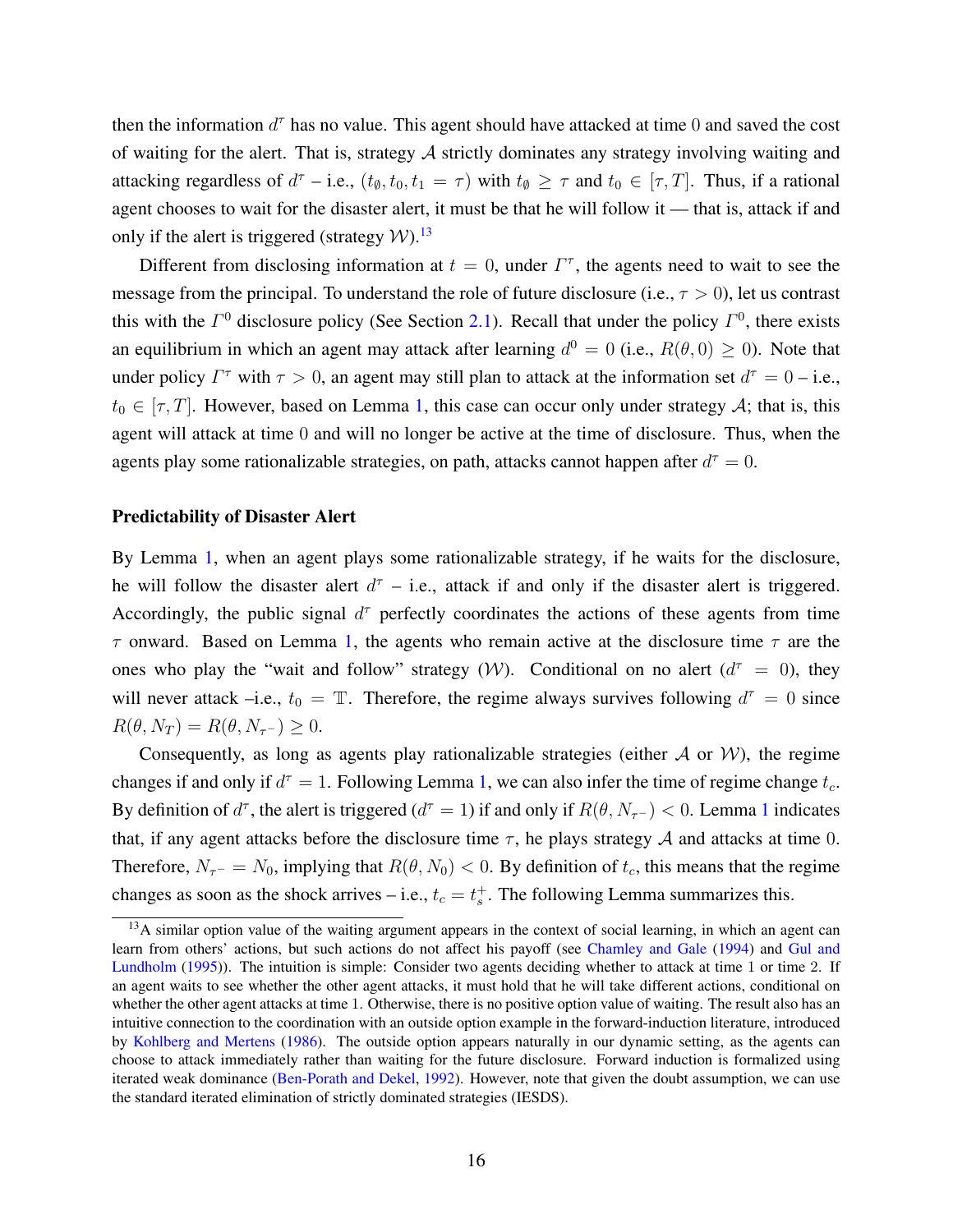then the information $d^\tau$ has no value. This agent should have attacked at time $0$ and saved the cost of waiting for the alert. That is, strategy $\mathcal{A}$ strictly dominates any strategy involving waiting and attacking regardless of $d^\tau$ – i.e., $(t_\emptyset, t_0, t_1 = \tau)$ with $t_\emptyset \geq \tau$ and $t_0 \in [\tau, T]$. Thus, if a rational agent chooses to wait for the disaster alert, it must be that he will follow it — that is, attack if and only if the alert is triggered (strategy $\mathcal{W}$).[13]

Different from disclosing information at $t = 0$, under $\Gamma^\tau$, the agents need to wait to see the message from the principal. To understand the role of future disclosure (i.e., $\tau > 0$), let us contrast this with the $\Gamma^0$ disclosure policy (See Section 2.1). Recall that under the policy $\Gamma^0$, there exists an equilibrium in which an agent may attack after learning $d^0 = 0$ (i.e., $R(\theta, 0) \geq 0$). Note that under policy $\Gamma^\tau$ with $\tau > 0$, an agent may still plan to attack at the information set $d^\tau = 0$ – i.e., $t_0 \in [\tau, T]$. However, based on Lemma 1, this case can occur only under strategy $\mathcal{A}$; that is, this agent will attack at time $0$ and will no longer be active at the time of disclosure. Thus, when the agents play some rationalizable strategies, on path, attacks cannot happen after $d^\tau = 0$.

**Predictability of Disaster Alert**

By Lemma 1, when an agent plays some rationalizable strategy, if he waits for the disclosure, he will follow the disaster alert $d^\tau$ – i.e., attack if and only if the disaster alert is triggered. Accordingly, the public signal $d^\tau$ perfectly coordinates the actions of these agents from time $\tau$ onward. Based on Lemma 1, the agents who remain active at the disclosure time $\tau$ are the ones who play the "wait and follow" strategy ($\mathcal{W}$). Conditional on no alert ($d^\tau = 0$), they will never attack –i.e., $t_0 = \mathbb{T}$. Therefore, the regime always survives following $d^\tau = 0$ since $R(\theta, N_T) = R(\theta, N_{\tau^-}) \geq 0$.

Consequently, as long as agents play rationalizable strategies (either $\mathcal{A}$ or $\mathcal{W}$), the regime changes if and only if $d^\tau = 1$. Following Lemma 1, we can also infer the time of regime change $t_c$. By definition of $d^\tau$, the alert is triggered ($d^\tau = 1$) if and only if $R(\theta, N_{\tau^-}) < 0$. Lemma 1 indicates that, if any agent attacks before the disclosure time $\tau$, he plays strategy $\mathcal{A}$ and attacks at time $0$. Therefore, $N_{\tau^-} = N_0$, implying that $R(\theta, N_0) < 0$. By definition of $t_c$, this means that the regime changes as soon as the shock arrives – i.e., $t_c = t_s^+$. The following Lemma summarizes this.

---

[13] A similar option value of the waiting argument appears in the context of social learning, in which an agent can learn from others' actions, but such actions do not affect his payoff (see Chamley and Gale (1994) and Gul and Lundholm (1995)). The intuition is simple: Consider two agents deciding whether to attack at time 1 or time 2. If an agent waits to see whether the other agent attacks, it must hold that he will take different actions, conditional on whether the other agent attacks at time 1. Otherwise, there is no positive option value of waiting. The result also has an intuitive connection to the coordination with an outside option example in the forward-induction literature, introduced by Kohlberg and Mertens (1986). The outside option appears naturally in our dynamic setting, as the agents can choose to attack immediately rather than waiting for the future disclosure. Forward induction is formalized using iterated weak dominance (Ben-Porath and Dekel, 1992). However, note that given the doubt assumption, we can use the standard iterated elimination of strictly dominated strategies (IESDS).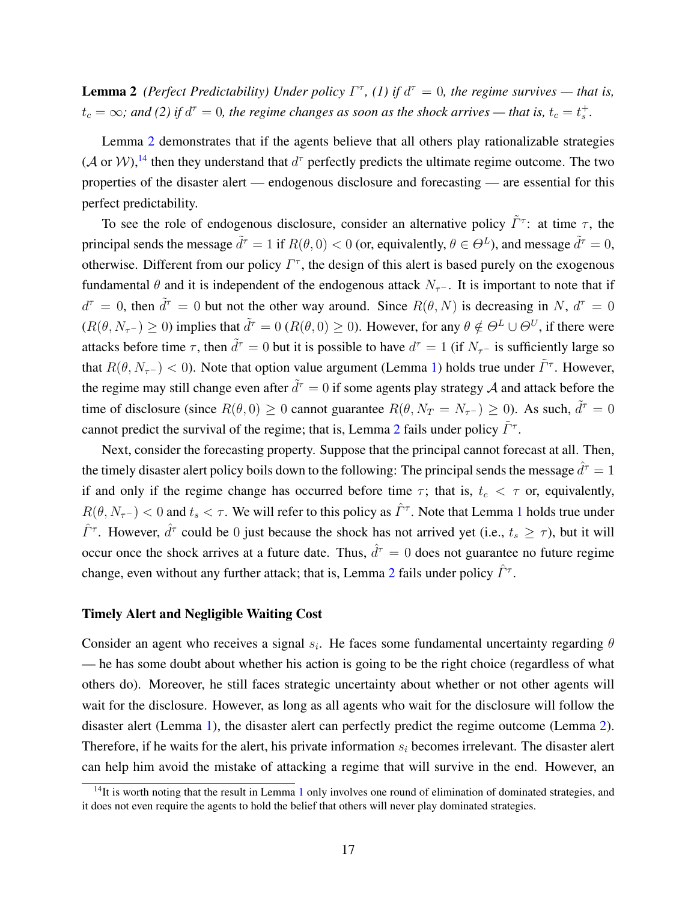**Lemma 2** *(Perfect Predictability) Under policy $\Gamma^\tau$, (1) if $d^\tau = 0$, the regime survives — that is, $t_c = \infty$; and (2) if $d^\tau = 0$, the regime changes as soon as the shock arrives — that is, $t_c = t_s^+$.*

Lemma 2 demonstrates that if the agents believe that all others play rationalizable strategies ($\mathcal{A}$ or $\mathcal{W}$),[14] then they understand that $d^\tau$ perfectly predicts the ultimate regime outcome. The two properties of the disaster alert — endogenous disclosure and forecasting — are essential for this perfect predictability.

To see the role of endogenous disclosure, consider an alternative policy $\tilde{\Gamma}^\tau$: at time $\tau$, the principal sends the message $\tilde{d}^\tau = 1$ if $R(\theta, 0) < 0$ (or, equivalently, $\theta \in \Theta^L$), and message $\tilde{d}^\tau = 0$, otherwise. Different from our policy $\Gamma^\tau$, the design of this alert is based purely on the exogenous fundamental $\theta$ and it is independent of the endogenous attack $N_{\tau^-}$. It is important to note that if $d^\tau = 0$, then $\tilde{d}^\tau = 0$ but not the other way around. Since $R(\theta, N)$ is decreasing in $N$, $d^\tau = 0$ ($R(\theta, N_{\tau^-}) \geq 0$) implies that $\tilde{d}^\tau = 0$ ($R(\theta, 0) \geq 0$). However, for any $\theta \notin \Theta^L \cup \Theta^U$, if there were attacks before time $\tau$, then $\tilde{d}^\tau = 0$ but it is possible to have $d^\tau = 1$ (if $N_{\tau^-}$ is sufficiently large so that $R(\theta, N_{\tau^-}) < 0$). Note that option value argument (Lemma 1) holds true under $\tilde{\Gamma}^\tau$. However, the regime may still change even after $\tilde{d}^\tau = 0$ if some agents play strategy $\mathcal{A}$ and attack before the time of disclosure (since $R(\theta, 0) \geq 0$ cannot guarantee $R(\theta, N_T = N_{\tau^-}) \geq 0$). As such, $\tilde{d}^\tau = 0$ cannot predict the survival of the regime; that is, Lemma 2 fails under policy $\tilde{\Gamma}^\tau$.

Next, consider the forecasting property. Suppose that the principal cannot forecast at all. Then, the timely disaster alert policy boils down to the following: The principal sends the message $\hat{d}^\tau = 1$ if and only if the regime change has occurred before time $\tau$; that is, $t_c < \tau$ or, equivalently, $R(\theta, N_{\tau^-}) < 0$ and $t_s < \tau$. We will refer to this policy as $\hat{\Gamma}^\tau$. Note that Lemma 1 holds true under $\hat{\Gamma}^\tau$. However, $\hat{d}^\tau$ could be 0 just because the shock has not arrived yet (i.e., $t_s \geq \tau$), but it will occur once the shock arrives at a future date. Thus, $\hat{d}^\tau = 0$ does not guarantee no future regime change, even without any further attack; that is, Lemma 2 fails under policy $\hat{\Gamma}^\tau$.

### Timely Alert and Negligible Waiting Cost

Consider an agent who receives a signal $s_i$. He faces some fundamental uncertainty regarding $\theta$ — he has some doubt about whether his action is going to be the right choice (regardless of what others do). Moreover, he still faces strategic uncertainty about whether or not other agents will wait for the disclosure. However, as long as all agents who wait for the disclosure will follow the disaster alert (Lemma 1), the disaster alert can perfectly predict the regime outcome (Lemma 2). Therefore, if he waits for the alert, his private information $s_i$ becomes irrelevant. The disaster alert can help him avoid the mistake of attacking a regime that will survive in the end. However, an

[14] It is worth noting that the result in Lemma 1 only involves one round of elimination of dominated strategies, and it does not even require the agents to hold the belief that others will never play dominated strategies.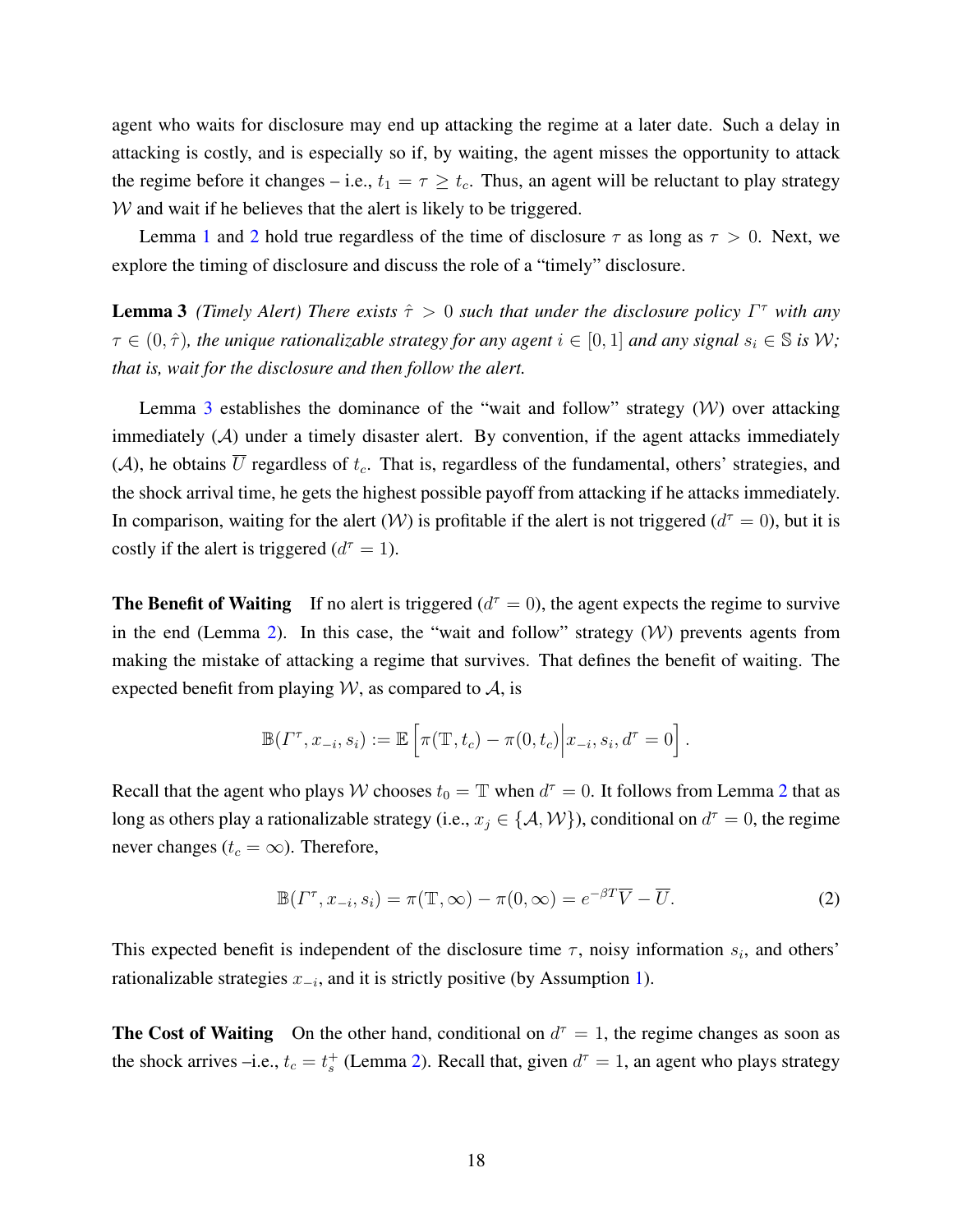agent who waits for disclosure may end up attacking the regime at a later date. Such a delay in attacking is costly, and is especially so if, by waiting, the agent misses the opportunity to attack the regime before it changes – i.e., $t_1 = \tau \geq t_c$. Thus, an agent will be reluctant to play strategy $\mathcal{W}$ and wait if he believes that the alert is likely to be triggered.

Lemma 1 and 2 hold true regardless of the time of disclosure $\tau$ as long as $\tau > 0$. Next, we explore the timing of disclosure and discuss the role of a "timely" disclosure.

**Lemma 3** *(Timely Alert) There exists $\hat{\tau} > 0$ such that under the disclosure policy $\Gamma^\tau$ with any $\tau \in (0, \hat{\tau})$, the unique rationalizable strategy for any agent $i \in [0,1]$ and any signal $s_i \in \mathbb{S}$ is $\mathcal{W}$; that is, wait for the disclosure and then follow the alert.*

Lemma 3 establishes the dominance of the "wait and follow" strategy ($\mathcal{W}$) over attacking immediately ($\mathcal{A}$) under a timely disaster alert. By convention, if the agent attacks immediately ($\mathcal{A}$), he obtains $\overline{U}$ regardless of $t_c$. That is, regardless of the fundamental, others' strategies, and the shock arrival time, he gets the highest possible payoff from attacking if he attacks immediately. In comparison, waiting for the alert ($\mathcal{W}$) is profitable if the alert is not triggered ($d^\tau = 0$), but it is costly if the alert is triggered ($d^\tau = 1$).

**The Benefit of Waiting** If no alert is triggered ($d^\tau = 0$), the agent expects the regime to survive in the end (Lemma 2). In this case, the "wait and follow" strategy ($\mathcal{W}$) prevents agents from making the mistake of attacking a regime that survives. That defines the benefit of waiting. The expected benefit from playing $\mathcal{W}$, as compared to $\mathcal{A}$, is

$$\mathbb{B}(\Gamma^\tau, x_{-i}, s_i) := \mathbb{E}\left[\pi(\mathbb{T}, t_c) - \pi(0, t_c)\middle| x_{-i}, s_i, d^\tau = 0\right].$$

Recall that the agent who plays $\mathcal{W}$ chooses $t_0 = \mathbb{T}$ when $d^\tau = 0$. It follows from Lemma 2 that as long as others play a rationalizable strategy (i.e., $x_j \in \{\mathcal{A}, \mathcal{W}\}$), conditional on $d^\tau = 0$, the regime never changes ($t_c = \infty$). Therefore,

$$\mathbb{B}(\Gamma^\tau, x_{-i}, s_i) = \pi(\mathbb{T}, \infty) - \pi(0, \infty) = e^{-\beta T}\overline{V} - \overline{U}. \tag{2}$$

This expected benefit is independent of the disclosure time $\tau$, noisy information $s_i$, and others' rationalizable strategies $x_{-i}$, and it is strictly positive (by Assumption 1).

**The Cost of Waiting** On the other hand, conditional on $d^\tau = 1$, the regime changes as soon as the shock arrives –i.e., $t_c = t_s^+$ (Lemma 2). Recall that, given $d^\tau = 1$, an agent who plays strategy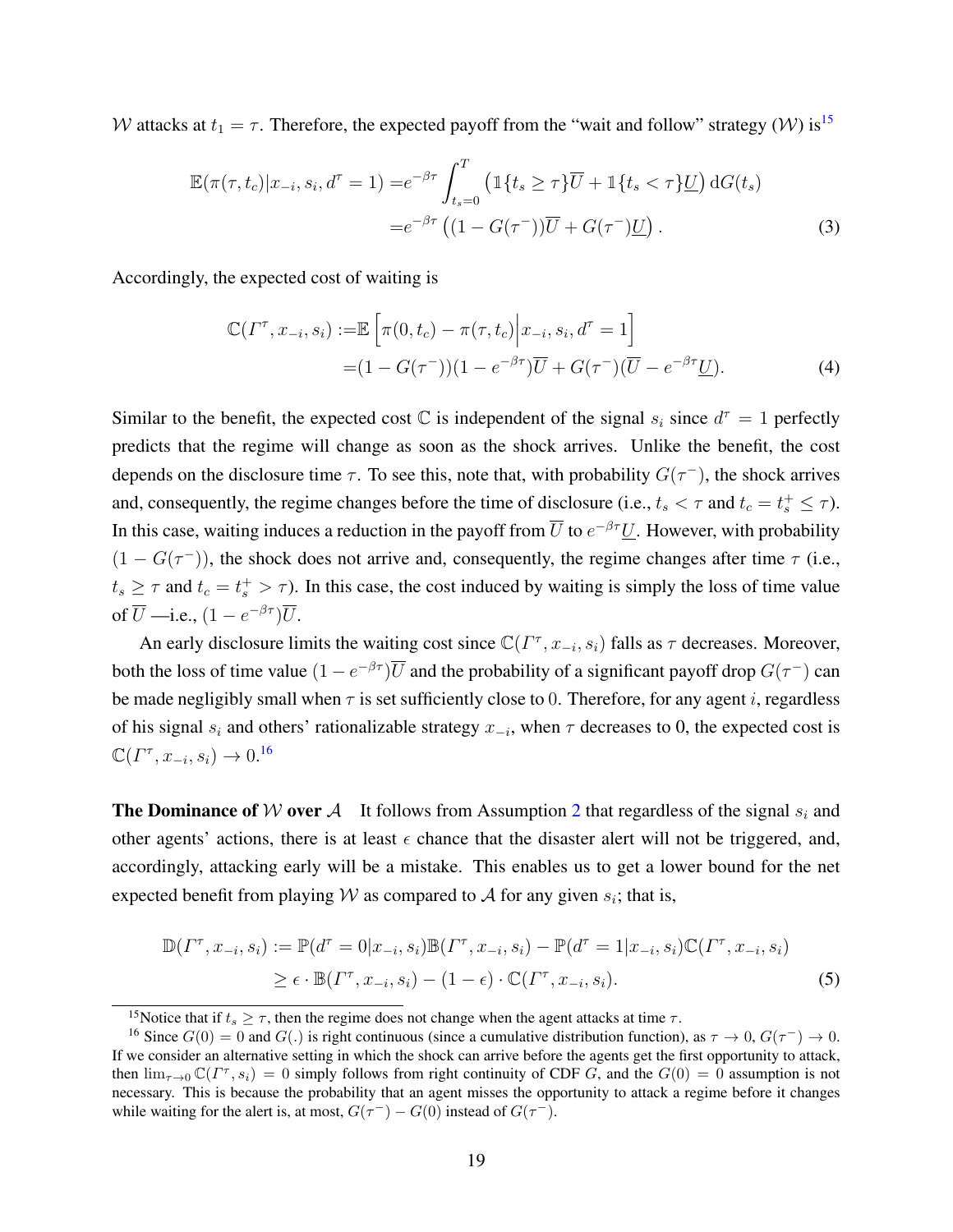$\mathcal{W}$ attacks at $t_1 = \tau$. Therefore, the expected payoff from the "wait and follow" strategy ($\mathcal{W}$) is[15]

$$
\begin{aligned}
\mathbb{E}(\pi(\tau, t_c)|x_{-i}, s_i, d^\tau = 1) =& e^{-\beta\tau} \int_{t_s=0}^{T} \left( \mathbb{1}\{t_s \geq \tau\}\overline{U} + \mathbb{1}\{t_s < \tau\}\underline{U} \right) \mathrm{d}G(t_s) \\
=& e^{-\beta\tau} \left( (1 - G(\tau^-))\overline{U} + G(\tau^-)\underline{U} \right). \qquad (3)
\end{aligned}
$$

Accordingly, the expected cost of waiting is

$$
\begin{aligned}
\mathbb{C}(\Gamma^\tau, x_{-i}, s_i) :=& \mathbb{E}\left[ \pi(0, t_c) - \pi(\tau, t_c) \middle| x_{-i}, s_i, d^\tau = 1 \right] \\
=& (1 - G(\tau^-))(1 - e^{-\beta\tau})\overline{U} + G(\tau^-)(\overline{U} - e^{-\beta\tau}\underline{U}). \qquad (4)
\end{aligned}
$$

Similar to the benefit, the expected cost $\mathbb{C}$ is independent of the signal $s_i$ since $d^\tau = 1$ perfectly predicts that the regime will change as soon as the shock arrives. Unlike the benefit, the cost depends on the disclosure time $\tau$. To see this, note that, with probability $G(\tau^-)$, the shock arrives and, consequently, the regime changes before the time of disclosure (i.e., $t_s < \tau$ and $t_c = t_s^+ \leq \tau$). In this case, waiting induces a reduction in the payoff from $\overline{U}$ to $e^{-\beta\tau}\underline{U}$. However, with probability $(1 - G(\tau^-))$, the shock does not arrive and, consequently, the regime changes after time $\tau$ (i.e., $t_s \geq \tau$ and $t_c = t_s^+ > \tau$). In this case, the cost induced by waiting is simply the loss of time value of $\overline{U}$ —i.e., $(1 - e^{-\beta\tau})\overline{U}$.

An early disclosure limits the waiting cost since $\mathbb{C}(\Gamma^\tau, x_{-i}, s_i)$ falls as $\tau$ decreases. Moreover, both the loss of time value $(1 - e^{-\beta\tau})\overline{U}$ and the probability of a significant payoff drop $G(\tau^-)$ can be made negligibly small when $\tau$ is set sufficiently close to 0. Therefore, for any agent $i$, regardless of his signal $s_i$ and others' rationalizable strategy $x_{-i}$, when $\tau$ decreases to 0, the expected cost is $\mathbb{C}(\Gamma^\tau, x_{-i}, s_i) \to 0$.[16]

**The Dominance of $\mathcal{W}$ over $\mathcal{A}$** It follows from Assumption 2 that regardless of the signal $s_i$ and other agents' actions, there is at least $\epsilon$ chance that the disaster alert will not be triggered, and, accordingly, attacking early will be a mistake. This enables us to get a lower bound for the net expected benefit from playing $\mathcal{W}$ as compared to $\mathcal{A}$ for any given $s_i$; that is,

$$
\begin{aligned}
\mathbb{D}(\Gamma^\tau, x_{-i}, s_i) :=& \mathbb{P}(d^\tau = 0|x_{-i}, s_i)\mathbb{B}(\Gamma^\tau, x_{-i}, s_i) - \mathbb{P}(d^\tau = 1|x_{-i}, s_i)\mathbb{C}(\Gamma^\tau, x_{-i}, s_i) \\
\geq& \epsilon \cdot \mathbb{B}(\Gamma^\tau, x_{-i}, s_i) - (1 - \epsilon) \cdot \mathbb{C}(\Gamma^\tau, x_{-i}, s_i). \qquad (5)
\end{aligned}
$$

---

[15] Notice that if $t_s \geq \tau$, then the regime does not change when the agent attacks at time $\tau$.

[16] Since $G(0) = 0$ and $G(.)$ is right continuous (since a cumulative distribution function), as $\tau \to 0$, $G(\tau^-) \to 0$. If we consider an alternative setting in which the shock can arrive before the agents get the first opportunity to attack, then $\lim_{\tau \to 0} \mathbb{C}(\Gamma^\tau, s_i) = 0$ simply follows from right continuity of CDF $G$, and the $G(0) = 0$ assumption is not necessary. This is because the probability that an agent misses the opportunity to attack a regime before it changes while waiting for the alert is, at most, $G(\tau^-) - G(0)$ instead of $G(\tau^-)$.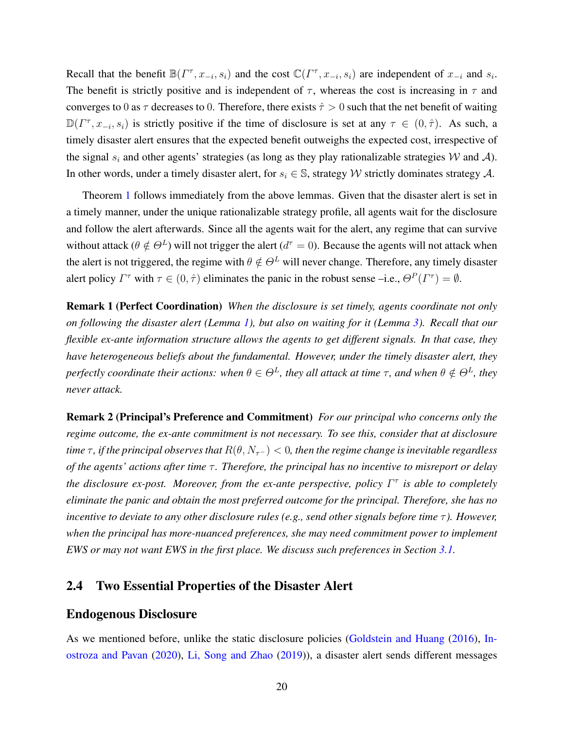Recall that the benefit $\mathbb{B}(\Gamma^\tau, x_{-i}, s_i)$ and the cost $\mathbb{C}(\Gamma^\tau, x_{-i}, s_i)$ are independent of $x_{-i}$ and $s_i$. The benefit is strictly positive and is independent of $\tau$, whereas the cost is increasing in $\tau$ and converges to 0 as $\tau$ decreases to 0. Therefore, there exists $\hat{\tau} > 0$ such that the net benefit of waiting $\mathbb{D}(\Gamma^\tau, x_{-i}, s_i)$ is strictly positive if the time of disclosure is set at any $\tau \in (0, \hat{\tau})$. As such, a timely disaster alert ensures that the expected benefit outweighs the expected cost, irrespective of the signal $s_i$ and other agents' strategies (as long as they play rationalizable strategies $\mathcal{W}$ and $\mathcal{A}$). In other words, under a timely disaster alert, for $s_i \in \mathbb{S}$, strategy $\mathcal{W}$ strictly dominates strategy $\mathcal{A}$.

Theorem 1 follows immediately from the above lemmas. Given that the disaster alert is set in a timely manner, under the unique rationalizable strategy profile, all agents wait for the disclosure and follow the alert afterwards. Since all the agents wait for the alert, any regime that can survive without attack ($\theta \notin \Theta^L$) will not trigger the alert ($d^\tau = 0$). Because the agents will not attack when the alert is not triggered, the regime with $\theta \notin \Theta^L$ will never change. Therefore, any timely disaster alert policy $\Gamma^\tau$ with $\tau \in (0, \hat{\tau})$ eliminates the panic in the robust sense –i.e., $\Theta^P(\Gamma^\tau) = \emptyset$.

**Remark 1 (Perfect Coordination)** *When the disclosure is set timely, agents coordinate not only on following the disaster alert (Lemma 1), but also on waiting for it (Lemma 3). Recall that our flexible ex-ante information structure allows the agents to get different signals. In that case, they have heterogeneous beliefs about the fundamental. However, under the timely disaster alert, they perfectly coordinate their actions: when $\theta \in \Theta^L$, they all attack at time $\tau$, and when $\theta \notin \Theta^L$, they never attack.*

**Remark 2 (Principal's Preference and Commitment)** *For our principal who concerns only the regime outcome, the ex-ante commitment is not necessary. To see this, consider that at disclosure time $\tau$, if the principal observes that $R(\theta, N_{\tau^-}) < 0$, then the regime change is inevitable regardless of the agents' actions after time $\tau$. Therefore, the principal has no incentive to misreport or delay the disclosure ex-post. Moreover, from the ex-ante perspective, policy $\Gamma^\tau$ is able to completely eliminate the panic and obtain the most preferred outcome for the principal. Therefore, she has no incentive to deviate to any other disclosure rules (e.g., send other signals before time $\tau$). However, when the principal has more-nuanced preferences, she may need commitment power to implement EWS or may not want EWS in the first place. We discuss such preferences in Section 3.1.*

## 2.4 Two Essential Properties of the Disaster Alert

### Endogenous Disclosure

As we mentioned before, unlike the static disclosure policies (Goldstein and Huang (2016), Inostroza and Pavan (2020), Li, Song and Zhao (2019)), a disaster alert sends different messages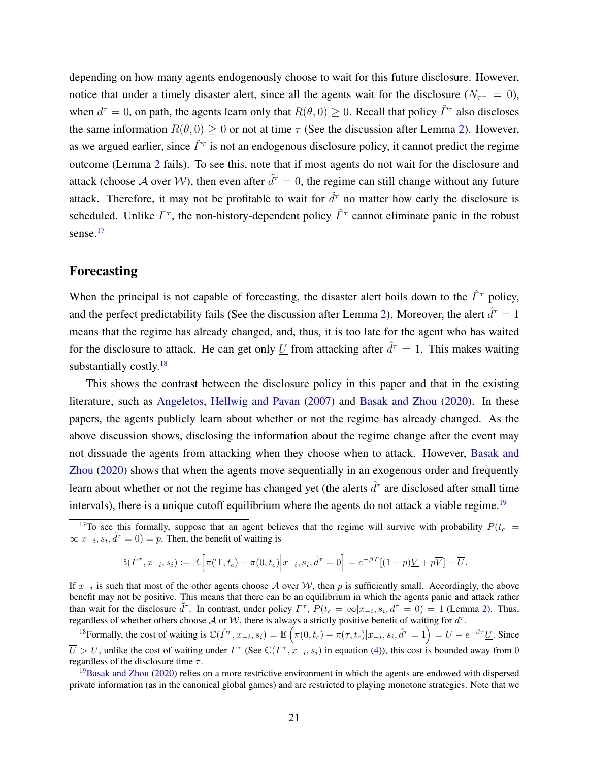depending on how many agents endogenously choose to wait for this future disclosure. However, notice that under a timely disaster alert, since all the agents wait for the disclosure ($N_{\tau^-} = 0$), when $d^\tau = 0$, on path, the agents learn only that $R(\theta, 0) \geq 0$. Recall that policy $\tilde{\Gamma}^\tau$ also discloses the same information $R(\theta, 0) \geq 0$ or not at time $\tau$ (See the discussion after Lemma 2). However, as we argued earlier, since $\tilde{\Gamma}^\tau$ is not an endogenous disclosure policy, it cannot predict the regime outcome (Lemma 2 fails). To see this, note that if most agents do not wait for the disclosure and attack (choose $\mathcal{A}$ over $\mathcal{W}$), then even after $\tilde{d}^\tau = 0$, the regime can still change without any future attack. Therefore, it may not be profitable to wait for $\tilde{d}^\tau$ no matter how early the disclosure is scheduled. Unlike $\Gamma^\tau$, the non-history-dependent policy $\tilde{\Gamma}^\tau$ cannot eliminate panic in the robust sense.[17]

## Forecasting

When the principal is not capable of forecasting, the disaster alert boils down to the $\hat{\Gamma}^\tau$ policy, and the perfect predictability fails (See the discussion after Lemma 2). Moreover, the alert $\hat{d}^\tau = 1$ means that the regime has already changed, and, thus, it is too late for the agent who has waited for the disclosure to attack. He can get only $\underline{U}$ from attacking after $\hat{d}^\tau = 1$. This makes waiting substantially costly.[18]

This shows the contrast between the disclosure policy in this paper and that in the existing literature, such as Angeletos, Hellwig and Pavan (2007) and Basak and Zhou (2020). In these papers, the agents publicly learn about whether or not the regime has already changed. As the above discussion shows, disclosing the information about the regime change after the event may not dissuade the agents from attacking when they choose when to attack. However, Basak and Zhou (2020) shows that when the agents move sequentially in an exogenous order and frequently learn about whether or not the regime has changed yet (the alerts $\hat{d}^\tau$ are disclosed after small time intervals), there is a unique cutoff equilibrium where the agents do not attack a viable regime.[19]

---

[17] To see this formally, suppose that an agent believes that the regime will survive with probability $P(t_c = \infty | x_{-i}, s_i, \tilde{d}^\tau = 0) = p$. Then, the benefit of waiting is

$$\mathbb{B}(\tilde{\Gamma}^\tau, x_{-i}, s_i) := \mathbb{E}\left[\pi(\mathbb{T}, t_c) - \pi(0, t_c) \Big| x_{-i}, s_i, \tilde{d}^\tau = 0\right] = e^{-\beta T}[(1-p)\underline{V} + p\overline{V}] - \overline{U}.$$

If $x_{-i}$ is such that most of the other agents choose $\mathcal{A}$ over $\mathcal{W}$, then $p$ is sufficiently small. Accordingly, the above benefit may not be positive. This means that there can be an equilibrium in which the agents panic and attack rather than wait for the disclosure $\tilde{d}^\tau$. In contrast, under policy $\Gamma^\tau$, $P(t_c = \infty | x_{-i}, s_i, d^\tau = 0) = 1$ (Lemma 2). Thus, regardless of whether others choose $\mathcal{A}$ or $\mathcal{W}$, there is always a strictly positive benefit of waiting for $d^\tau$.

[18] Formally, the cost of waiting is $\mathbb{C}(\hat{\Gamma}^\tau, x_{-i}, s_i) = \mathbb{E}\left(\pi(0, t_c) - \pi(\tau, t_c) | x_{-i}, s_i, \hat{d}^\tau = 1\right) = \overline{U} - e^{-\beta\tau}\underline{U}$. Since $\overline{U} > \underline{U}$, unlike the cost of waiting under $\Gamma^\tau$ (See $\mathbb{C}(\Gamma^\tau, x_{-i}, s_i)$ in equation (4)), this cost is bounded away from 0 regardless of the disclosure time $\tau$.

[19] Basak and Zhou (2020) relies on a more restrictive environment in which the agents are endowed with dispersed private information (as in the canonical global games) and are restricted to playing monotone strategies. Note that we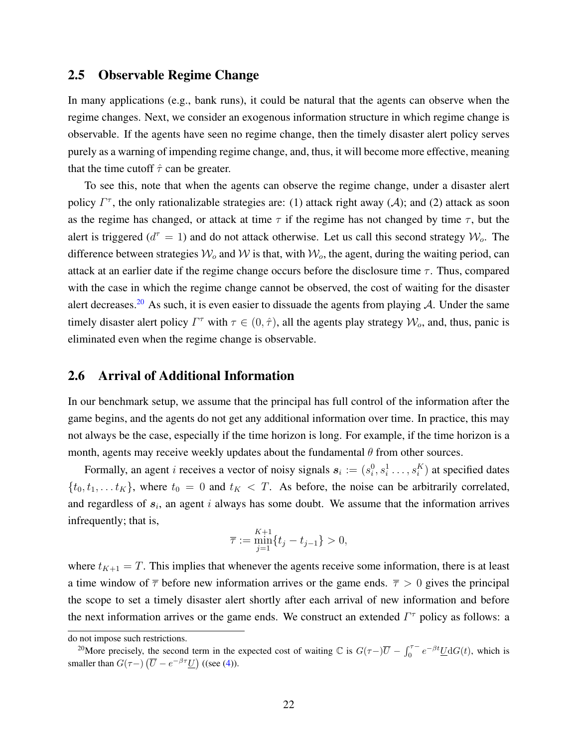## 2.5 Observable Regime Change

In many applications (e.g., bank runs), it could be natural that the agents can observe when the regime changes. Next, we consider an exogenous information structure in which regime change is observable. If the agents have seen no regime change, then the timely disaster alert policy serves purely as a warning of impending regime change, and, thus, it will become more effective, meaning that the time cutoff $\hat{\tau}$ can be greater.

To see this, note that when the agents can observe the regime change, under a disaster alert policy $\mathit{\Gamma}^{\tau}$, the only rationalizable strategies are: (1) attack right away ($\mathcal{A}$); and (2) attack as soon as the regime has changed, or attack at time $\tau$ if the regime has not changed by time $\tau$, but the alert is triggered ($d^{\tau} = 1$) and do not attack otherwise. Let us call this second strategy $\mathcal{W}_o$. The difference between strategies $\mathcal{W}_o$ and $\mathcal{W}$ is that, with $\mathcal{W}_o$, the agent, during the waiting period, can attack at an earlier date if the regime change occurs before the disclosure time $\tau$. Thus, compared with the case in which the regime change cannot be observed, the cost of waiting for the disaster alert decreases.[20] As such, it is even easier to dissuade the agents from playing $\mathcal{A}$. Under the same timely disaster alert policy $\mathit{\Gamma}^{\tau}$ with $\tau \in (0, \hat{\tau})$, all the agents play strategy $\mathcal{W}_o$, and, thus, panic is eliminated even when the regime change is observable.

## 2.6 Arrival of Additional Information

In our benchmark setup, we assume that the principal has full control of the information after the game begins, and the agents do not get any additional information over time. In practice, this may not always be the case, especially if the time horizon is long. For example, if the time horizon is a month, agents may receive weekly updates about the fundamental $\theta$ from other sources.

Formally, an agent $i$ receives a vector of noisy signals $\boldsymbol{s}_i := (s_i^0, s_i^1 \ldots, s_i^K)$ at specified dates $\{t_0, t_1, \ldots t_K\}$, where $t_0 = 0$ and $t_K < T$. As before, the noise can be arbitrarily correlated, and regardless of $\boldsymbol{s}_i$, an agent $i$ always has some doubt. We assume that the information arrives infrequently; that is,

$$\overline{\tau} := \min_{j=1}^{K+1}\{t_j - t_{j-1}\} > 0,$$

where $t_{K+1} = T$. This implies that whenever the agents receive some information, there is at least a time window of $\overline{\tau}$ before new information arrives or the game ends. $\overline{\tau} > 0$ gives the principal the scope to set a timely disaster alert shortly after each arrival of new information and before the next information arrives or the game ends. We construct an extended $\mathit{\Gamma}^{\tau}$ policy as follows: a

---

do not impose such restrictions.

[20] More precisely, the second term in the expected cost of waiting $\mathbb{C}$ is $G(\tau-)\overline{U} - \int_0^{\tau-} e^{-\beta t}\underline{U}\mathrm{d}G(t)$, which is smaller than $G(\tau-)\left(\overline{U} - e^{-\beta\tau}\underline{U}\right)$ ((see (4)).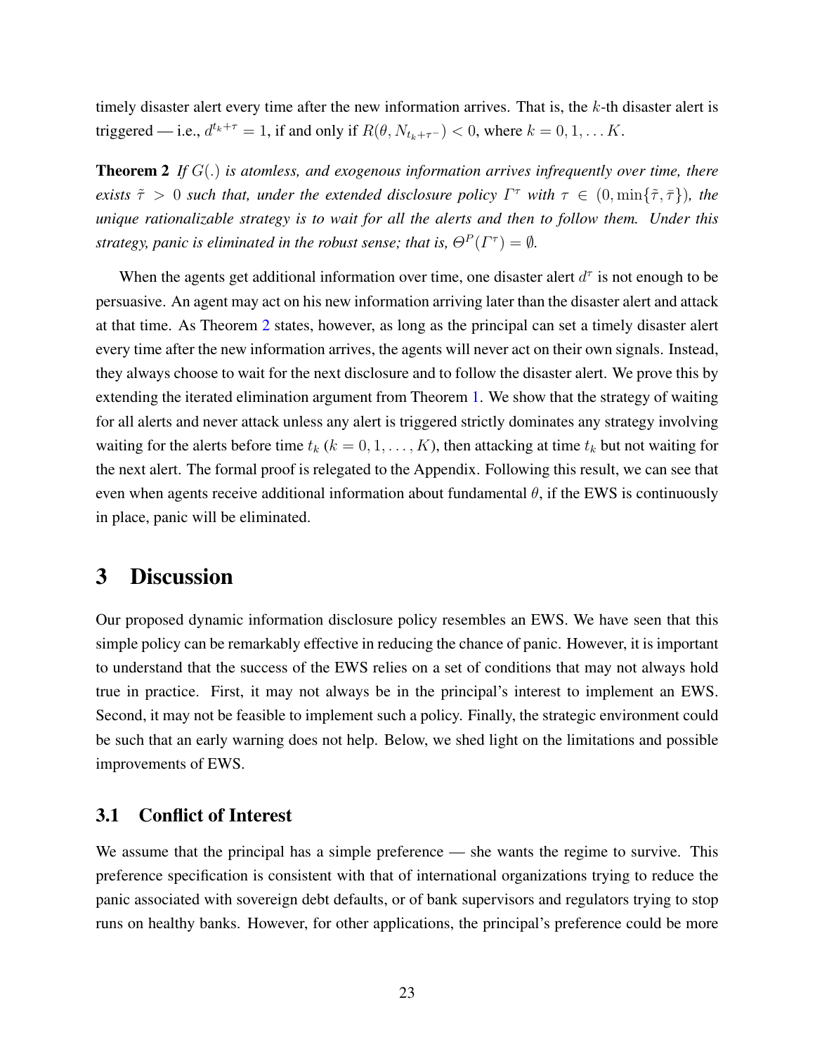timely disaster alert every time after the new information arrives. That is, the $k$-th disaster alert is triggered — i.e., $d^{t_k+\tau} = 1$, if and only if $R(\theta, N_{t_k+\tau^-}) < 0$, where $k = 0, 1, \dots K$.

**Theorem 2** *If $G(.)$ is atomless, and exogenous information arrives infrequently over time, there exists $\tilde{\tau} > 0$ such that, under the extended disclosure policy $\Gamma^{\tau}$ with $\tau \in (0, \min\{\tilde{\tau}, \bar{\tau}\})$, the unique rationalizable strategy is to wait for all the alerts and then to follow them. Under this strategy, panic is eliminated in the robust sense; that is, $\Theta^P(\Gamma^{\tau}) = \emptyset$.*

When the agents get additional information over time, one disaster alert $d^{\tau}$ is not enough to be persuasive. An agent may act on his new information arriving later than the disaster alert and attack at that time. As Theorem 2 states, however, as long as the principal can set a timely disaster alert every time after the new information arrives, the agents will never act on their own signals. Instead, they always choose to wait for the next disclosure and to follow the disaster alert. We prove this by extending the iterated elimination argument from Theorem 1. We show that the strategy of waiting for all alerts and never attack unless any alert is triggered strictly dominates any strategy involving waiting for the alerts before time $t_k$ ($k = 0, 1, \dots, K$), then attacking at time $t_k$ but not waiting for the next alert. The formal proof is relegated to the Appendix. Following this result, we can see that even when agents receive additional information about fundamental $\theta$, if the EWS is continuously in place, panic will be eliminated.

# 3 Discussion

Our proposed dynamic information disclosure policy resembles an EWS. We have seen that this simple policy can be remarkably effective in reducing the chance of panic. However, it is important to understand that the success of the EWS relies on a set of conditions that may not always hold true in practice. First, it may not always be in the principal's interest to implement an EWS. Second, it may not be feasible to implement such a policy. Finally, the strategic environment could be such that an early warning does not help. Below, we shed light on the limitations and possible improvements of EWS.

## 3.1 Conflict of Interest

We assume that the principal has a simple preference — she wants the regime to survive. This preference specification is consistent with that of international organizations trying to reduce the panic associated with sovereign debt defaults, or of bank supervisors and regulators trying to stop runs on healthy banks. However, for other applications, the principal's preference could be more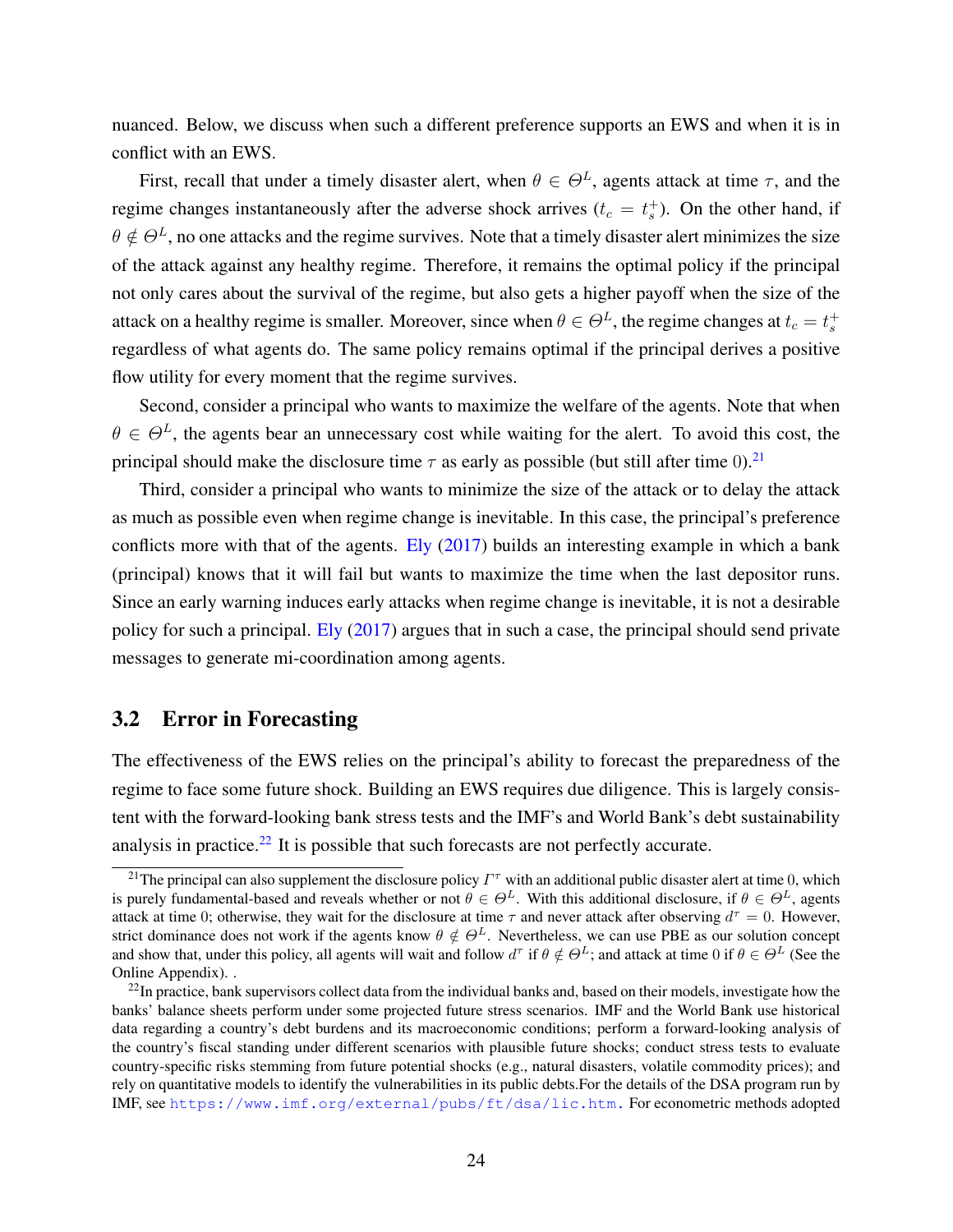nuanced. Below, we discuss when such a different preference supports an EWS and when it is in conflict with an EWS.

First, recall that under a timely disaster alert, when $\theta \in \Theta^L$, agents attack at time $\tau$, and the regime changes instantaneously after the adverse shock arrives ($t_c = t_s^+$). On the other hand, if $\theta \notin \Theta^L$, no one attacks and the regime survives. Note that a timely disaster alert minimizes the size of the attack against any healthy regime. Therefore, it remains the optimal policy if the principal not only cares about the survival of the regime, but also gets a higher payoff when the size of the attack on a healthy regime is smaller. Moreover, since when $\theta \in \Theta^L$, the regime changes at $t_c = t_s^+$ regardless of what agents do. The same policy remains optimal if the principal derives a positive flow utility for every moment that the regime survives.

Second, consider a principal who wants to maximize the welfare of the agents. Note that when $\theta \in \Theta^L$, the agents bear an unnecessary cost while waiting for the alert. To avoid this cost, the principal should make the disclosure time $\tau$ as early as possible (but still after time 0).[21]

Third, consider a principal who wants to minimize the size of the attack or to delay the attack as much as possible even when regime change is inevitable. In this case, the principal's preference conflicts more with that of the agents. Ely (2017) builds an interesting example in which a bank (principal) knows that it will fail but wants to maximize the time when the last depositor runs. Since an early warning induces early attacks when regime change is inevitable, it is not a desirable policy for such a principal. Ely (2017) argues that in such a case, the principal should send private messages to generate mi-coordination among agents.

## 3.2 Error in Forecasting

The effectiveness of the EWS relies on the principal's ability to forecast the preparedness of the regime to face some future shock. Building an EWS requires due diligence. This is largely consistent with the forward-looking bank stress tests and the IMF's and World Bank's debt sustainability analysis in practice.[22] It is possible that such forecasts are not perfectly accurate.

---

[21] The principal can also supplement the disclosure policy $\Gamma^\tau$ with an additional public disaster alert at time 0, which is purely fundamental-based and reveals whether or not $\theta \in \Theta^L$. With this additional disclosure, if $\theta \in \Theta^L$, agents attack at time 0; otherwise, they wait for the disclosure at time $\tau$ and never attack after observing $d^\tau = 0$. However, strict dominance does not work if the agents know $\theta \notin \Theta^L$. Nevertheless, we can use PBE as our solution concept and show that, under this policy, all agents will wait and follow $d^\tau$ if $\theta \notin \Theta^L$; and attack at time 0 if $\theta \in \Theta^L$ (See the Online Appendix). .

[22] In practice, bank supervisors collect data from the individual banks and, based on their models, investigate how the banks' balance sheets perform under some projected future stress scenarios. IMF and the World Bank use historical data regarding a country's debt burdens and its macroeconomic conditions; perform a forward-looking analysis of the country's fiscal standing under different scenarios with plausible future shocks; conduct stress tests to evaluate country-specific risks stemming from future potential shocks (e.g., natural disasters, volatile commodity prices); and rely on quantitative models to identify the vulnerabilities in its public debts.For the details of the DSA program run by IMF, see https://www.imf.org/external/pubs/ft/dsa/lic.htm. For econometric methods adopted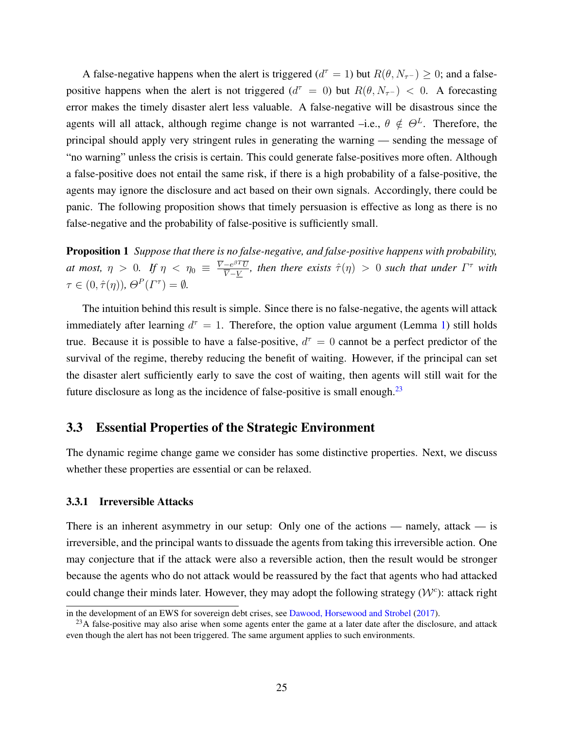A false-negative happens when the alert is triggered ($d^\tau = 1$) but $R(\theta, N_{\tau^-}) \geq 0$; and a false-positive happens when the alert is not triggered ($d^\tau = 0$) but $R(\theta, N_{\tau^-}) < 0$. A forecasting error makes the timely disaster alert less valuable. A false-negative will be disastrous since the agents will all attack, although regime change is not warranted –i.e., $\theta \notin \Theta^L$. Therefore, the principal should apply very stringent rules in generating the warning — sending the message of "no warning" unless the crisis is certain. This could generate false-positives more often. Although a false-positive does not entail the same risk, if there is a high probability of a false-positive, the agents may ignore the disclosure and act based on their own signals. Accordingly, there could be panic. The following proposition shows that timely persuasion is effective as long as there is no false-negative and the probability of false-positive is sufficiently small.

**Proposition 1** *Suppose that there is no false-negative, and false-positive happens with probability, at most, $\eta > 0$. If $\eta < \eta_0 \equiv \frac{\overline{V} - e^{\beta T}\overline{U}}{\overline{V} - \underline{V}}$, then there exists $\hat{\tau}(\eta) > 0$ such that under $\Gamma^\tau$ with $\tau \in (0, \hat{\tau}(\eta))$, $\Theta^P(\Gamma^\tau) = \emptyset$.*

The intuition behind this result is simple. Since there is no false-negative, the agents will attack immediately after learning $d^\tau = 1$. Therefore, the option value argument (Lemma 1) still holds true. Because it is possible to have a false-positive, $d^\tau = 0$ cannot be a perfect predictor of the survival of the regime, thereby reducing the benefit of waiting. However, if the principal can set the disaster alert sufficiently early to save the cost of waiting, then agents will still wait for the future disclosure as long as the incidence of false-positive is small enough.[23]

## 3.3 Essential Properties of the Strategic Environment

The dynamic regime change game we consider has some distinctive properties. Next, we discuss whether these properties are essential or can be relaxed.

### 3.3.1 Irreversible Attacks

There is an inherent asymmetry in our setup: Only one of the actions — namely, attack — is irreversible, and the principal wants to dissuade the agents from taking this irreversible action. One may conjecture that if the attack were also a reversible action, then the result would be stronger because the agents who do not attack would be reassured by the fact that agents who had attacked could change their minds later. However, they may adopt the following strategy ($\mathcal{W}^c$): attack right

in the development of an EWS for sovereign debt crises, see Dawood, Horsewood and Strobel (2017).

[23] A false-positive may also arise when some agents enter the game at a later date after the disclosure, and attack even though the alert has not been triggered. The same argument applies to such environments.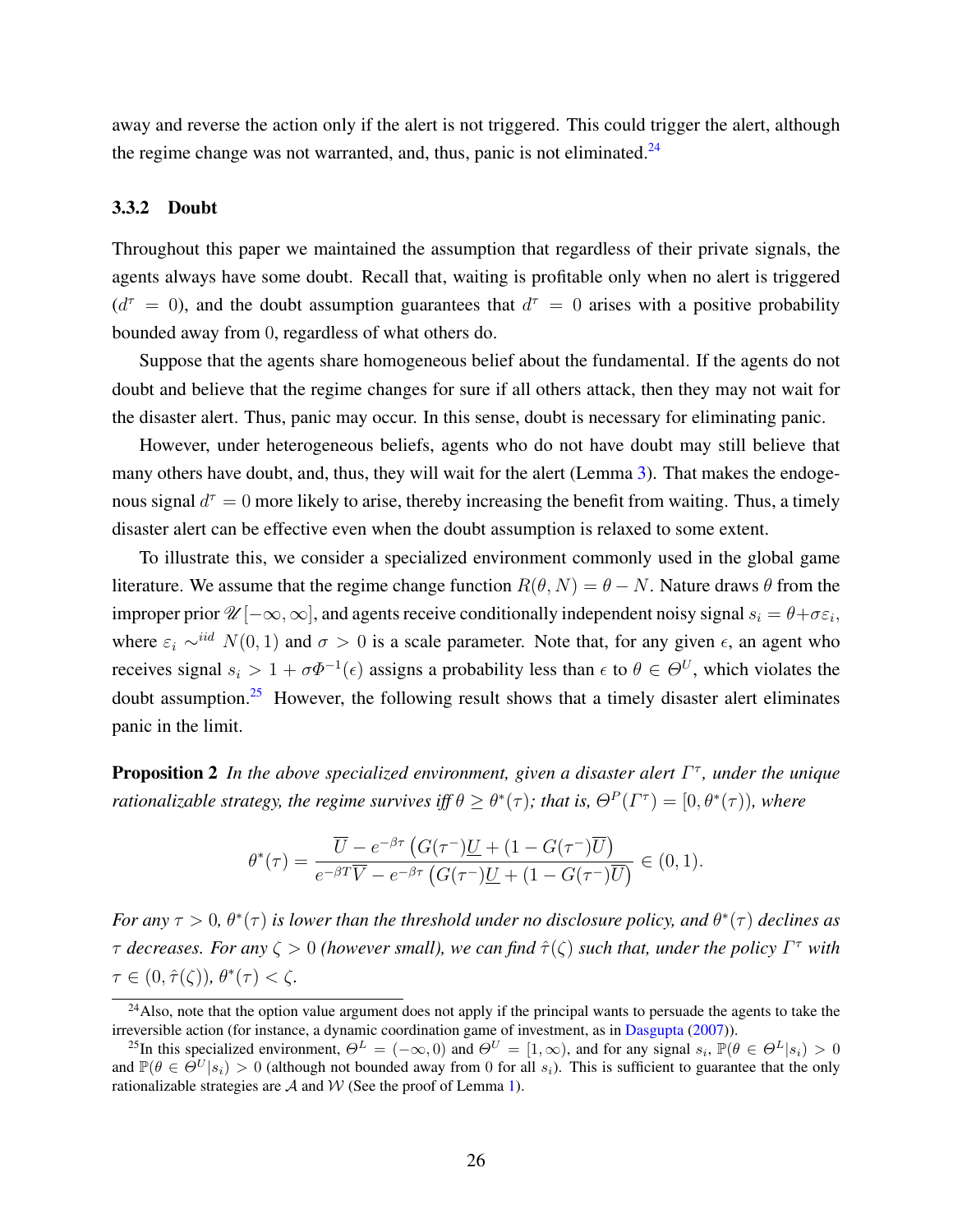away and reverse the action only if the alert is not triggered. This could trigger the alert, although the regime change was not warranted, and, thus, panic is not eliminated.[24]

### 3.3.2 Doubt

Throughout this paper we maintained the assumption that regardless of their private signals, the agents always have some doubt. Recall that, waiting is profitable only when no alert is triggered ($d^\tau = 0$), and the doubt assumption guarantees that $d^\tau = 0$ arises with a positive probability bounded away from 0, regardless of what others do.

Suppose that the agents share homogeneous belief about the fundamental. If the agents do not doubt and believe that the regime changes for sure if all others attack, then they may not wait for the disaster alert. Thus, panic may occur. In this sense, doubt is necessary for eliminating panic.

However, under heterogeneous beliefs, agents who do not have doubt may still believe that many others have doubt, and, thus, they will wait for the alert (Lemma 3). That makes the endogenous signal $d^\tau = 0$ more likely to arise, thereby increasing the benefit from waiting. Thus, a timely disaster alert can be effective even when the doubt assumption is relaxed to some extent.

To illustrate this, we consider a specialized environment commonly used in the global game literature. We assume that the regime change function $R(\theta, N) = \theta - N$. Nature draws $\theta$ from the improper prior $\mathscr{U}[-\infty, \infty]$, and agents receive conditionally independent noisy signal $s_i = \theta + \sigma\varepsilon_i$, where $\varepsilon_i \sim^{iid} N(0,1)$ and $\sigma > 0$ is a scale parameter. Note that, for any given $\epsilon$, an agent who receives signal $s_i > 1 + \sigma\Phi^{-1}(\epsilon)$ assigns a probability less than $\epsilon$ to $\theta \in \Theta^U$, which violates the doubt assumption.[25] However, the following result shows that a timely disaster alert eliminates panic in the limit.

**Proposition 2** *In the above specialized environment, given a disaster alert $\Gamma^\tau$, under the unique rationalizable strategy, the regime survives iff $\theta \geq \theta^*(\tau)$; that is, $\Theta^P(\Gamma^\tau) = [0, \theta^*(\tau))$, where*

$$\theta^*(\tau) = \frac{\overline{U} - e^{-\beta\tau}\left(G(\tau^-)\underline{U} + (1 - G(\tau^-)\overline{U}\right)}{e^{-\beta T}\overline{V} - e^{-\beta\tau}\left(G(\tau^-)\underline{U} + (1 - G(\tau^-)\overline{U}\right)} \in (0, 1).$$

*For any $\tau > 0$, $\theta^*(\tau)$ is lower than the threshold under no disclosure policy, and $\theta^*(\tau)$ declines as $\tau$ decreases. For any $\zeta > 0$ (however small), we can find $\hat{\tau}(\zeta)$ such that, under the policy $\Gamma^\tau$ with $\tau \in (0, \hat{\tau}(\zeta))$, $\theta^*(\tau) < \zeta$.*

---

[24] Also, note that the option value argument does not apply if the principal wants to persuade the agents to take the irreversible action (for instance, a dynamic coordination game of investment, as in Dasgupta (2007)).

[25] In this specialized environment, $\Theta^L = (-\infty, 0)$ and $\Theta^U = [1, \infty)$, and for any signal $s_i$, $\mathbb{P}(\theta \in \Theta^L | s_i) > 0$ and $\mathbb{P}(\theta \in \Theta^U | s_i) > 0$ (although not bounded away from 0 for all $s_i$). This is sufficient to guarantee that the only rationalizable strategies are $\mathcal{A}$ and $\mathcal{W}$ (See the proof of Lemma 1).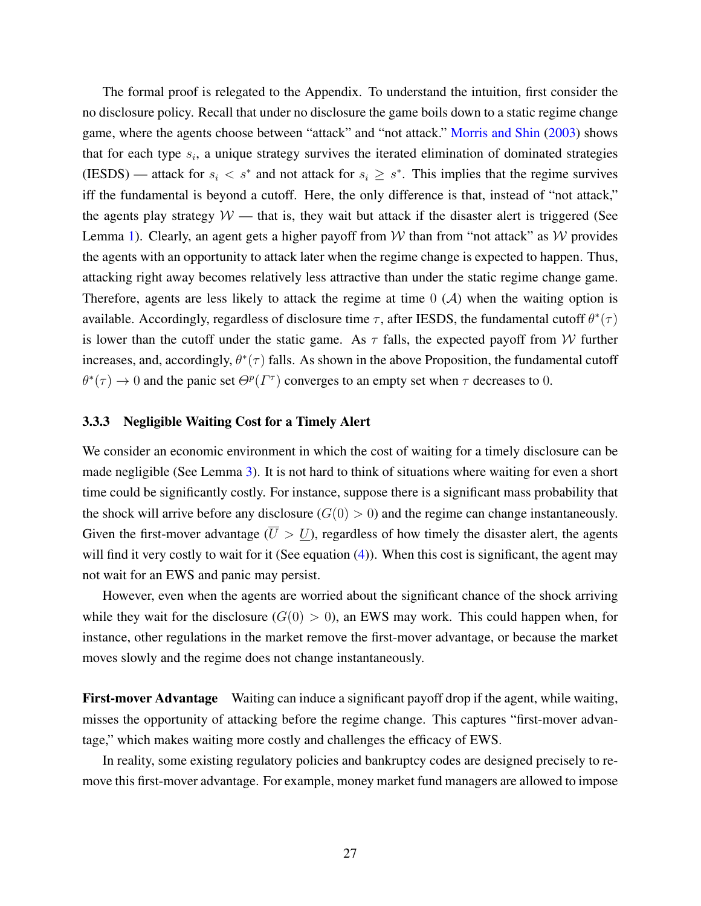The formal proof is relegated to the Appendix. To understand the intuition, first consider the no disclosure policy. Recall that under no disclosure the game boils down to a static regime change game, where the agents choose between "attack" and "not attack." Morris and Shin (2003) shows that for each type $s_i$, a unique strategy survives the iterated elimination of dominated strategies (IESDS) — attack for $s_i < s^*$ and not attack for $s_i \geq s^*$. This implies that the regime survives iff the fundamental is beyond a cutoff. Here, the only difference is that, instead of "not attack," the agents play strategy $\mathcal{W}$ — that is, they wait but attack if the disaster alert is triggered (See Lemma 1). Clearly, an agent gets a higher payoff from $\mathcal{W}$ than from "not attack" as $\mathcal{W}$ provides the agents with an opportunity to attack later when the regime change is expected to happen. Thus, attacking right away becomes relatively less attractive than under the static regime change game. Therefore, agents are less likely to attack the regime at time 0 ($\mathcal{A}$) when the waiting option is available. Accordingly, regardless of disclosure time $\tau$, after IESDS, the fundamental cutoff $\theta^*(\tau)$ is lower than the cutoff under the static game. As $\tau$ falls, the expected payoff from $\mathcal{W}$ further increases, and, accordingly, $\theta^*(\tau)$ falls. As shown in the above Proposition, the fundamental cutoff $\theta^*(\tau) \to 0$ and the panic set $\Theta^p(\Gamma^\tau)$ converges to an empty set when $\tau$ decreases to 0.

#### 3.3.3 Negligible Waiting Cost for a Timely Alert

We consider an economic environment in which the cost of waiting for a timely disclosure can be made negligible (See Lemma 3). It is not hard to think of situations where waiting for even a short time could be significantly costly. For instance, suppose there is a significant mass probability that the shock will arrive before any disclosure ($G(0) > 0$) and the regime can change instantaneously. Given the first-mover advantage ($\overline{U} > \underline{U}$), regardless of how timely the disaster alert, the agents will find it very costly to wait for it (See equation (4)). When this cost is significant, the agent may not wait for an EWS and panic may persist.

However, even when the agents are worried about the significant chance of the shock arriving while they wait for the disclosure ($G(0) > 0$), an EWS may work. This could happen when, for instance, other regulations in the market remove the first-mover advantage, or because the market moves slowly and the regime does not change instantaneously.

**First-mover Advantage** Waiting can induce a significant payoff drop if the agent, while waiting, misses the opportunity of attacking before the regime change. This captures "first-mover advantage," which makes waiting more costly and challenges the efficacy of EWS.

In reality, some existing regulatory policies and bankruptcy codes are designed precisely to remove this first-mover advantage. For example, money market fund managers are allowed to impose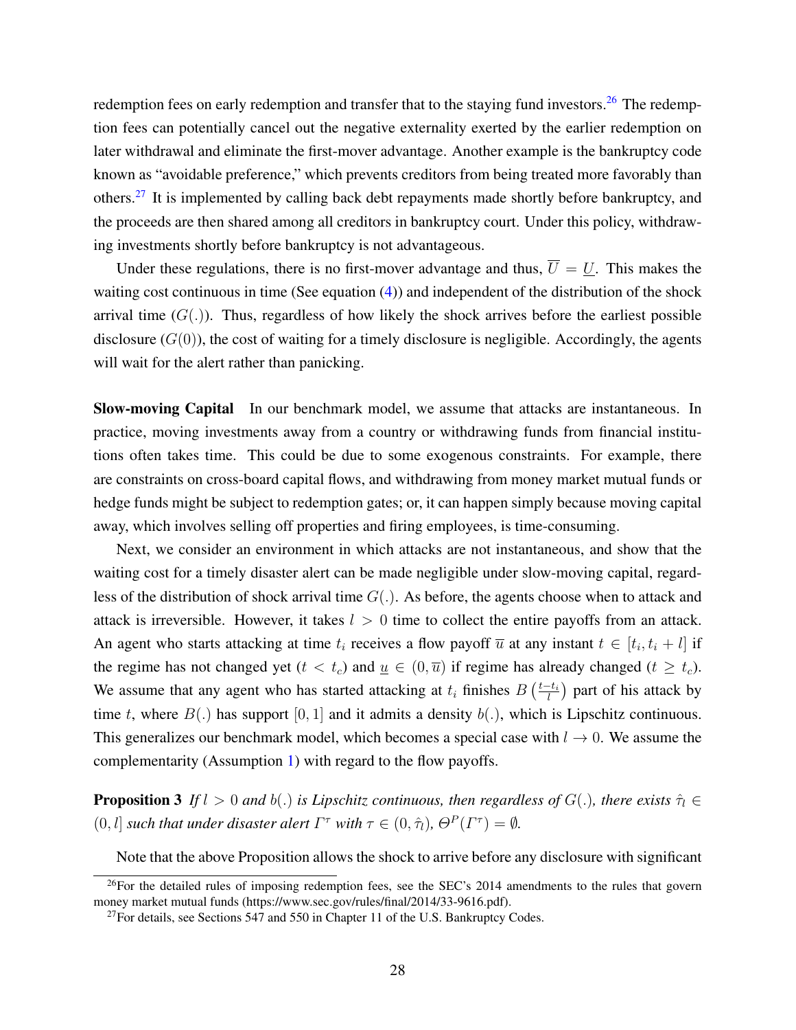redemption fees on early redemption and transfer that to the staying fund investors.[26] The redemption fees can potentially cancel out the negative externality exerted by the earlier redemption on later withdrawal and eliminate the first-mover advantage. Another example is the bankruptcy code known as "avoidable preference," which prevents creditors from being treated more favorably than others.[27] It is implemented by calling back debt repayments made shortly before bankruptcy, and the proceeds are then shared among all creditors in bankruptcy court. Under this policy, withdrawing investments shortly before bankruptcy is not advantageous.

Under these regulations, there is no first-mover advantage and thus, $\overline{U} = \underline{U}$. This makes the waiting cost continuous in time (See equation (4)) and independent of the distribution of the shock arrival time ($G(.)$). Thus, regardless of how likely the shock arrives before the earliest possible disclosure ($G(0)$), the cost of waiting for a timely disclosure is negligible. Accordingly, the agents will wait for the alert rather than panicking.

**Slow-moving Capital** In our benchmark model, we assume that attacks are instantaneous. In practice, moving investments away from a country or withdrawing funds from financial institutions often takes time. This could be due to some exogenous constraints. For example, there are constraints on cross-board capital flows, and withdrawing from money market mutual funds or hedge funds might be subject to redemption gates; or, it can happen simply because moving capital away, which involves selling off properties and firing employees, is time-consuming.

Next, we consider an environment in which attacks are not instantaneous, and show that the waiting cost for a timely disaster alert can be made negligible under slow-moving capital, regardless of the distribution of shock arrival time $G(.)$. As before, the agents choose when to attack and attack is irreversible. However, it takes $l > 0$ time to collect the entire payoffs from an attack. An agent who starts attacking at time $t_i$ receives a flow payoff $\overline{u}$ at any instant $t \in [t_i, t_i + l]$ if the regime has not changed yet ($t < t_c$) and $\underline{u} \in (0, \overline{u})$ if regime has already changed ($t \geq t_c$). We assume that any agent who has started attacking at $t_i$ finishes $B\left(\frac{t-t_i}{l}\right)$ part of his attack by time $t$, where $B(.)$ has support $[0, 1]$ and it admits a density $b(.)$, which is Lipschitz continuous. This generalizes our benchmark model, which becomes a special case with $l \to 0$. We assume the complementarity (Assumption 1) with regard to the flow payoffs.

**Proposition 3** *If $l > 0$ and $b(.)$ is Lipschitz continuous, then regardless of $G(.)$, there exists $\hat{\tau}_l \in (0, l]$ such that under disaster alert $\Gamma^\tau$ with $\tau \in (0, \hat{\tau}_l)$, $\Theta^P(\Gamma^\tau) = \emptyset$.*

Note that the above Proposition allows the shock to arrive before any disclosure with significant

[26] For the detailed rules of imposing redemption fees, see the SEC's 2014 amendments to the rules that govern money market mutual funds (https://www.sec.gov/rules/final/2014/33-9616.pdf).

[27] For details, see Sections 547 and 550 in Chapter 11 of the U.S. Bankruptcy Codes.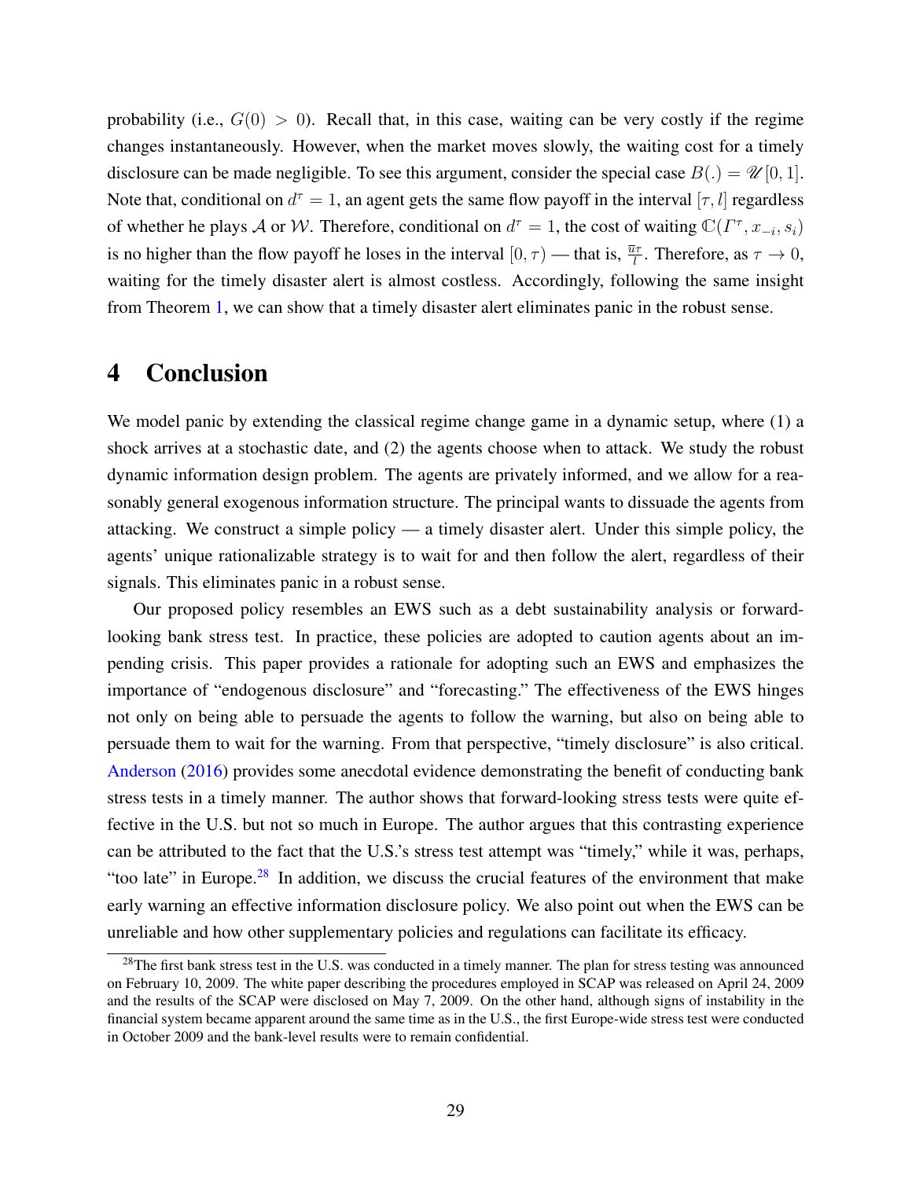probability (i.e., $G(0) > 0$). Recall that, in this case, waiting can be very costly if the regime changes instantaneously. However, when the market moves slowly, the waiting cost for a timely disclosure can be made negligible. To see this argument, consider the special case $B(.) = \mathscr{U}[0, 1]$. Note that, conditional on $d^\tau = 1$, an agent gets the same flow payoff in the interval $[\tau, l]$ regardless of whether he plays $\mathcal{A}$ or $\mathcal{W}$. Therefore, conditional on $d^\tau = 1$, the cost of waiting $\mathbb{C}(\Gamma^\tau, x_{-i}, s_i)$ is no higher than the flow payoff he loses in the interval $[0, \tau)$ — that is, $\frac{\overline{u}\tau}{l}$. Therefore, as $\tau \to 0$, waiting for the timely disaster alert is almost costless. Accordingly, following the same insight from Theorem 1, we can show that a timely disaster alert eliminates panic in the robust sense.

# 4 Conclusion

We model panic by extending the classical regime change game in a dynamic setup, where (1) a shock arrives at a stochastic date, and (2) the agents choose when to attack. We study the robust dynamic information design problem. The agents are privately informed, and we allow for a reasonably general exogenous information structure. The principal wants to dissuade the agents from attacking. We construct a simple policy — a timely disaster alert. Under this simple policy, the agents' unique rationalizable strategy is to wait for and then follow the alert, regardless of their signals. This eliminates panic in a robust sense.

Our proposed policy resembles an EWS such as a debt sustainability analysis or forward-looking bank stress test. In practice, these policies are adopted to caution agents about an impending crisis. This paper provides a rationale for adopting such an EWS and emphasizes the importance of "endogenous disclosure" and "forecasting." The effectiveness of the EWS hinges not only on being able to persuade the agents to follow the warning, but also on being able to persuade them to wait for the warning. From that perspective, "timely disclosure" is also critical. Anderson (2016) provides some anecdotal evidence demonstrating the benefit of conducting bank stress tests in a timely manner. The author shows that forward-looking stress tests were quite effective in the U.S. but not so much in Europe. The author argues that this contrasting experience can be attributed to the fact that the U.S.'s stress test attempt was "timely," while it was, perhaps, "too late" in Europe.[28] In addition, we discuss the crucial features of the environment that make early warning an effective information disclosure policy. We also point out when the EWS can be unreliable and how other supplementary policies and regulations can facilitate its efficacy.

[28] The first bank stress test in the U.S. was conducted in a timely manner. The plan for stress testing was announced on February 10, 2009. The white paper describing the procedures employed in SCAP was released on April 24, 2009 and the results of the SCAP were disclosed on May 7, 2009. On the other hand, although signs of instability in the financial system became apparent around the same time as in the U.S., the first Europe-wide stress test were conducted in October 2009 and the bank-level results were to remain confidential.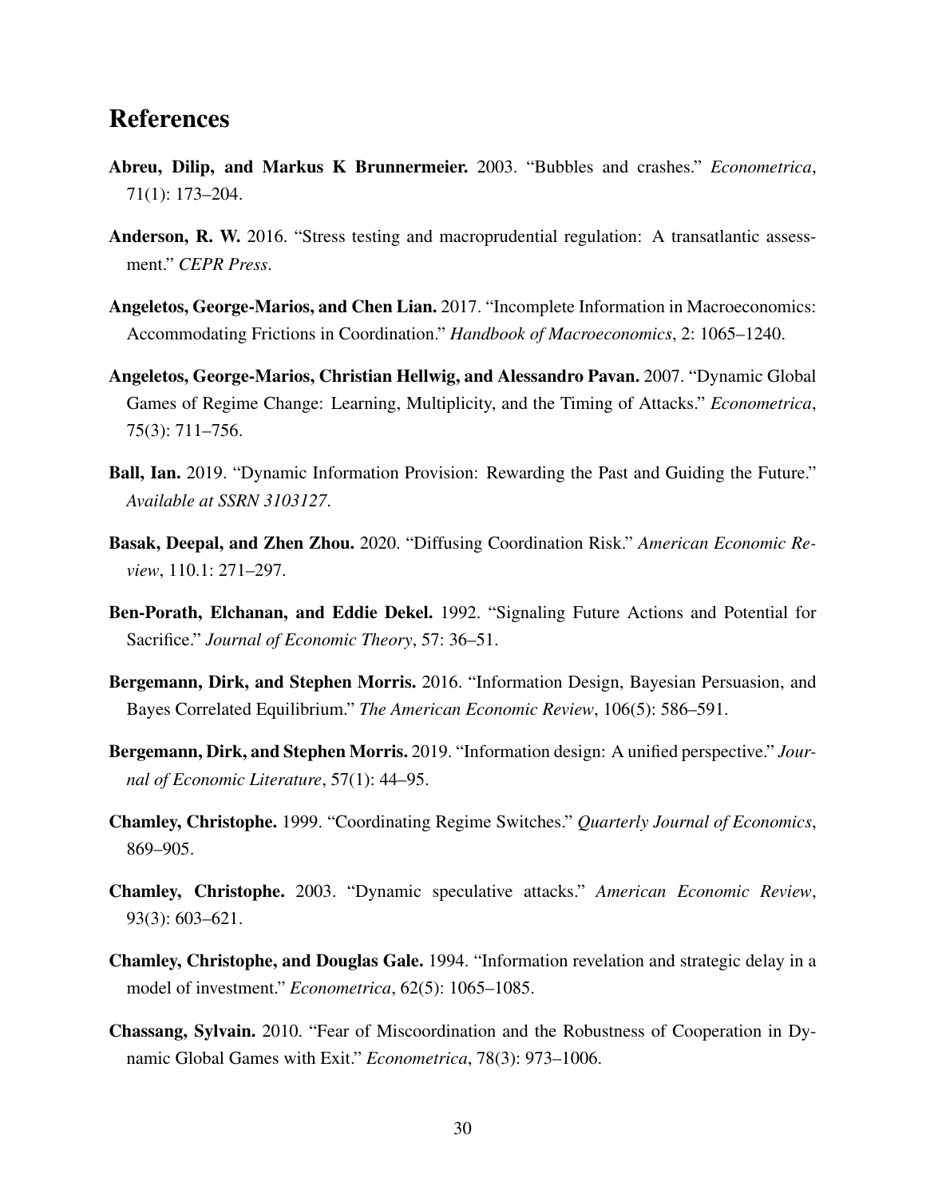# References

**Abreu, Dilip, and Markus K Brunnermeier.** 2003. "Bubbles and crashes." *Econometrica*, 71(1): 173–204.

**Anderson, R. W.** 2016. "Stress testing and macroprudential regulation: A transatlantic assessment." *CEPR Press*.

**Angeletos, George-Marios, and Chen Lian.** 2017. "Incomplete Information in Macroeconomics: Accommodating Frictions in Coordination." *Handbook of Macroeconomics*, 2: 1065–1240.

**Angeletos, George-Marios, Christian Hellwig, and Alessandro Pavan.** 2007. "Dynamic Global Games of Regime Change: Learning, Multiplicity, and the Timing of Attacks." *Econometrica*, 75(3): 711–756.

**Ball, Ian.** 2019. "Dynamic Information Provision: Rewarding the Past and Guiding the Future." *Available at SSRN 3103127*.

**Basak, Deepal, and Zhen Zhou.** 2020. "Diffusing Coordination Risk." *American Economic Review*, 110.1: 271–297.

**Ben-Porath, Elchanan, and Eddie Dekel.** 1992. "Signaling Future Actions and Potential for Sacrifice." *Journal of Economic Theory*, 57: 36–51.

**Bergemann, Dirk, and Stephen Morris.** 2016. "Information Design, Bayesian Persuasion, and Bayes Correlated Equilibrium." *The American Economic Review*, 106(5): 586–591.

**Bergemann, Dirk, and Stephen Morris.** 2019. "Information design: A unified perspective." *Journal of Economic Literature*, 57(1): 44–95.

**Chamley, Christophe.** 1999. "Coordinating Regime Switches." *Quarterly Journal of Economics*, 869–905.

**Chamley, Christophe.** 2003. "Dynamic speculative attacks." *American Economic Review*, 93(3): 603–621.

**Chamley, Christophe, and Douglas Gale.** 1994. "Information revelation and strategic delay in a model of investment." *Econometrica*, 62(5): 1065–1085.

**Chassang, Sylvain.** 2010. "Fear of Miscoordination and the Robustness of Cooperation in Dynamic Global Games with Exit." *Econometrica*, 78(3): 973–1006.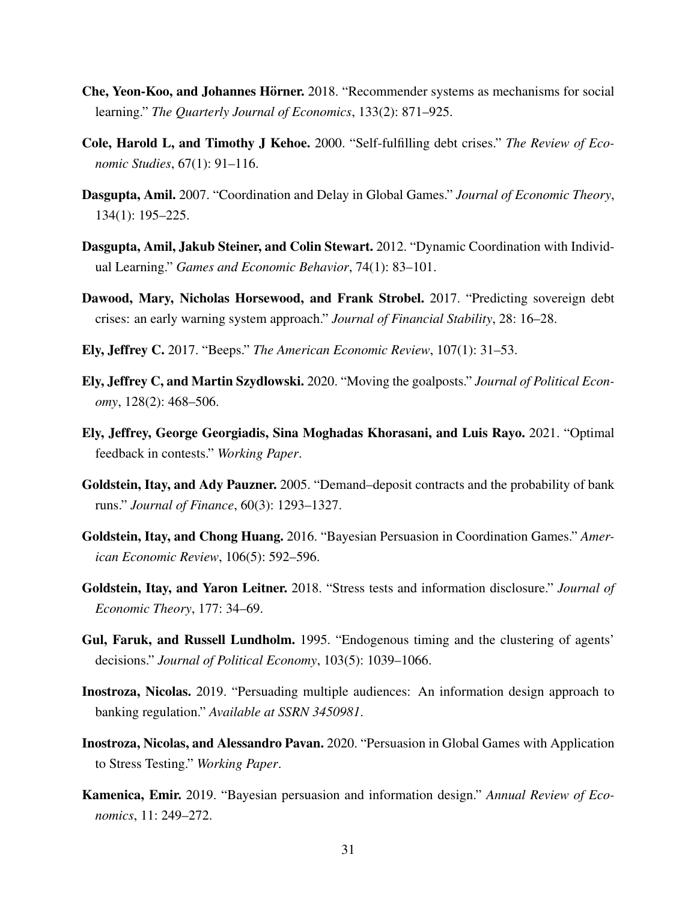**Che, Yeon-Koo, and Johannes Hörner.** 2018. "Recommender systems as mechanisms for social learning." *The Quarterly Journal of Economics*, 133(2): 871–925.

**Cole, Harold L, and Timothy J Kehoe.** 2000. "Self-fulfilling debt crises." *The Review of Economic Studies*, 67(1): 91–116.

**Dasgupta, Amil.** 2007. "Coordination and Delay in Global Games." *Journal of Economic Theory*, 134(1): 195–225.

**Dasgupta, Amil, Jakub Steiner, and Colin Stewart.** 2012. "Dynamic Coordination with Individual Learning." *Games and Economic Behavior*, 74(1): 83–101.

**Dawood, Mary, Nicholas Horsewood, and Frank Strobel.** 2017. "Predicting sovereign debt crises: an early warning system approach." *Journal of Financial Stability*, 28: 16–28.

**Ely, Jeffrey C.** 2017. "Beeps." *The American Economic Review*, 107(1): 31–53.

**Ely, Jeffrey C, and Martin Szydlowski.** 2020. "Moving the goalposts." *Journal of Political Economy*, 128(2): 468–506.

**Ely, Jeffrey, George Georgiadis, Sina Moghadas Khorasani, and Luis Rayo.** 2021. "Optimal feedback in contests." *Working Paper*.

**Goldstein, Itay, and Ady Pauzner.** 2005. "Demand–deposit contracts and the probability of bank runs." *Journal of Finance*, 60(3): 1293–1327.

**Goldstein, Itay, and Chong Huang.** 2016. "Bayesian Persuasion in Coordination Games." *American Economic Review*, 106(5): 592–596.

**Goldstein, Itay, and Yaron Leitner.** 2018. "Stress tests and information disclosure." *Journal of Economic Theory*, 177: 34–69.

**Gul, Faruk, and Russell Lundholm.** 1995. "Endogenous timing and the clustering of agents' decisions." *Journal of Political Economy*, 103(5): 1039–1066.

**Inostroza, Nicolas.** 2019. "Persuading multiple audiences: An information design approach to banking regulation." *Available at SSRN 3450981*.

**Inostroza, Nicolas, and Alessandro Pavan.** 2020. "Persuasion in Global Games with Application to Stress Testing." *Working Paper*.

**Kamenica, Emir.** 2019. "Bayesian persuasion and information design." *Annual Review of Economics*, 11: 249–272.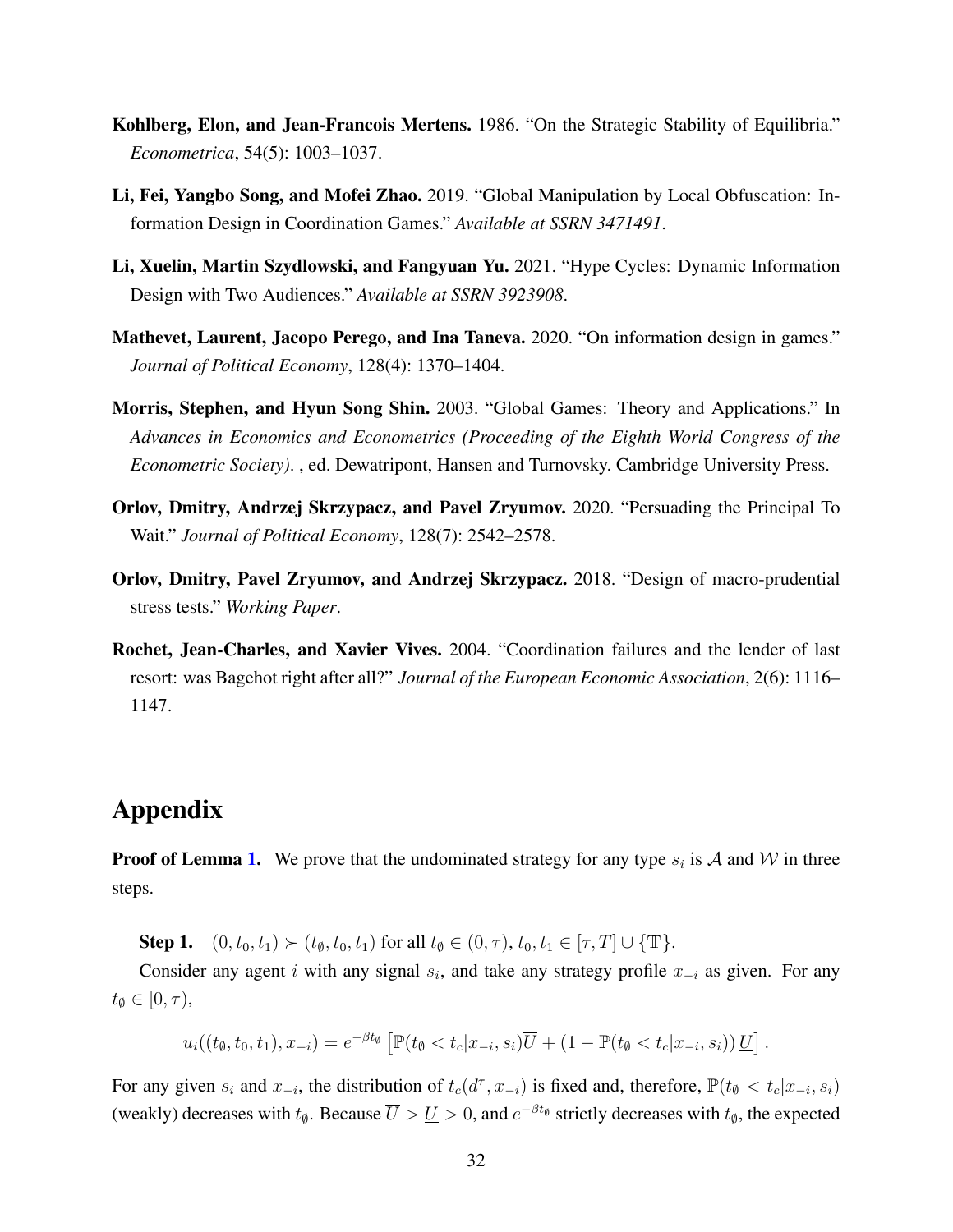**Kohlberg, Elon, and Jean-Francois Mertens.** 1986. "On the Strategic Stability of Equilibria." *Econometrica*, 54(5): 1003–1037.

**Li, Fei, Yangbo Song, and Mofei Zhao.** 2019. "Global Manipulation by Local Obfuscation: Information Design in Coordination Games." *Available at SSRN 3471491*.

**Li, Xuelin, Martin Szydlowski, and Fangyuan Yu.** 2021. "Hype Cycles: Dynamic Information Design with Two Audiences." *Available at SSRN 3923908*.

**Mathevet, Laurent, Jacopo Perego, and Ina Taneva.** 2020. "On information design in games." *Journal of Political Economy*, 128(4): 1370–1404.

**Morris, Stephen, and Hyun Song Shin.** 2003. "Global Games: Theory and Applications." In *Advances in Economics and Econometrics (Proceeding of the Eighth World Congress of the Econometric Society).* , ed. Dewatripont, Hansen and Turnovsky. Cambridge University Press.

**Orlov, Dmitry, Andrzej Skrzypacz, and Pavel Zryumov.** 2020. "Persuading the Principal To Wait." *Journal of Political Economy*, 128(7): 2542–2578.

**Orlov, Dmitry, Pavel Zryumov, and Andrzej Skrzypacz.** 2018. "Design of macro-prudential stress tests." *Working Paper*.

**Rochet, Jean-Charles, and Xavier Vives.** 2004. "Coordination failures and the lender of last resort: was Bagehot right after all?" *Journal of the European Economic Association*, 2(6): 1116–1147.

# Appendix

**Proof of Lemma 1.** We prove that the undominated strategy for any type $s_i$ is $\mathcal{A}$ and $\mathcal{W}$ in three steps.

**Step 1.** $(0, t_0, t_1) \succ (t_\emptyset, t_0, t_1)$ for all $t_\emptyset \in (0, \tau)$, $t_0, t_1 \in [\tau, T] \cup \{\mathbb{T}\}$.

Consider any agent $i$ with any signal $s_i$, and take any strategy profile $x_{-i}$ as given. For any $t_\emptyset \in [0, \tau)$,

$$u_i((t_\emptyset, t_0, t_1), x_{-i}) = e^{-\beta t_\emptyset} \left[ \mathbb{P}(t_\emptyset < t_c | x_{-i}, s_i) \overline{U} + (1 - \mathbb{P}(t_\emptyset < t_c | x_{-i}, s_i)) \underline{U} \right].$$

For any given $s_i$ and $x_{-i}$, the distribution of $t_c(d^\tau, x_{-i})$ is fixed and, therefore, $\mathbb{P}(t_\emptyset < t_c | x_{-i}, s_i)$ (weakly) decreases with $t_\emptyset$. Because $\overline{U} > \underline{U} > 0$, and $e^{-\beta t_\emptyset}$ strictly decreases with $t_\emptyset$, the expected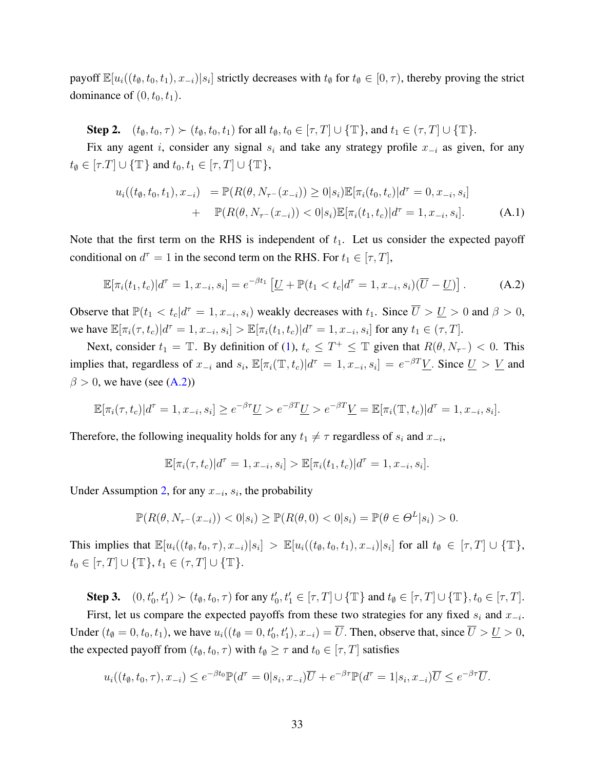payoff $\mathbb{E}[u_i((t_\emptyset, t_0, t_1), x_{-i})|s_i]$ strictly decreases with $t_\emptyset$ for $t_\emptyset \in [0, \tau)$, thereby proving the strict dominance of $(0, t_0, t_1)$.

**Step 2.** $(t_\emptyset, t_0, \tau) \succ (t_\emptyset, t_0, t_1)$ for all $t_\emptyset, t_0 \in [\tau, T] \cup \{\mathbb{T}\}$, and $t_1 \in (\tau, T] \cup \{\mathbb{T}\}$.

Fix any agent $i$, consider any signal $s_i$ and take any strategy profile $x_{-i}$ as given, for any $t_\emptyset \in [\tau.T] \cup \{\mathbb{T}\}$ and $t_0, t_1 \in [\tau, T] \cup \{\mathbb{T}\}$,

$$\begin{aligned} u_i((t_\emptyset, t_0, t_1), x_{-i}) &= \mathbb{P}(R(\theta, N_{\tau^-}(x_{-i})) \geq 0|s_i)\mathbb{E}[\pi_i(t_0, t_c)|d^\tau = 0, x_{-i}, s_i] \\ &+ \quad \mathbb{P}(R(\theta, N_{\tau^-}(x_{-i})) < 0|s_i)\mathbb{E}[\pi_i(t_1, t_c)|d^\tau = 1, x_{-i}, s_i]. \end{aligned} \tag{A.1}$$

Note that the first term on the RHS is independent of $t_1$. Let us consider the expected payoff conditional on $d^\tau = 1$ in the second term on the RHS. For $t_1 \in [\tau, T]$,

$$\mathbb{E}[\pi_i(t_1, t_c)|d^\tau = 1, x_{-i}, s_i] = e^{-\beta t_1}\left[\underline{U} + \mathbb{P}(t_1 < t_c|d^\tau = 1, x_{-i}, s_i)(\overline{U} - \underline{U})\right]. \tag{A.2}$$

Observe that $\mathbb{P}(t_1 < t_c|d^\tau = 1, x_{-i}, s_i)$ weakly decreases with $t_1$. Since $\overline{U} > \underline{U} > 0$ and $\beta > 0$, we have $\mathbb{E}[\pi_i(\tau, t_c)|d^\tau = 1, x_{-i}, s_i] > \mathbb{E}[\pi_i(t_1, t_c)|d^\tau = 1, x_{-i}, s_i]$ for any $t_1 \in (\tau, T]$.

Next, consider $t_1 = \mathbb{T}$. By definition of (1), $t_c \leq T^+ \leq \mathbb{T}$ given that $R(\theta, N_{\tau^-}) < 0$. This implies that, regardless of $x_{-i}$ and $s_i$, $\mathbb{E}[\pi_i(\mathbb{T}, t_c)|d^\tau = 1, x_{-i}, s_i] = e^{-\beta T}\underline{V}$. Since $\underline{U} > \underline{V}$ and $\beta > 0$, we have (see (A.2))

$$\mathbb{E}[\pi_i(\tau, t_c)|d^\tau = 1, x_{-i}, s_i] \geq e^{-\beta\tau}\underline{U} > e^{-\beta T}\underline{U} > e^{-\beta T}\underline{V} = \mathbb{E}[\pi_i(\mathbb{T}, t_c)|d^\tau = 1, x_{-i}, s_i].$$

Therefore, the following inequality holds for any $t_1 \neq \tau$ regardless of $s_i$ and $x_{-i}$,

$$\mathbb{E}[\pi_i(\tau, t_c)|d^\tau = 1, x_{-i}, s_i] > \mathbb{E}[\pi_i(t_1, t_c)|d^\tau = 1, x_{-i}, s_i].$$

Under Assumption 2, for any $x_{-i}$, $s_i$, the probability

$$\mathbb{P}(R(\theta, N_{\tau^-}(x_{-i})) < 0|s_i) \geq \mathbb{P}(R(\theta, 0) < 0|s_i) = \mathbb{P}(\theta \in \Theta^L|s_i) > 0.$$

This implies that $\mathbb{E}[u_i((t_\emptyset, t_0, \tau), x_{-i})|s_i] > \mathbb{E}[u_i((t_\emptyset, t_0, t_1), x_{-i})|s_i]$ for all $t_\emptyset \in [\tau, T] \cup \{\mathbb{T}\}$, $t_0 \in [\tau, T] \cup \{\mathbb{T}\}$, $t_1 \in (\tau, T] \cup \{\mathbb{T}\}$.

**Step 3.** $(0, t_0', t_1') \succ (t_\emptyset, t_0, \tau)$ for any $t_0', t_1' \in [\tau, T] \cup \{\mathbb{T}\}$ and $t_\emptyset \in [\tau, T] \cup \{\mathbb{T}\}, t_0 \in [\tau, T]$.

First, let us compare the expected payoffs from these two strategies for any fixed $s_i$ and $x_{-i}$. Under $(t_\emptyset = 0, t_0, t_1)$, we have $u_i((t_\emptyset = 0, t_0', t_1'), x_{-i}) = \overline{U}$. Then, observe that, since $\overline{U} > \underline{U} > 0$, the expected payoff from $(t_\emptyset, t_0, \tau)$ with $t_\emptyset \geq \tau$ and $t_0 \in [\tau, T]$ satisfies

$$u_i((t_\emptyset, t_0, \tau), x_{-i}) \leq e^{-\beta t_0}\mathbb{P}(d^\tau = 0|s_i, x_{-i})\overline{U} + e^{-\beta\tau}\mathbb{P}(d^\tau = 1|s_i, x_{-i})\overline{U} \leq e^{-\beta\tau}\overline{U}.$$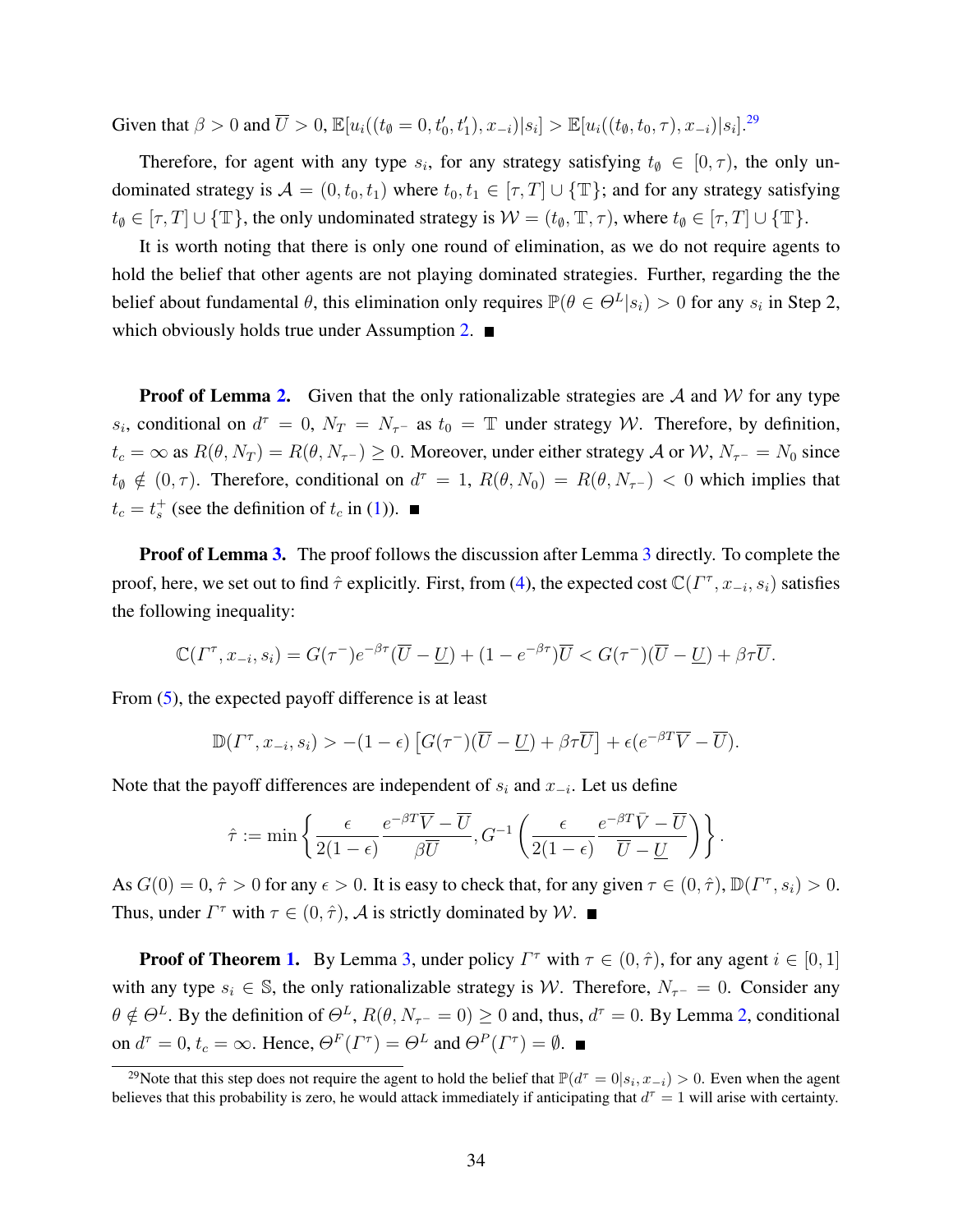Given that $\beta > 0$ and $\overline{U} > 0$, $\mathbb{E}[u_i((t_\emptyset = 0, t'_0, t'_1), x_{-i})|s_i] > \mathbb{E}[u_i((t_\emptyset, t_0, \tau), x_{-i})|s_i]$.[29]

Therefore, for agent with any type $s_i$, for any strategy satisfying $t_\emptyset \in [0, \tau)$, the only undominated strategy is $\mathcal{A} = (0, t_0, t_1)$ where $t_0, t_1 \in [\tau, T] \cup \{\mathbb{T}\}$; and for any strategy satisfying $t_\emptyset \in [\tau, T] \cup \{\mathbb{T}\}$, the only undominated strategy is $\mathcal{W} = (t_\emptyset, \mathbb{T}, \tau)$, where $t_\emptyset \in [\tau, T] \cup \{\mathbb{T}\}$.

It is worth noting that there is only one round of elimination, as we do not require agents to hold the belief that other agents are not playing dominated strategies. Further, regarding the the belief about fundamental $\theta$, this elimination only requires $\mathbb{P}(\theta \in \Theta^L|s_i) > 0$ for any $s_i$ in Step 2, which obviously holds true under Assumption 2. ■

**Proof of Lemma 2.** Given that the only rationalizable strategies are $\mathcal{A}$ and $\mathcal{W}$ for any type $s_i$, conditional on $d^\tau = 0$, $N_T = N_{\tau^-}$ as $t_0 = \mathbb{T}$ under strategy $\mathcal{W}$. Therefore, by definition, $t_c = \infty$ as $R(\theta, N_T) = R(\theta, N_{\tau^-}) \geq 0$. Moreover, under either strategy $\mathcal{A}$ or $\mathcal{W}$, $N_{\tau^-} = N_0$ since $t_\emptyset \notin (0, \tau)$. Therefore, conditional on $d^\tau = 1$, $R(\theta, N_0) = R(\theta, N_{\tau^-}) < 0$ which implies that $t_c = t_s^+$ (see the definition of $t_c$ in (1)). ■

**Proof of Lemma 3.** The proof follows the discussion after Lemma 3 directly. To complete the proof, here, we set out to find $\hat{\tau}$ explicitly. First, from (4), the expected cost $\mathbb{C}(\Gamma^\tau, x_{-i}, s_i)$ satisfies the following inequality:

$$\mathbb{C}(\Gamma^\tau, x_{-i}, s_i) = G(\tau^-)e^{-\beta\tau}(\overline{U} - \underline{U}) + (1 - e^{-\beta\tau})\overline{U} < G(\tau^-)(\overline{U} - \underline{U}) + \beta\tau\overline{U}.$$

From (5), the expected payoff difference is at least

$$\mathbb{D}(\Gamma^\tau, x_{-i}, s_i) > -(1-\epsilon)\left[G(\tau^-)(\overline{U} - \underline{U}) + \beta\tau\overline{U}\right] + \epsilon(e^{-\beta T}\overline{V} - \overline{U}).$$

Note that the payoff differences are independent of $s_i$ and $x_{-i}$. Let us define

$$\hat{\tau} := \min\left\{\frac{\epsilon}{2(1-\epsilon)}\frac{e^{-\beta T}\overline{V} - \overline{U}}{\beta\overline{U}}, G^{-1}\left(\frac{\epsilon}{2(1-\epsilon)}\frac{e^{-\beta T}\bar{V} - \overline{U}}{\overline{U} - \underline{U}}\right)\right\}.$$

As $G(0) = 0$, $\hat{\tau} > 0$ for any $\epsilon > 0$. It is easy to check that, for any given $\tau \in (0, \hat{\tau})$, $\mathbb{D}(\Gamma^\tau, s_i) > 0$. Thus, under $\Gamma^\tau$ with $\tau \in (0, \hat{\tau})$, $\mathcal{A}$ is strictly dominated by $\mathcal{W}$. ■

**Proof of Theorem 1.** By Lemma 3, under policy $\Gamma^\tau$ with $\tau \in (0, \hat{\tau})$, for any agent $i \in [0, 1]$ with any type $s_i \in \mathbb{S}$, the only rationalizable strategy is $\mathcal{W}$. Therefore, $N_{\tau^-} = 0$. Consider any $\theta \notin \Theta^L$. By the definition of $\Theta^L$, $R(\theta, N_{\tau^-} = 0) \geq 0$ and, thus, $d^\tau = 0$. By Lemma 2, conditional on $d^\tau = 0$, $t_c = \infty$. Hence, $\Theta^F(\Gamma^\tau) = \Theta^L$ and $\Theta^P(\Gamma^\tau) = \emptyset$. ■

[29] Note that this step does not require the agent to hold the belief that $\mathbb{P}(d^\tau = 0|s_i, x_{-i}) > 0$. Even when the agent believes that this probability is zero, he would attack immediately if anticipating that $d^\tau = 1$ will arise with certainty.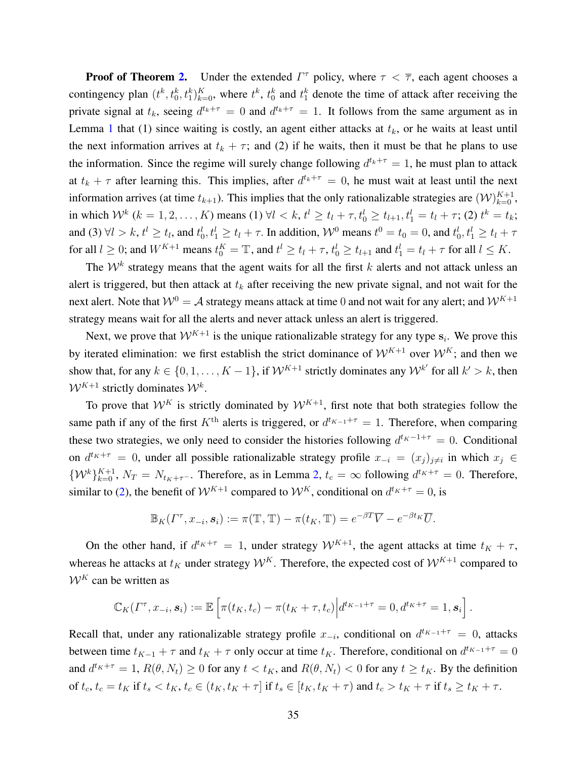**Proof of Theorem 2.** Under the extended $\Gamma^\tau$ policy, where $\tau < \overline{\tau}$, each agent chooses a contingency plan $(t^k, t_0^k, t_1^k)_{k=0}^K$, where $t^k$, $t_0^k$ and $t_1^k$ denote the time of attack after receiving the private signal at $t_k$, seeing $d^{t_k+\tau} = 0$ and $d^{t_k+\tau} = 1$. It follows from the same argument as in Lemma 1 that (1) since waiting is costly, an agent either attacks at $t_k$, or he waits at least until the next information arrives at $t_k + \tau$; and (2) if he waits, then it must be that he plans to use the information. Since the regime will surely change following $d^{t_k+\tau} = 1$, he must plan to attack at $t_k + \tau$ after learning this. This implies, after $d^{t_k+\tau} = 0$, he must wait at least until the next information arrives (at time $t_{k+1}$). This implies that the only rationalizable strategies are $(\mathcal{W})_{k=0}^{K+1}$, in which $\mathcal{W}^k$ ($k = 1, 2, \ldots, K$) means (1) $\forall l < k$, $t^l \geq t_l + \tau, t_0^l \geq t_{l+1}, t_1^l = t_l + \tau$; (2) $t^k = t_k$; and (3) $\forall l > k$, $t^l \geq t_l$, and $t_0^l, t_1^l \geq t_l + \tau$. In addition, $\mathcal{W}^0$ means $t^0 = t_0 = 0$, and $t_0^l, t_1^l \geq t_l + \tau$ for all $l \geq 0$; and $W^{K+1}$ means $t_0^K = \mathbb{T}$, and $t^l \geq t_l + \tau$, $t_0^l \geq t_{l+1}$ and $t_1^l = t_l + \tau$ for all $l \leq K$.

The $\mathcal{W}^k$ strategy means that the agent waits for all the first $k$ alerts and not attack unless an alert is triggered, but then attack at $t_k$ after receiving the new private signal, and not wait for the next alert. Note that $\mathcal{W}^0 = \mathcal{A}$ strategy means attack at time 0 and not wait for any alert; and $\mathcal{W}^{K+1}$ strategy means wait for all the alerts and never attack unless an alert is triggered.

Next, we prove that $\mathcal{W}^{K+1}$ is the unique rationalizable strategy for any type $\mathbf{s}_i$. We prove this by iterated elimination: we first establish the strict dominance of $\mathcal{W}^{K+1}$ over $\mathcal{W}^K$; and then we show that, for any $k \in \{0, 1, \ldots, K-1\}$, if $\mathcal{W}^{K+1}$ strictly dominates any $\mathcal{W}^{k'}$ for all $k' > k$, then $\mathcal{W}^{K+1}$ strictly dominates $\mathcal{W}^k$.

To prove that $\mathcal{W}^K$ is strictly dominated by $\mathcal{W}^{K+1}$, first note that both strategies follow the same path if any of the first $K^{\text{th}}$ alerts is triggered, or $d^{t_{K-1}+\tau} = 1$. Therefore, when comparing these two strategies, we only need to consider the histories following $d^{t_{K-1}+\tau} = 0$. Conditional on $d^{t_K+\tau} = 0$, under all possible rationalizable strategy profile $x_{-i} = (x_j)_{j \neq i}$ in which $x_j \in \{\mathcal{W}^k\}_{k=0}^{K+1}$, $N_T = N_{t_{K+\tau^-}}$. Therefore, as in Lemma 2, $t_c = \infty$ following $d^{t_K+\tau} = 0$. Therefore, similar to (2), the benefit of $\mathcal{W}^{K+1}$ compared to $\mathcal{W}^K$, conditional on $d^{t_K+\tau} = 0$, is

$$\mathbb{B}_K(\Gamma^\tau, x_{-i}, \boldsymbol{s}_i) := \pi(\mathbb{T}, \mathbb{T}) - \pi(t_K, \mathbb{T}) = e^{-\beta T}\overline{V} - e^{-\beta t_K}\overline{U}.$$

On the other hand, if $d^{t_K+\tau} = 1$, under strategy $\mathcal{W}^{K+1}$, the agent attacks at time $t_K + \tau$, whereas he attacks at $t_K$ under strategy $\mathcal{W}^K$. Therefore, the expected cost of $\mathcal{W}^{K+1}$ compared to $\mathcal{W}^K$ can be written as

$$\mathbb{C}_K(\Gamma^\tau, x_{-i}, \boldsymbol{s}_i) := \mathbb{E}\left[\pi(t_K, t_c) - \pi(t_K + \tau, t_c)\middle| d^{t_{K-1}+\tau} = 0, d^{t_K+\tau} = 1, \boldsymbol{s}_i\right].$$

Recall that, under any rationalizable strategy profile $x_{-i}$, conditional on $d^{t_{K-1}+\tau} = 0$, attacks between time $t_{K-1} + \tau$ and $t_K + \tau$ only occur at time $t_K$. Therefore, conditional on $d^{t_{K-1}+\tau} = 0$ and $d^{t_K+\tau} = 1$, $R(\theta, N_t) \geq 0$ for any $t < t_K$, and $R(\theta, N_t) < 0$ for any $t \geq t_K$. By the definition of $t_c$, $t_c = t_K$ if $t_s < t_K$, $t_c \in (t_K, t_K + \tau]$ if $t_s \in [t_K, t_K + \tau)$ and $t_c > t_K + \tau$ if $t_s \geq t_K + \tau$.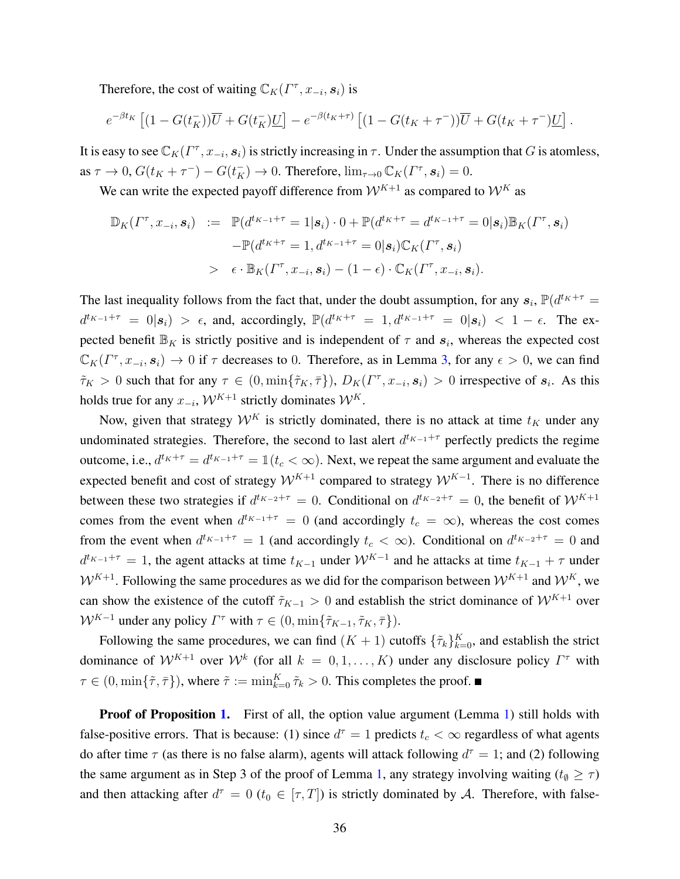Therefore, the cost of waiting $\mathbb{C}_K(\Gamma^\tau, x_{-i}, \boldsymbol{s}_i)$ is

$$e^{-\beta t_K}\left[(1-G(t_K^-))\overline{U}+G(t_K^-)\underline{U}\right]-e^{-\beta(t_K+\tau)}\left[(1-G(t_K+\tau^-))\overline{U}+G(t_K+\tau^-)\underline{U}\right].$$

It is easy to see $\mathbb{C}_K(\Gamma^\tau, x_{-i}, \boldsymbol{s}_i)$ is strictly increasing in $\tau$. Under the assumption that $G$ is atomless, as $\tau \to 0$, $G(t_K+\tau^-)-G(t_K^-)\to 0$. Therefore, $\lim_{\tau\to 0}\mathbb{C}_K(\Gamma^\tau, \boldsymbol{s}_i)=0$.

We can write the expected payoff difference from $\mathcal{W}^{K+1}$ as compared to $\mathcal{W}^K$ as

$$\begin{aligned}
\mathbb{D}_K(\Gamma^\tau, x_{-i}, \boldsymbol{s}_i) \;&:=\; \mathbb{P}(d^{t_{K-1}+\tau}=1|\boldsymbol{s}_i)\cdot 0+\mathbb{P}(d^{t_K+\tau}=d^{t_{K-1}+\tau}=0|\boldsymbol{s}_i)\mathbb{B}_K(\Gamma^\tau, \boldsymbol{s}_i)\\
&\quad -\mathbb{P}(d^{t_K+\tau}=1, d^{t_{K-1}+\tau}=0|\boldsymbol{s}_i)\mathbb{C}_K(\Gamma^\tau, \boldsymbol{s}_i)\\
&> \;\epsilon\cdot\mathbb{B}_K(\Gamma^\tau, x_{-i}, \boldsymbol{s}_i)-(1-\epsilon)\cdot\mathbb{C}_K(\Gamma^\tau, x_{-i}, \boldsymbol{s}_i).
\end{aligned}$$

The last inequality follows from the fact that, under the doubt assumption, for any $\boldsymbol{s}_i$, $\mathbb{P}(d^{t_K+\tau}=d^{t_{K-1}+\tau}=0|\boldsymbol{s}_i)>\epsilon$, and, accordingly, $\mathbb{P}(d^{t_K+\tau}=1, d^{t_{K-1}+\tau}=0|\boldsymbol{s}_i)<1-\epsilon$. The expected benefit $\mathbb{B}_K$ is strictly positive and is independent of $\tau$ and $\boldsymbol{s}_i$, whereas the expected cost $\mathbb{C}_K(\Gamma^\tau, x_{-i}, \boldsymbol{s}_i)\to 0$ if $\tau$ decreases to 0. Therefore, as in Lemma 3, for any $\epsilon>0$, we can find $\tilde{\tau}_K>0$ such that for any $\tau\in(0,\min\{\tilde{\tau}_K,\bar{\tau}\})$, $D_K(\Gamma^\tau, x_{-i}, \boldsymbol{s}_i)>0$ irrespective of $\boldsymbol{s}_i$. As this holds true for any $x_{-i}$, $\mathcal{W}^{K+1}$ strictly dominates $\mathcal{W}^K$.

Now, given that strategy $\mathcal{W}^K$ is strictly dominated, there is no attack at time $t_K$ under any undominated strategies. Therefore, the second to last alert $d^{t_{K-1}+\tau}$ perfectly predicts the regime outcome, i.e., $d^{t_K+\tau}=d^{t_{K-1}+\tau}=\mathbb{1}(t_c<\infty)$. Next, we repeat the same argument and evaluate the expected benefit and cost of strategy $\mathcal{W}^{K+1}$ compared to strategy $\mathcal{W}^{K-1}$. There is no difference between these two strategies if $d^{t_{K-2}+\tau}=0$. Conditional on $d^{t_{K-2}+\tau}=0$, the benefit of $\mathcal{W}^{K+1}$ comes from the event when $d^{t_{K-1}+\tau}=0$ (and accordingly $t_c=\infty$), whereas the cost comes from the event when $d^{t_{K-1}+\tau}=1$ (and accordingly $t_c<\infty$). Conditional on $d^{t_{K-2}+\tau}=0$ and $d^{t_{K-1}+\tau}=1$, the agent attacks at time $t_{K-1}$ under $\mathcal{W}^{K-1}$ and he attacks at time $t_{K-1}+\tau$ under $\mathcal{W}^{K+1}$. Following the same procedures as we did for the comparison between $\mathcal{W}^{K+1}$ and $\mathcal{W}^K$, we can show the existence of the cutoff $\tilde{\tau}_{K-1}>0$ and establish the strict dominance of $\mathcal{W}^{K+1}$ over $\mathcal{W}^{K-1}$ under any policy $\Gamma^\tau$ with $\tau\in(0,\min\{\tilde{\tau}_{K-1},\tilde{\tau}_K,\bar{\tau}\})$.

Following the same procedures, we can find $(K+1)$ cutoffs $\{\tilde{\tau}_k\}_{k=0}^K$, and establish the strict dominance of $\mathcal{W}^{K+1}$ over $\mathcal{W}^k$ (for all $k=0,1,\ldots,K$) under any disclosure policy $\Gamma^\tau$ with $\tau\in(0,\min\{\tilde{\tau},\bar{\tau}\})$, where $\tilde{\tau}:=\min_{k=0}^K\tilde{\tau}_k>0$. This completes the proof. ■

**Proof of Proposition 1.** First of all, the option value argument (Lemma 1) still holds with false-positive errors. That is because: (1) since $d^\tau=1$ predicts $t_c<\infty$ regardless of what agents do after time $\tau$ (as there is no false alarm), agents will attack following $d^\tau=1$; and (2) following the same argument as in Step 3 of the proof of Lemma 1, any strategy involving waiting ($t_\emptyset\geq\tau$) and then attacking after $d^\tau=0$ ($t_0\in[\tau,T]$) is strictly dominated by $\mathcal{A}$. Therefore, with false-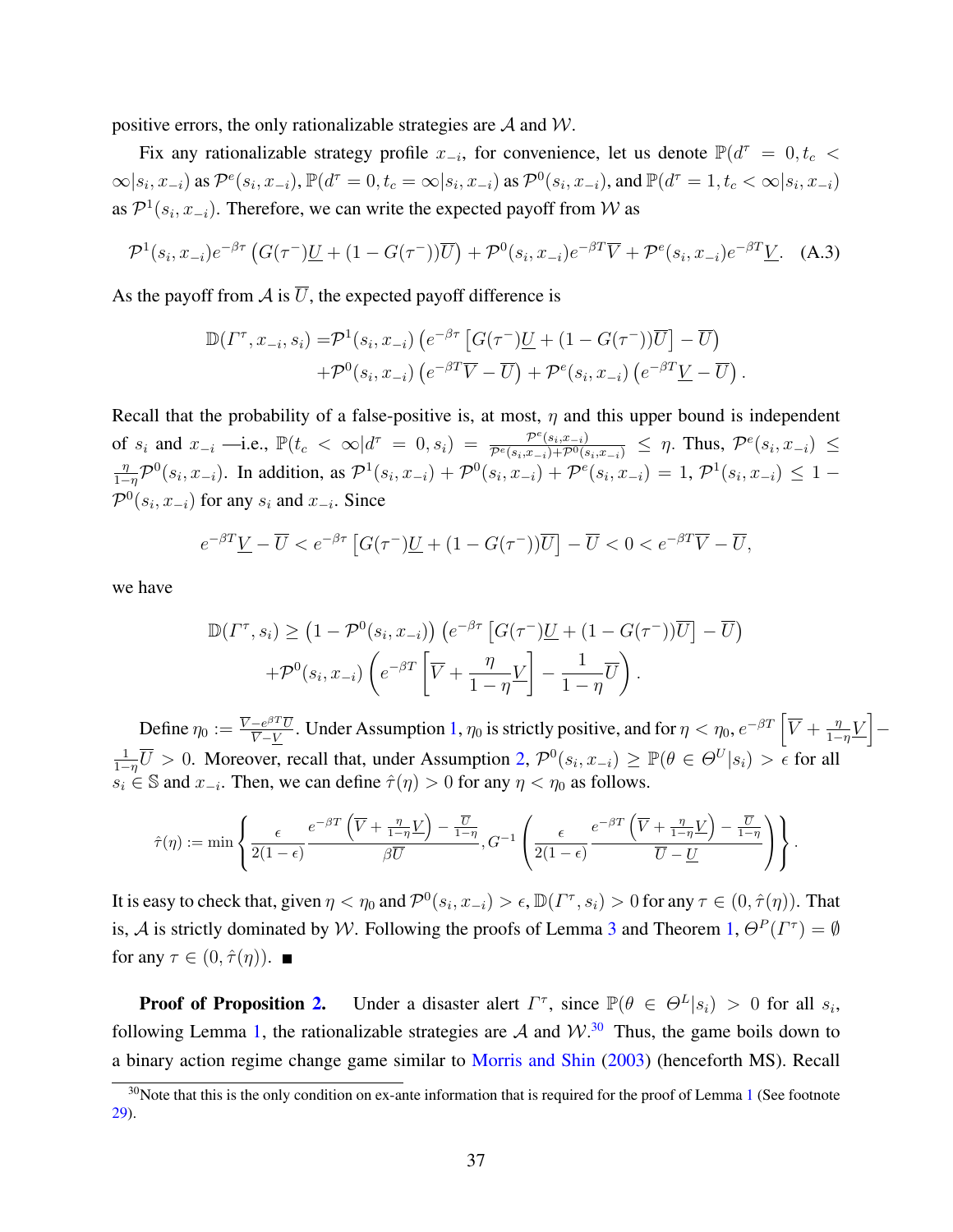positive errors, the only rationalizable strategies are $\mathcal{A}$ and $\mathcal{W}$.

Fix any rationalizable strategy profile $x_{-i}$, for convenience, let us denote $\mathbb{P}(d^\tau = 0, t_c < \infty | s_i, x_{-i})$ as $\mathcal{P}^e(s_i, x_{-i})$, $\mathbb{P}(d^\tau = 0, t_c = \infty | s_i, x_{-i})$ as $\mathcal{P}^0(s_i, x_{-i})$, and $\mathbb{P}(d^\tau = 1, t_c < \infty | s_i, x_{-i})$ as $\mathcal{P}^1(s_i, x_{-i})$. Therefore, we can write the expected payoff from $\mathcal{W}$ as

$$\mathcal{P}^1(s_i, x_{-i}) e^{-\beta\tau} \left( G(\tau^-)\underline{U} + (1 - G(\tau^-))\overline{U} \right) + \mathcal{P}^0(s_i, x_{-i}) e^{-\beta T} \overline{V} + \mathcal{P}^e(s_i, x_{-i}) e^{-\beta T} \underline{V}. \quad \text{(A.3)}$$

As the payoff from $\mathcal{A}$ is $\overline{U}$, the expected payoff difference is

$$\begin{aligned}
\mathbb{D}(\Gamma^\tau, x_{-i}, s_i) =& \mathcal{P}^1(s_i, x_{-i}) \left( e^{-\beta\tau} \left[ G(\tau^-)\underline{U} + (1 - G(\tau^-))\overline{U} \right] - \overline{U} \right) \\
&+ \mathcal{P}^0(s_i, x_{-i}) \left( e^{-\beta T} \overline{V} - \overline{U} \right) + \mathcal{P}^e(s_i, x_{-i}) \left( e^{-\beta T} \underline{V} - \overline{U} \right).
\end{aligned}$$

Recall that the probability of a false-positive is, at most, $\eta$ and this upper bound is independent of $s_i$ and $x_{-i}$ —i.e., $\mathbb{P}(t_c < \infty | d^\tau = 0, s_i) = \frac{\mathcal{P}^e(s_i, x_{-i})}{\mathcal{P}^e(s_i, x_{-i}) + \mathcal{P}^0(s_i, x_{-i})} \leq \eta$. Thus, $\mathcal{P}^e(s_i, x_{-i}) \leq \frac{\eta}{1-\eta} \mathcal{P}^0(s_i, x_{-i})$. In addition, as $\mathcal{P}^1(s_i, x_{-i}) + \mathcal{P}^0(s_i, x_{-i}) + \mathcal{P}^e(s_i, x_{-i}) = 1$, $\mathcal{P}^1(s_i, x_{-i}) \leq 1 - \mathcal{P}^0(s_i, x_{-i})$ for any $s_i$ and $x_{-i}$. Since

$$e^{-\beta T} \underline{V} - \overline{U} < e^{-\beta\tau} \left[ G(\tau^-)\underline{U} + (1 - G(\tau^-))\overline{U} \right] - \overline{U} < 0 < e^{-\beta T} \overline{V} - \overline{U},$$

we have

$$\begin{aligned}
\mathbb{D}(\Gamma^\tau, s_i) \geq& \left(1 - \mathcal{P}^0(s_i, x_{-i})\right) \left( e^{-\beta\tau} \left[ G(\tau^-)\underline{U} + (1 - G(\tau^-))\overline{U} \right] - \overline{U} \right) \\
&+ \mathcal{P}^0(s_i, x_{-i}) \left( e^{-\beta T} \left[ \overline{V} + \frac{\eta}{1-\eta} \underline{V} \right] - \frac{1}{1-\eta} \overline{U} \right).
\end{aligned}$$

Define $\eta_0 := \frac{\overline{V} - e^{\beta T} \overline{U}}{\overline{V} - \underline{V}}$. Under Assumption 1, $\eta_0$ is strictly positive, and for $\eta < \eta_0$, $e^{-\beta T} \left[ \overline{V} + \frac{\eta}{1-\eta} \underline{V} \right] - \frac{1}{1-\eta} \overline{U} > 0$. Moreover, recall that, under Assumption 2, $\mathcal{P}^0(s_i, x_{-i}) \geq \mathbb{P}(\theta \in \Theta^U | s_i) > \epsilon$ for all $s_i \in \mathbb{S}$ and $x_{-i}$. Then, we can define $\hat{\tau}(\eta) > 0$ for any $\eta < \eta_0$ as follows.

$$\hat{\tau}(\eta) := \min \left\{ \frac{\epsilon}{2(1-\epsilon)} \frac{e^{-\beta T} \left( \overline{V} + \frac{\eta}{1-\eta} \underline{V} \right) - \frac{\overline{U}}{1-\eta}}{\beta \overline{U}}, G^{-1} \left( \frac{\epsilon}{2(1-\epsilon)} \frac{e^{-\beta T} \left( \overline{V} + \frac{\eta}{1-\eta} \underline{V} \right) - \frac{\overline{U}}{1-\eta}}{\overline{U} - \underline{U}} \right) \right\}.$$

It is easy to check that, given $\eta < \eta_0$ and $\mathcal{P}^0(s_i, x_{-i}) > \epsilon$, $\mathbb{D}(\Gamma^\tau, s_i) > 0$ for any $\tau \in (0, \hat{\tau}(\eta))$. That is, $\mathcal{A}$ is strictly dominated by $\mathcal{W}$. Following the proofs of Lemma 3 and Theorem 1, $\Theta^P(\Gamma^\tau) = \emptyset$ for any $\tau \in (0, \hat{\tau}(\eta))$. ∎

**Proof of Proposition 2.** Under a disaster alert $\Gamma^\tau$, since $\mathbb{P}(\theta \in \Theta^L | s_i) > 0$ for all $s_i$, following Lemma 1, the rationalizable strategies are $\mathcal{A}$ and $\mathcal{W}$.[30] Thus, the game boils down to a binary action regime change game similar to Morris and Shin (2003) (henceforth MS). Recall

[30] Note that this is the only condition on ex-ante information that is required for the proof of Lemma 1 (See footnote 29).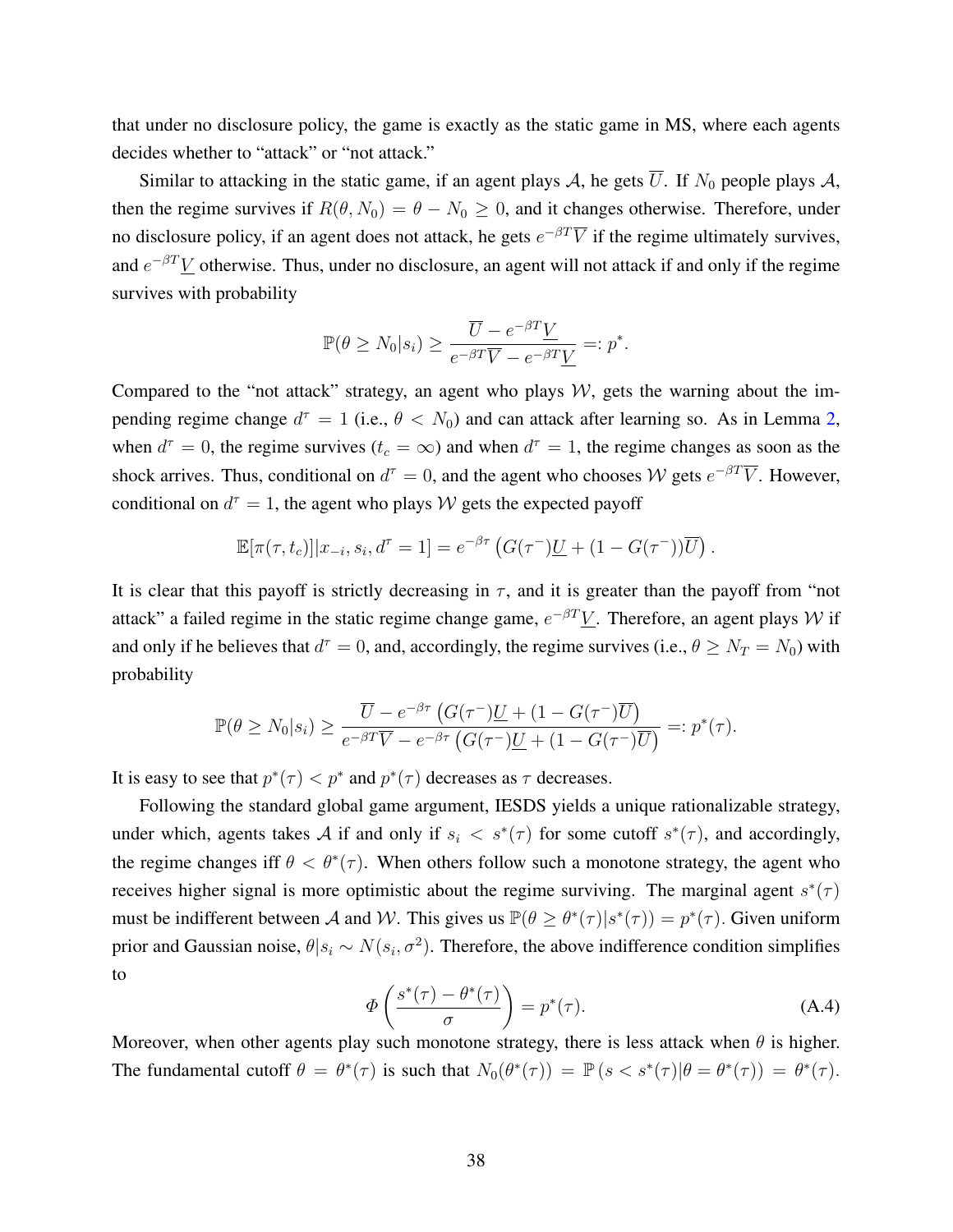that under no disclosure policy, the game is exactly as the static game in MS, where each agents decides whether to "attack" or "not attack."

Similar to attacking in the static game, if an agent plays $\mathcal{A}$, he gets $\overline{U}$. If $N_0$ people plays $\mathcal{A}$, then the regime survives if $R(\theta, N_0) = \theta - N_0 \geq 0$, and it changes otherwise. Therefore, under no disclosure policy, if an agent does not attack, he gets $e^{-\beta T}\overline{V}$ if the regime ultimately survives, and $e^{-\beta T}\underline{V}$ otherwise. Thus, under no disclosure, an agent will not attack if and only if the regime survives with probability

$$\mathbb{P}(\theta \geq N_0 | s_i) \geq \frac{\overline{U} - e^{-\beta T}\underline{V}}{e^{-\beta T}\overline{V} - e^{-\beta T}\underline{V}} =: p^*.$$

Compared to the "not attack" strategy, an agent who plays $\mathcal{W}$, gets the warning about the impending regime change $d^\tau = 1$ (i.e., $\theta < N_0$) and can attack after learning so. As in Lemma 2, when $d^\tau = 0$, the regime survives ($t_c = \infty$) and when $d^\tau = 1$, the regime changes as soon as the shock arrives. Thus, conditional on $d^\tau = 0$, and the agent who chooses $\mathcal{W}$ gets $e^{-\beta T}\overline{V}$. However, conditional on $d^\tau = 1$, the agent who plays $\mathcal{W}$ gets the expected payoff

$$\mathbb{E}[\pi(\tau, t_c)] | x_{-i}, s_i, d^\tau = 1] = e^{-\beta\tau}\left(G(\tau^-)\underline{U} + (1 - G(\tau^-))\overline{U}\right).$$

It is clear that this payoff is strictly decreasing in $\tau$, and it is greater than the payoff from "not attack" a failed regime in the static regime change game, $e^{-\beta T}\underline{V}$. Therefore, an agent plays $\mathcal{W}$ if and only if he believes that $d^\tau = 0$, and, accordingly, the regime survives (i.e., $\theta \geq N_T = N_0$) with probability

$$\mathbb{P}(\theta \geq N_0 | s_i) \geq \frac{\overline{U} - e^{-\beta\tau}\left(G(\tau^-)\underline{U} + (1 - G(\tau^-)\overline{U}\right)}{e^{-\beta T}\overline{V} - e^{-\beta\tau}\left(G(\tau^-)\underline{U} + (1 - G(\tau^-)\overline{U}\right)} =: p^*(\tau).$$

It is easy to see that $p^*(\tau) < p^*$ and $p^*(\tau)$ decreases as $\tau$ decreases.

Following the standard global game argument, IESDS yields a unique rationalizable strategy, under which, agents takes $\mathcal{A}$ if and only if $s_i < s^*(\tau)$ for some cutoff $s^*(\tau)$, and accordingly, the regime changes iff $\theta < \theta^*(\tau)$. When others follow such a monotone strategy, the agent who receives higher signal is more optimistic about the regime surviving. The marginal agent $s^*(\tau)$ must be indifferent between $\mathcal{A}$ and $\mathcal{W}$. This gives us $\mathbb{P}(\theta \geq \theta^*(\tau) | s^*(\tau)) = p^*(\tau)$. Given uniform prior and Gaussian noise, $\theta | s_i \sim N(s_i, \sigma^2)$. Therefore, the above indifference condition simplifies to

$$\Phi\left(\frac{s^*(\tau) - \theta^*(\tau)}{\sigma}\right) = p^*(\tau). \tag{A.4}$$

Moreover, when other agents play such monotone strategy, there is less attack when $\theta$ is higher. The fundamental cutoff $\theta = \theta^*(\tau)$ is such that $N_0(\theta^*(\tau)) = \mathbb{P}\left(s < s^*(\tau) | \theta = \theta^*(\tau)\right) = \theta^*(\tau)$.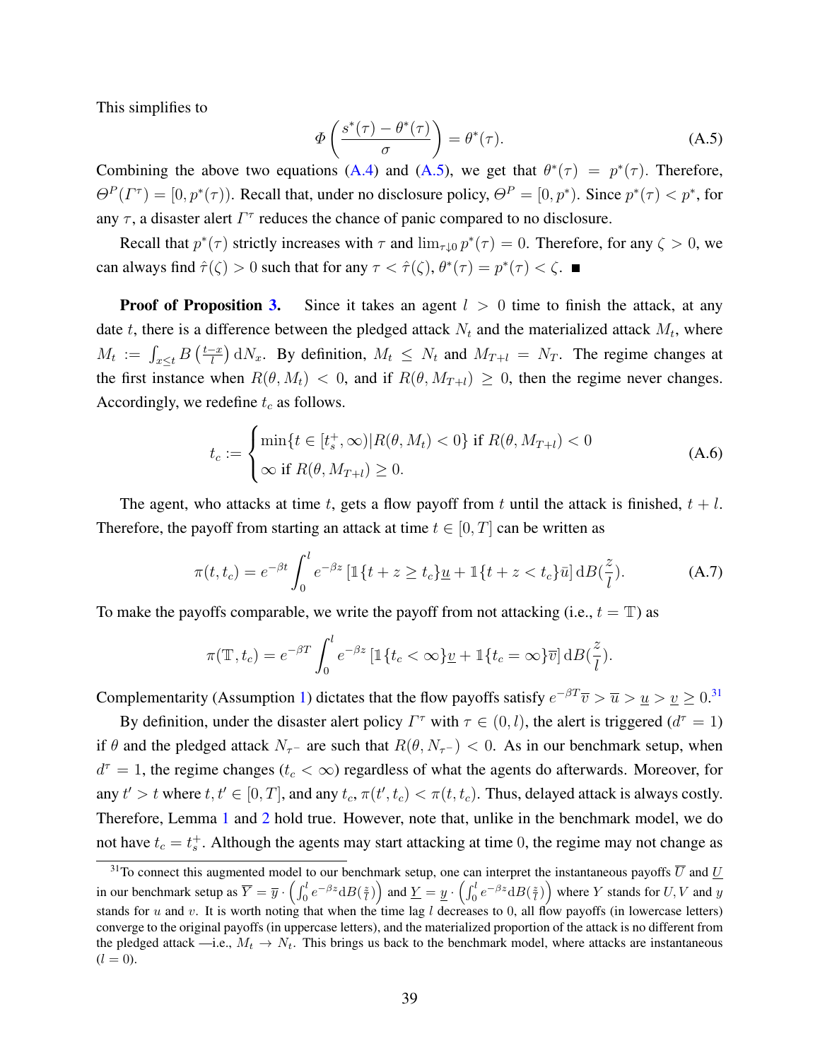This simplifies to

$$\Phi\left(\frac{s^*(\tau) - \theta^*(\tau)}{\sigma}\right) = \theta^*(\tau). \tag{A.5}$$

Combining the above two equations (A.4) and (A.5), we get that $\theta^*(\tau) = p^*(\tau)$. Therefore, $\Theta^P(\Gamma^\tau) = [0, p^*(\tau))$. Recall that, under no disclosure policy, $\Theta^P = [0, p^*)$. Since $p^*(\tau) < p^*$, for any $\tau$, a disaster alert $\Gamma^\tau$ reduces the chance of panic compared to no disclosure.

Recall that $p^*(\tau)$ strictly increases with $\tau$ and $\lim_{\tau \downarrow 0} p^*(\tau) = 0$. Therefore, for any $\zeta > 0$, we can always find $\hat{\tau}(\zeta) > 0$ such that for any $\tau < \hat{\tau}(\zeta)$, $\theta^*(\tau) = p^*(\tau) < \zeta$. ■

**Proof of Proposition 3.** Since it takes an agent $l > 0$ time to finish the attack, at any date $t$, there is a difference between the pledged attack $N_t$ and the materialized attack $M_t$, where $M_t := \int_{x \le t} B\left(\frac{t-x}{l}\right) \mathrm{d}N_x$. By definition, $M_t \le N_t$ and $M_{T+l} = N_T$. The regime changes at the first instance when $R(\theta, M_t) < 0$, and if $R(\theta, M_{T+l}) \ge 0$, then the regime never changes. Accordingly, we redefine $t_c$ as follows.

$$t_c := \begin{cases} \min\{t \in [t_s^+, \infty) | R(\theta, M_t) < 0\} \text{ if } R(\theta, M_{T+l}) < 0 \\ \infty \text{ if } R(\theta, M_{T+l}) \ge 0. \end{cases} \tag{A.6}$$

The agent, who attacks at time $t$, gets a flow payoff from $t$ until the attack is finished, $t + l$. Therefore, the payoff from starting an attack at time $t \in [0, T]$ can be written as

$$\pi(t, t_c) = e^{-\beta t} \int_0^l e^{-\beta z} \left[\mathbb{1}\{t + z \ge t_c\}\underline{u} + \mathbb{1}\{t + z < t_c\}\bar{u}\right] \mathrm{d}B(\frac{z}{l}). \tag{A.7}$$

To make the payoffs comparable, we write the payoff from not attacking (i.e., $t = \mathbb{T}$) as

$$\pi(\mathbb{T}, t_c) = e^{-\beta T} \int_0^l e^{-\beta z} \left[\mathbb{1}\{t_c < \infty\}\underline{v} + \mathbb{1}\{t_c = \infty\}\overline{v}\right] \mathrm{d}B(\frac{z}{l}).$$

Complementarity (Assumption 1) dictates that the flow payoffs satisfy $e^{-\beta T}\overline{v} > \overline{u} > \underline{u} > \underline{v} \ge 0$.[31]

By definition, under the disaster alert policy $\Gamma^\tau$ with $\tau \in (0, l)$, the alert is triggered ($d^\tau = 1$) if $\theta$ and the pledged attack $N_{\tau^-}$ are such that $R(\theta, N_{\tau^-}) < 0$. As in our benchmark setup, when $d^\tau = 1$, the regime changes ($t_c < \infty$) regardless of what the agents do afterwards. Moreover, for any $t' > t$ where $t, t' \in [0, T]$, and any $t_c$, $\pi(t', t_c) < \pi(t, t_c)$. Thus, delayed attack is always costly. Therefore, Lemma 1 and 2 hold true. However, note that, unlike in the benchmark model, we do not have $t_c = t_s^+$. Although the agents may start attacking at time 0, the regime may not change as

[31] To connect this augmented model to our benchmark setup, one can interpret the instantaneous payoffs $\overline{U}$ and $\underline{U}$ in our benchmark setup as $\overline{Y} = \overline{y} \cdot \left(\int_0^l e^{-\beta z} \mathrm{d}B(\frac{z}{l})\right)$ and $\underline{Y} = \underline{y} \cdot \left(\int_0^l e^{-\beta z} \mathrm{d}B(\frac{z}{l})\right)$ where $Y$ stands for $U, V$ and $y$ stands for $u$ and $v$. It is worth noting that when the time lag $l$ decreases to 0, all flow payoffs (in lowercase letters) converge to the original payoffs (in uppercase letters), and the materialized proportion of the attack is no different from the pledged attack —i.e., $M_t \to N_t$. This brings us back to the benchmark model, where attacks are instantaneous ($l = 0$).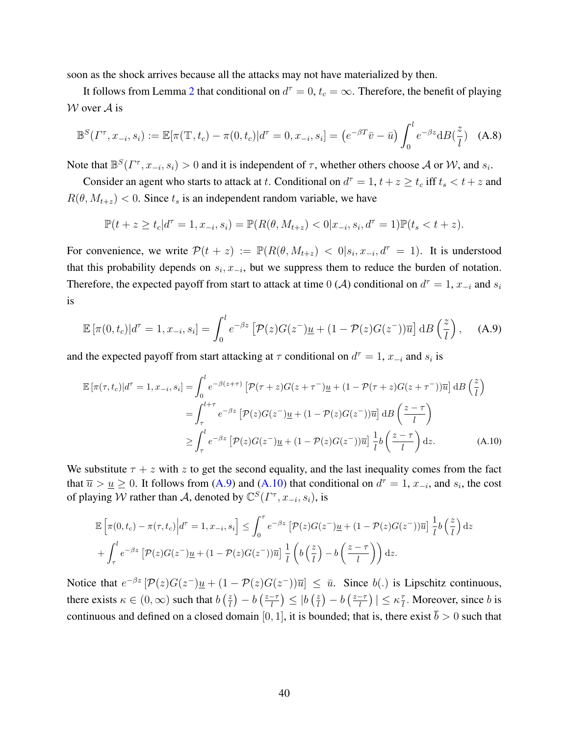soon as the shock arrives because all the attacks may not have materialized by then.

It follows from Lemma 2 that conditional on $d^\tau = 0$, $t_c = \infty$. Therefore, the benefit of playing $\mathcal{W}$ over $\mathcal{A}$ is

$$\mathbb{B}^S(\Gamma^\tau, x_{-i}, s_i) := \mathbb{E}[\pi(\mathbb{T}, t_c) - \pi(0, t_c)|d^\tau = 0, x_{-i}, s_i] = \left(e^{-\beta T}\bar{v} - \bar{u}\right)\int_0^l e^{-\beta z} \mathrm{d}B(\frac{z}{l}) \quad \text{(A.8)}$$

Note that $\mathbb{B}^S(\Gamma^\tau, x_{-i}, s_i) > 0$ and it is independent of $\tau$, whether others choose $\mathcal{A}$ or $\mathcal{W}$, and $s_i$.

Consider an agent who starts to attack at $t$. Conditional on $d^\tau = 1$, $t + z \geq t_c$ iff $t_s < t + z$ and $R(\theta, M_{t+z}) < 0$. Since $t_s$ is an independent random variable, we have

$$\mathbb{P}(t + z \geq t_c | d^\tau = 1, x_{-i}, s_i) = \mathbb{P}(R(\theta, M_{t+z}) < 0 | x_{-i}, s_i, d^\tau = 1)\mathbb{P}(t_s < t + z).$$

For convenience, we write $\mathcal{P}(t + z) := \mathbb{P}(R(\theta, M_{t+z}) < 0 | s_i, x_{-i}, d^\tau = 1)$. It is understood that this probability depends on $s_i, x_{-i}$, but we suppress them to reduce the burden of notation. Therefore, the expected payoff from start to attack at time 0 ($\mathcal{A}$) conditional on $d^\tau = 1$, $x_{-i}$ and $s_i$ is

$$\mathbb{E}\left[\pi(0, t_c)|d^\tau = 1, x_{-i}, s_i\right] = \int_0^l e^{-\beta z}\left[\mathcal{P}(z)G(z^-)\underline{u} + (1 - \mathcal{P}(z)G(z^-))\overline{u}\right] \mathrm{d}B\left(\frac{z}{l}\right), \quad \text{(A.9)}$$

and the expected payoff from start attacking at $\tau$ conditional on $d^\tau = 1$, $x_{-i}$ and $s_i$ is

$$\begin{aligned}
\mathbb{E}\left[\pi(\tau, t_c)|d^\tau = 1, x_{-i}, s_i\right] &= \int_0^l e^{-\beta(z+\tau)}\left[\mathcal{P}(\tau + z)G(z + \tau^-)\underline{u} + (1 - \mathcal{P}(\tau + z)G(z + \tau^-))\overline{u}\right] \mathrm{d}B\left(\frac{z}{l}\right) \\
&= \int_\tau^{l+\tau} e^{-\beta z}\left[\mathcal{P}(z)G(z^-)\underline{u} + (1 - \mathcal{P}(z)G(z^-))\overline{u}\right] \mathrm{d}B\left(\frac{z - \tau}{l}\right) \\
&\geq \int_\tau^l e^{-\beta z}\left[\mathcal{P}(z)G(z^-)\underline{u} + (1 - \mathcal{P}(z)G(z^-))\overline{u}\right] \frac{1}{l} b\left(\frac{z - \tau}{l}\right) \mathrm{d}z. \qquad \text{(A.10)}
\end{aligned}$$

We substitute $\tau + z$ with $z$ to get the second equality, and the last inequality comes from the fact that $\overline{u} > \underline{u} \geq 0$. It follows from (A.9) and (A.10) that conditional on $d^\tau = 1$, $x_{-i}$, and $s_i$, the cost of playing $\mathcal{W}$ rather than $\mathcal{A}$, denoted by $\mathbb{C}^S(\Gamma^\tau, x_{-i}, s_i)$, is

$$\begin{aligned}
\mathbb{E}\left[\pi(0, t_c) - \pi(\tau, t_c)\Big|d^\tau = 1, x_{-i}, s_i\right] &\leq \int_0^\tau e^{-\beta z}\left[\mathcal{P}(z)G(z^-)\underline{u} + (1 - \mathcal{P}(z)G(z^-))\overline{u}\right] \frac{1}{l} b\left(\frac{z}{l}\right) \mathrm{d}z \\
&+ \int_\tau^l e^{-\beta z}\left[\mathcal{P}(z)G(z^-)\underline{u} + (1 - \mathcal{P}(z)G(z^-))\overline{u}\right] \frac{1}{l}\left(b\left(\frac{z}{l}\right) - b\left(\frac{z - \tau}{l}\right)\right) \mathrm{d}z.
\end{aligned}$$

Notice that $e^{-\beta z}\left[\mathcal{P}(z)G(z^-)\underline{u} + (1 - \mathcal{P}(z)G(z^-))\overline{u}\right] \leq \bar{u}$. Since $b(.)$ is Lipschitz continuous, there exists $\kappa \in (0, \infty)$ such that $b\left(\frac{z}{l}\right) - b\left(\frac{z-\tau}{l}\right) \leq |b\left(\frac{z}{l}\right) - b\left(\frac{z-\tau}{l}\right)| \leq \kappa\frac{\tau}{l}$. Moreover, since $b$ is continuous and defined on a closed domain $[0, 1]$, it is bounded; that is, there exist $\overline{b} > 0$ such that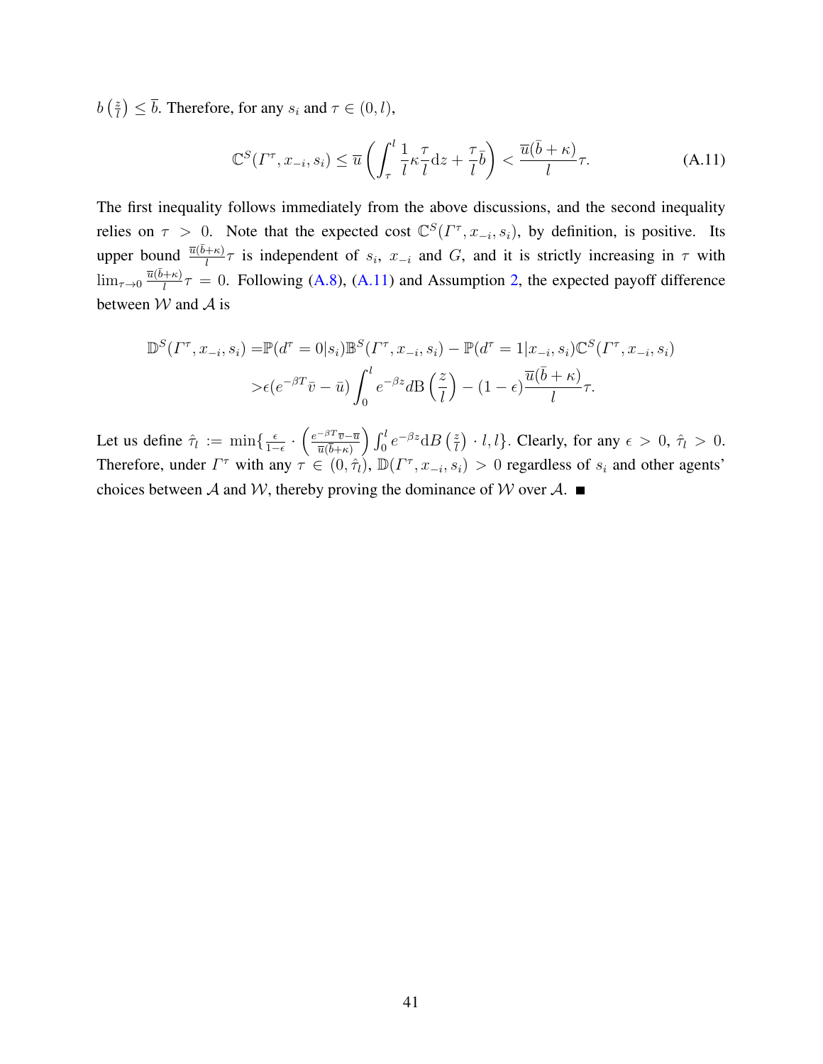$b\left(\frac{z}{l}\right) \leq \bar{b}$. Therefore, for any $s_i$ and $\tau \in (0, l)$,

$$\mathbb{C}^S(\Gamma^\tau, x_{-i}, s_i) \leq \overline{u}\left(\int_\tau^l \frac{1}{l}\kappa\frac{\tau}{l}\mathrm{d}z + \frac{\tau}{l}\bar{b}\right) < \frac{\overline{u}(\bar{b}+\kappa)}{l}\tau. \tag{A.11}$$

The first inequality follows immediately from the above discussions, and the second inequality relies on $\tau > 0$. Note that the expected cost $\mathbb{C}^S(\Gamma^\tau, x_{-i}, s_i)$, by definition, is positive. Its upper bound $\frac{\overline{u}(\bar{b}+\kappa)}{l}\tau$ is independent of $s_i$, $x_{-i}$ and $G$, and it is strictly increasing in $\tau$ with $\lim_{\tau\to 0}\frac{\overline{u}(\bar{b}+\kappa)}{l}\tau = 0$. Following (A.8), (A.11) and Assumption 2, the expected payoff difference between $\mathcal{W}$ and $\mathcal{A}$ is

$$\begin{aligned}
\mathbb{D}^S(\Gamma^\tau, x_{-i}, s_i) =& \mathbb{P}(d^\tau = 0|s_i)\mathbb{B}^S(\Gamma^\tau, x_{-i}, s_i) - \mathbb{P}(d^\tau = 1|x_{-i}, s_i)\mathbb{C}^S(\Gamma^\tau, x_{-i}, s_i) \\
>& \epsilon(e^{-\beta T}\bar{v} - \bar{u})\int_0^l e^{-\beta z} d\mathrm{B}\left(\frac{z}{l}\right) - (1-\epsilon)\frac{\overline{u}(\bar{b}+\kappa)}{l}\tau.
\end{aligned}$$

Let us define $\hat{\tau}_l := \min\{\frac{\epsilon}{1-\epsilon}\cdot\left(\frac{e^{-\beta T}\overline{v}-\overline{u}}{\overline{u}(\bar{b}+\kappa)}\right)\int_0^l e^{-\beta z}\mathrm{d}B\left(\frac{z}{l}\right)\cdot l, l\}$. Clearly, for any $\epsilon > 0$, $\hat{\tau}_l > 0$. Therefore, under $\Gamma^\tau$ with any $\tau \in (0, \hat{\tau}_l)$, $\mathbb{D}(\Gamma^\tau, x_{-i}, s_i) > 0$ regardless of $s_i$ and other agents' choices between $\mathcal{A}$ and $\mathcal{W}$, thereby proving the dominance of $\mathcal{W}$ over $\mathcal{A}$. ∎